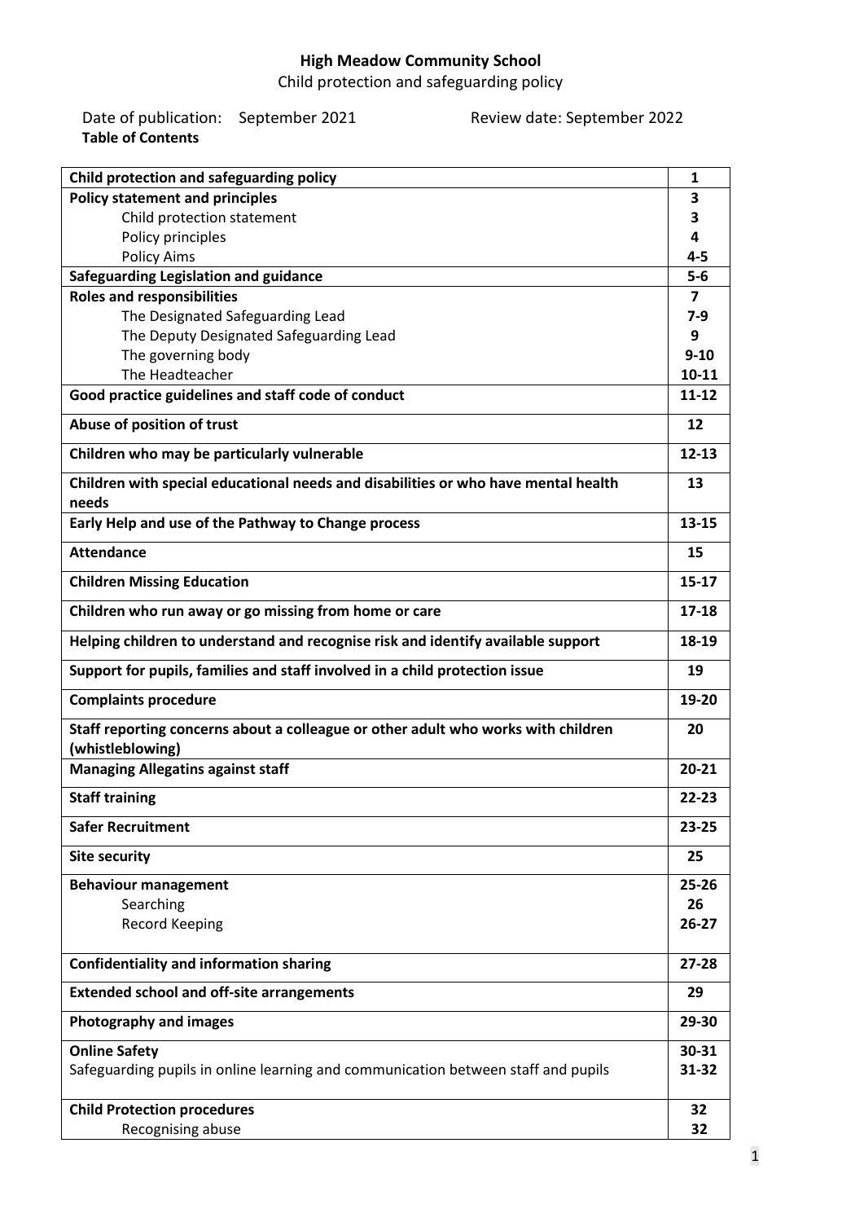**High Meadow Community School**

Child protection and safeguarding policy

Date of publication: September 2021 Review date: September 2022

**Table of Contents**

| | |
|---|---|
| **Child protection and safeguarding policy** | **1** |
| **Policy statement and principles** | **3** |
| Child protection statement | **3** |
| Policy principles | **4** |
| Policy Aims | **4-5** |
| **Safeguarding Legislation and guidance** | **5-6** |
| **Roles and responsibilities** | **7** |
| The Designated Safeguarding Lead | **7-9** |
| The Deputy Designated Safeguarding Lead | **9** |
| The governing body | **9-10** |
| The Headteacher | **10-11** |
| **Good practice guidelines and staff code of conduct** | **11-12** |
| **Abuse of position of trust** | **12** |
| **Children who may be particularly vulnerable** | **12-13** |
| **Children with special educational needs and disabilities or who have mental health needs** | **13** |
| **Early Help and use of the Pathway to Change process** | **13-15** |
| **Attendance** | **15** |
| **Children Missing Education** | **15-17** |
| **Children who run away or go missing from home or care** | **17-18** |
| **Helping children to understand and recognise risk and identify available support** | **18-19** |
| **Support for pupils, families and staff involved in a child protection issue** | **19** |
| **Complaints procedure** | **19-20** |
| **Staff reporting concerns about a colleague or other adult who works with children (whistleblowing)** | **20** |
| **Managing Allegatins against staff** | **20-21** |
| **Staff training** | **22-23** |
| **Safer Recruitment** | **23-25** |
| **Site security** | **25** |
| **Behaviour management** | **25-26** |
| Searching | **26** |
| Record Keeping | **26-27** |
| **Confidentiality and information sharing** | **27-28** |
| **Extended school and off-site arrangements** | **29** |
| **Photography and images** | **29-30** |
| **Online Safety** | **30-31** |
| Safeguarding pupils in online learning and communication between staff and pupils | **31-32** |
| **Child Protection procedures** | **32** |
| Recognising abuse | **32** |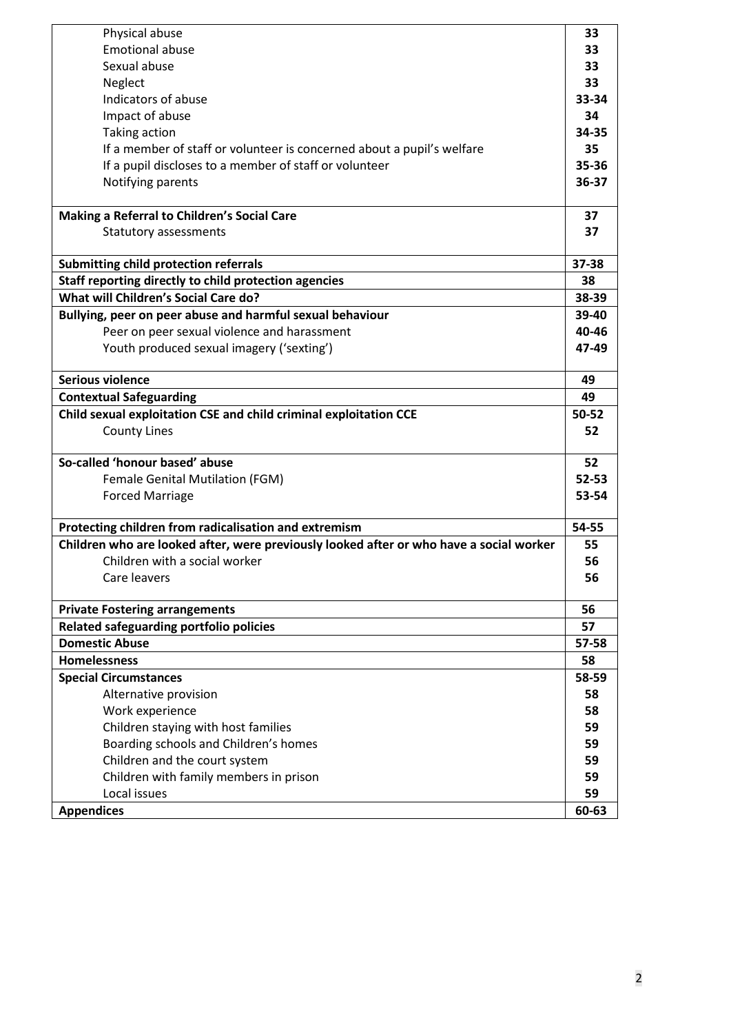| | |
|---|---|
| Physical abuse | **33** |
| Emotional abuse | **33** |
| Sexual abuse | **33** |
| Neglect | **33** |
| Indicators of abuse | **33-34** |
| Impact of abuse | **34** |
| Taking action | **34-35** |
| If a member of staff or volunteer is concerned about a pupil's welfare | **35** |
| If a pupil discloses to a member of staff or volunteer | **35-36** |
| Notifying parents | **36-37** |
| **Making a Referral to Children's Social Care** | **37** |
| Statutory assessments | **37** |
| **Submitting child protection referrals** | **37-38** |
| **Staff reporting directly to child protection agencies** | **38** |
| **What will Children's Social Care do?** | **38-39** |
| **Bullying, peer on peer abuse and harmful sexual behaviour** | **39-40** |
| Peer on peer sexual violence and harassment | **40-46** |
| Youth produced sexual imagery ('sexting') | **47-49** |
| **Serious violence** | **49** |
| **Contextual Safeguarding** | **49** |
| **Child sexual exploitation CSE and child criminal exploitation CCE** | **50-52** |
| County Lines | **52** |
| **So-called 'honour based' abuse** | **52** |
| Female Genital Mutilation (FGM) | **52-53** |
| Forced Marriage | **53-54** |
| **Protecting children from radicalisation and extremism** | **54-55** |
| **Children who are looked after, were previously looked after or who have a social worker** | **55** |
| Children with a social worker | **56** |
| Care leavers | **56** |
| **Private Fostering arrangements** | **56** |
| **Related safeguarding portfolio policies** | **57** |
| **Domestic Abuse** | **57-58** |
| **Homelessness** | **58** |
| **Special Circumstances** | **58-59** |
| Alternative provision | **58** |
| Work experience | **58** |
| Children staying with host families | **59** |
| Boarding schools and Children's homes | **59** |
| Children and the court system | **59** |
| Children with family members in prison | **59** |
| Local issues | **59** |
| **Appendices** | **60-63** |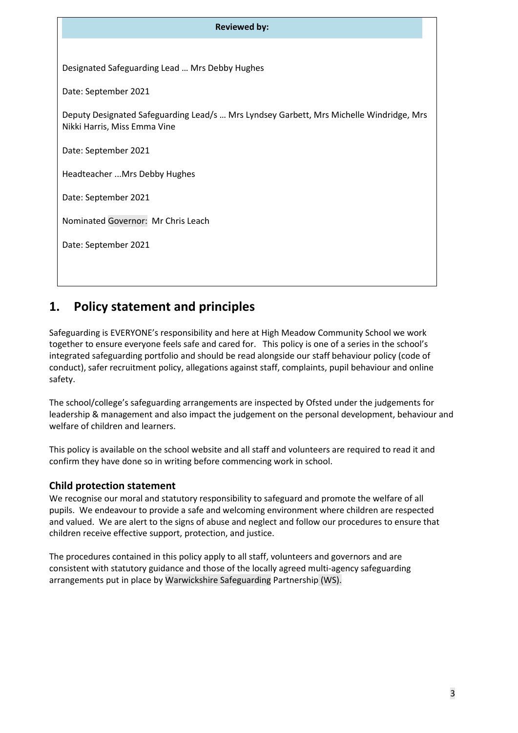**Reviewed by:**

Designated Safeguarding Lead … Mrs Debby Hughes

Date: September 2021

Deputy Designated Safeguarding Lead/s … Mrs Lyndsey Garbett, Mrs Michelle Windridge, Mrs Nikki Harris, Miss Emma Vine

Date: September 2021

Headteacher ...Mrs Debby Hughes

Date: September 2021

Nominated Governor: Mr Chris Leach

Date: September 2021

# 1. Policy statement and principles

Safeguarding is EVERYONE's responsibility and here at High Meadow Community School we work together to ensure everyone feels safe and cared for. This policy is one of a series in the school's integrated safeguarding portfolio and should be read alongside our staff behaviour policy (code of conduct), safer recruitment policy, allegations against staff, complaints, pupil behaviour and online safety.

The school/college's safeguarding arrangements are inspected by Ofsted under the judgements for leadership & management and also impact the judgement on the personal development, behaviour and welfare of children and learners.

This policy is available on the school website and all staff and volunteers are required to read it and confirm they have done so in writing before commencing work in school.

## Child protection statement

We recognise our moral and statutory responsibility to safeguard and promote the welfare of all pupils. We endeavour to provide a safe and welcoming environment where children are respected and valued. We are alert to the signs of abuse and neglect and follow our procedures to ensure that children receive effective support, protection, and justice.

The procedures contained in this policy apply to all staff, volunteers and governors and are consistent with statutory guidance and those of the locally agreed multi-agency safeguarding arrangements put in place by Warwickshire Safeguarding Partnership (WS).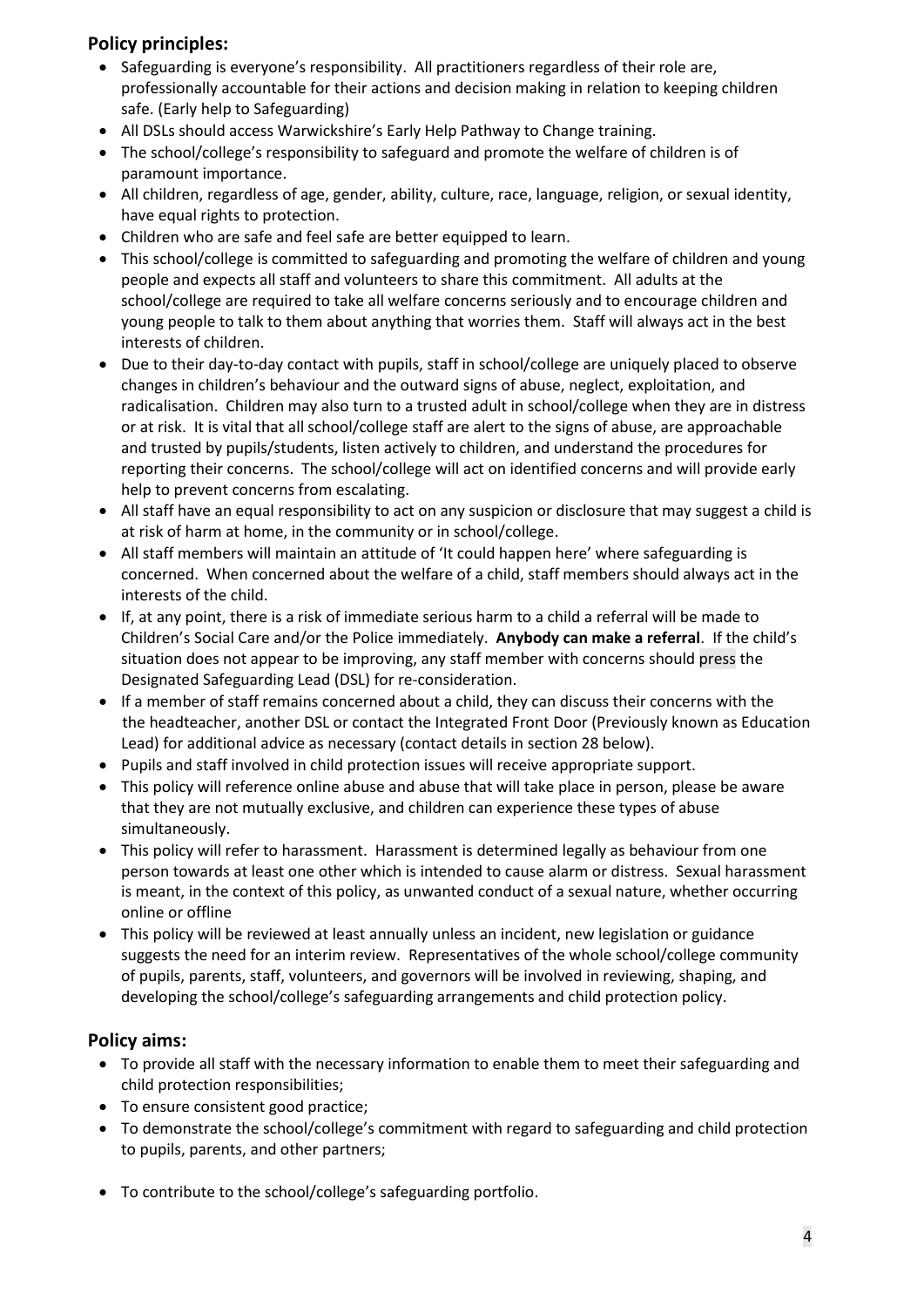## Policy principles:

- Safeguarding is everyone's responsibility. All practitioners regardless of their role are, professionally accountable for their actions and decision making in relation to keeping children safe. (Early help to Safeguarding)
- All DSLs should access Warwickshire's Early Help Pathway to Change training.
- The school/college's responsibility to safeguard and promote the welfare of children is of paramount importance.
- All children, regardless of age, gender, ability, culture, race, language, religion, or sexual identity, have equal rights to protection.
- Children who are safe and feel safe are better equipped to learn.
- This school/college is committed to safeguarding and promoting the welfare of children and young people and expects all staff and volunteers to share this commitment. All adults at the school/college are required to take all welfare concerns seriously and to encourage children and young people to talk to them about anything that worries them. Staff will always act in the best interests of children.
- Due to their day-to-day contact with pupils, staff in school/college are uniquely placed to observe changes in children's behaviour and the outward signs of abuse, neglect, exploitation, and radicalisation. Children may also turn to a trusted adult in school/college when they are in distress or at risk. It is vital that all school/college staff are alert to the signs of abuse, are approachable and trusted by pupils/students, listen actively to children, and understand the procedures for reporting their concerns. The school/college will act on identified concerns and will provide early help to prevent concerns from escalating.
- All staff have an equal responsibility to act on any suspicion or disclosure that may suggest a child is at risk of harm at home, in the community or in school/college.
- All staff members will maintain an attitude of 'It could happen here' where safeguarding is concerned. When concerned about the welfare of a child, staff members should always act in the interests of the child.
- If, at any point, there is a risk of immediate serious harm to a child a referral will be made to Children's Social Care and/or the Police immediately. **Anybody can make a referral**. If the child's situation does not appear to be improving, any staff member with concerns should press the Designated Safeguarding Lead (DSL) for re-consideration.
- If a member of staff remains concerned about a child, they can discuss their concerns with the headteacher, another DSL or contact the Integrated Front Door (Previously known as Education Lead) for additional advice as necessary (contact details in section 28 below).
- Pupils and staff involved in child protection issues will receive appropriate support.
- This policy will reference online abuse and abuse that will take place in person, please be aware that they are not mutually exclusive, and children can experience these types of abuse simultaneously.
- This policy will refer to harassment. Harassment is determined legally as behaviour from one person towards at least one other which is intended to cause alarm or distress. Sexual harassment is meant, in the context of this policy, as unwanted conduct of a sexual nature, whether occurring online or offline
- This policy will be reviewed at least annually unless an incident, new legislation or guidance suggests the need for an interim review. Representatives of the whole school/college community of pupils, parents, staff, volunteers, and governors will be involved in reviewing, shaping, and developing the school/college's safeguarding arrangements and child protection policy.

## Policy aims:

- To provide all staff with the necessary information to enable them to meet their safeguarding and child protection responsibilities;
- To ensure consistent good practice;
- To demonstrate the school/college's commitment with regard to safeguarding and child protection to pupils, parents, and other partners;
- To contribute to the school/college's safeguarding portfolio.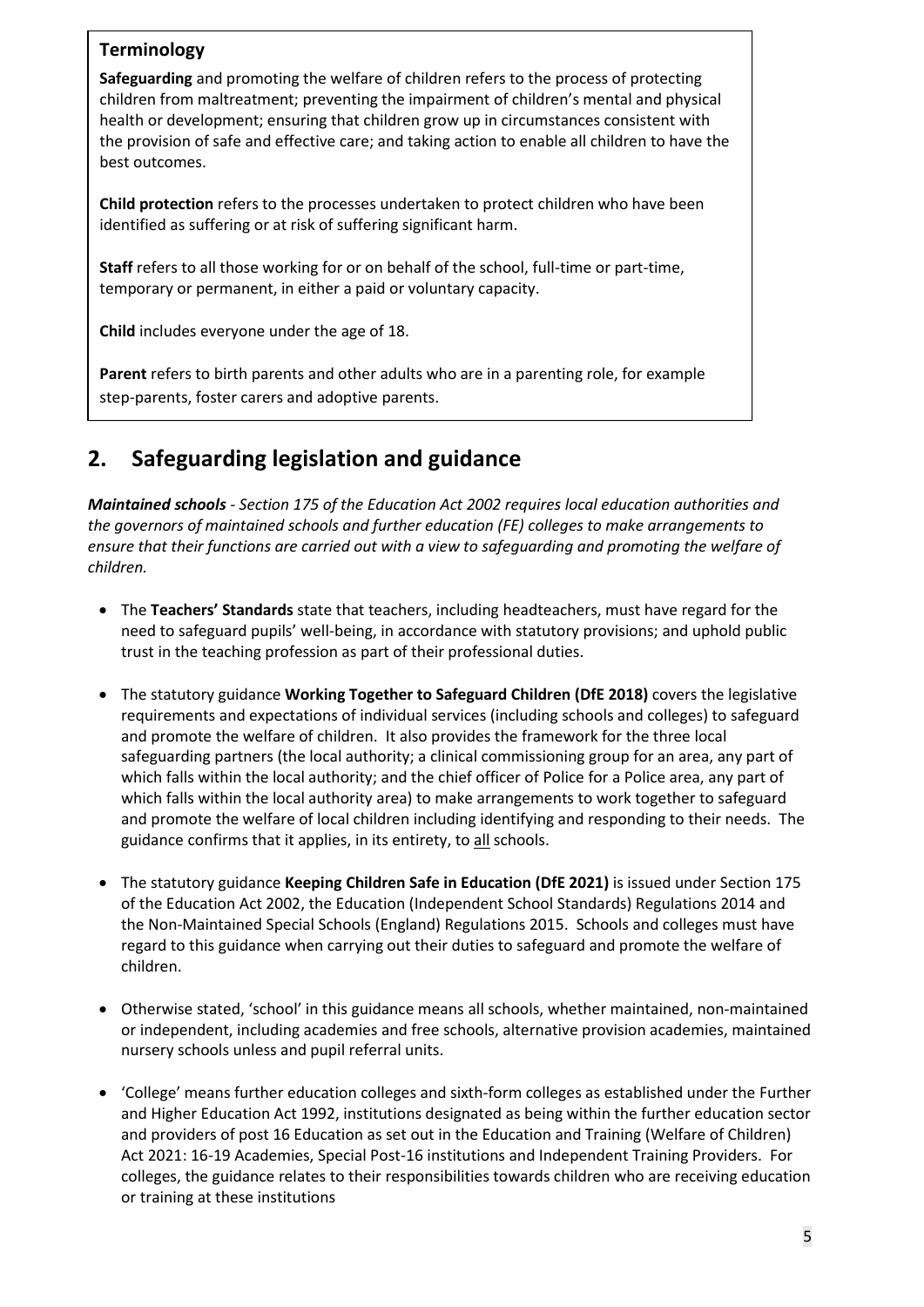### Terminology

**Safeguarding** and promoting the welfare of children refers to the process of protecting children from maltreatment; preventing the impairment of children's mental and physical health or development; ensuring that children grow up in circumstances consistent with the provision of safe and effective care; and taking action to enable all children to have the best outcomes.

**Child protection** refers to the processes undertaken to protect children who have been identified as suffering or at risk of suffering significant harm.

**Staff** refers to all those working for or on behalf of the school, full-time or part-time, temporary or permanent, in either a paid or voluntary capacity.

**Child** includes everyone under the age of 18.

**Parent** refers to birth parents and other adults who are in a parenting role, for example step-parents, foster carers and adoptive parents.

## 2. Safeguarding legislation and guidance

***Maintained schools*** *- Section 175 of the Education Act 2002 requires local education authorities and the governors of maintained schools and further education (FE) colleges to make arrangements to ensure that their functions are carried out with a view to safeguarding and promoting the welfare of children.*

- The **Teachers' Standards** state that teachers, including headteachers, must have regard for the need to safeguard pupils' well-being, in accordance with statutory provisions; and uphold public trust in the teaching profession as part of their professional duties.

- The statutory guidance **Working Together to Safeguard Children (DfE 2018)** covers the legislative requirements and expectations of individual services (including schools and colleges) to safeguard and promote the welfare of children. It also provides the framework for the three local safeguarding partners (the local authority; a clinical commissioning group for an area, any part of which falls within the local authority; and the chief officer of Police for a Police area, any part of which falls within the local authority area) to make arrangements to work together to safeguard and promote the welfare of local children including identifying and responding to their needs. The guidance confirms that it applies, in its entirety, to all schools.

- The statutory guidance **Keeping Children Safe in Education (DfE 2021)** is issued under Section 175 of the Education Act 2002, the Education (Independent School Standards) Regulations 2014 and the Non-Maintained Special Schools (England) Regulations 2015. Schools and colleges must have regard to this guidance when carrying out their duties to safeguard and promote the welfare of children.

- Otherwise stated, 'school' in this guidance means all schools, whether maintained, non-maintained or independent, including academies and free schools, alternative provision academies, maintained nursery schools unless and pupil referral units.

- 'College' means further education colleges and sixth-form colleges as established under the Further and Higher Education Act 1992, institutions designated as being within the further education sector and providers of post 16 Education as set out in the Education and Training (Welfare of Children) Act 2021: 16-19 Academies, Special Post-16 institutions and Independent Training Providers. For colleges, the guidance relates to their responsibilities towards children who are receiving education or training at these institutions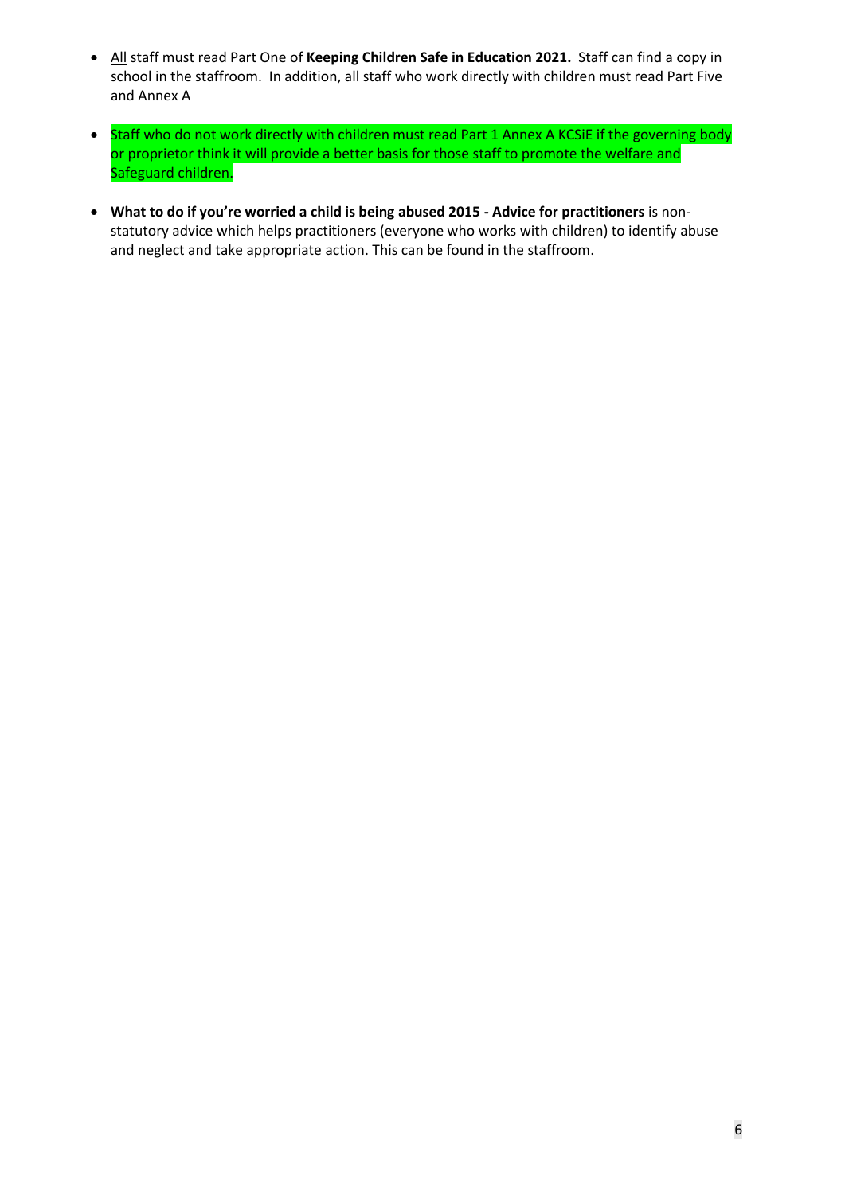- <u>All</u> staff must read Part One of **Keeping Children Safe in Education 2021.** Staff can find a copy in school in the staffroom. In addition, all staff who work directly with children must read Part Five and Annex A

- Staff who do not work directly with children must read Part 1 Annex A KCSiE if the governing body or proprietor think it will provide a better basis for those staff to promote the welfare and Safeguard children.

- **What to do if you're worried a child is being abused 2015 - Advice for practitioners** is non-statutory advice which helps practitioners (everyone who works with children) to identify abuse and neglect and take appropriate action. This can be found in the staffroom.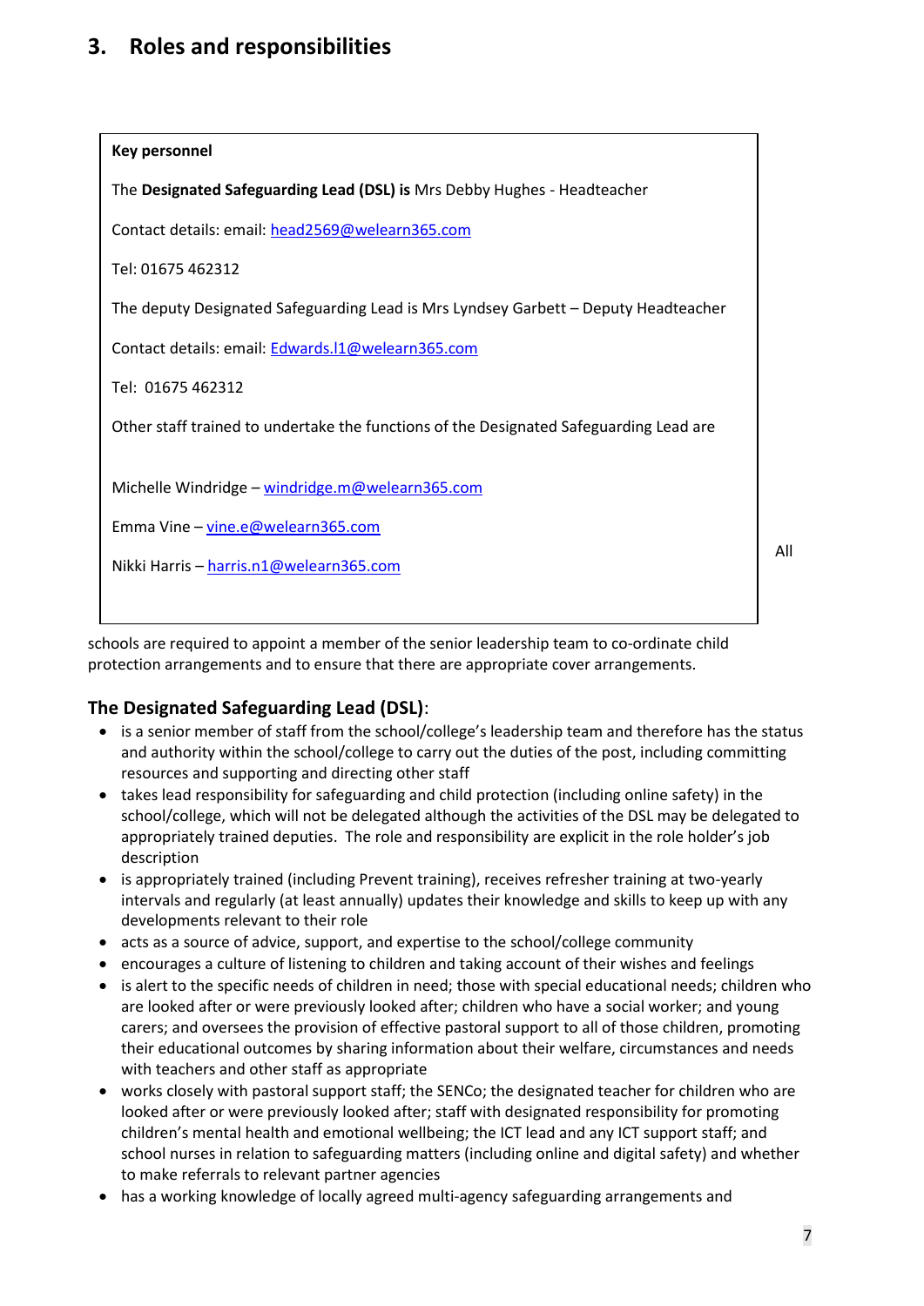## 3. Roles and responsibilities

**Key personnel**

The **Designated Safeguarding Lead (DSL) is** Mrs Debby Hughes - Headteacher

Contact details: email: head2569@welearn365.com

Tel: 01675 462312

The deputy Designated Safeguarding Lead is Mrs Lyndsey Garbett – Deputy Headteacher

Contact details: email: Edwards.l1@welearn365.com

Tel: 01675 462312

Other staff trained to undertake the functions of the Designated Safeguarding Lead are

Michelle Windridge – windridge.m@welearn365.com

Emma Vine – vine.e@welearn365.com

Nikki Harris – harris.n1@welearn365.com

All schools are required to appoint a member of the senior leadership team to co-ordinate child protection arrangements and to ensure that there are appropriate cover arrangements.

### The Designated Safeguarding Lead (DSL):

- is a senior member of staff from the school/college's leadership team and therefore has the status and authority within the school/college to carry out the duties of the post, including committing resources and supporting and directing other staff
- takes lead responsibility for safeguarding and child protection (including online safety) in the school/college, which will not be delegated although the activities of the DSL may be delegated to appropriately trained deputies. The role and responsibility are explicit in the role holder's job description
- is appropriately trained (including Prevent training), receives refresher training at two-yearly intervals and regularly (at least annually) updates their knowledge and skills to keep up with any developments relevant to their role
- acts as a source of advice, support, and expertise to the school/college community
- encourages a culture of listening to children and taking account of their wishes and feelings
- is alert to the specific needs of children in need; those with special educational needs; children who are looked after or were previously looked after; children who have a social worker; and young carers; and oversees the provision of effective pastoral support to all of those children, promoting their educational outcomes by sharing information about their welfare, circumstances and needs with teachers and other staff as appropriate
- works closely with pastoral support staff; the SENCo; the designated teacher for children who are looked after or were previously looked after; staff with designated responsibility for promoting children's mental health and emotional wellbeing; the ICT lead and any ICT support staff; and school nurses in relation to safeguarding matters (including online and digital safety) and whether to make referrals to relevant partner agencies
- has a working knowledge of locally agreed multi-agency safeguarding arrangements and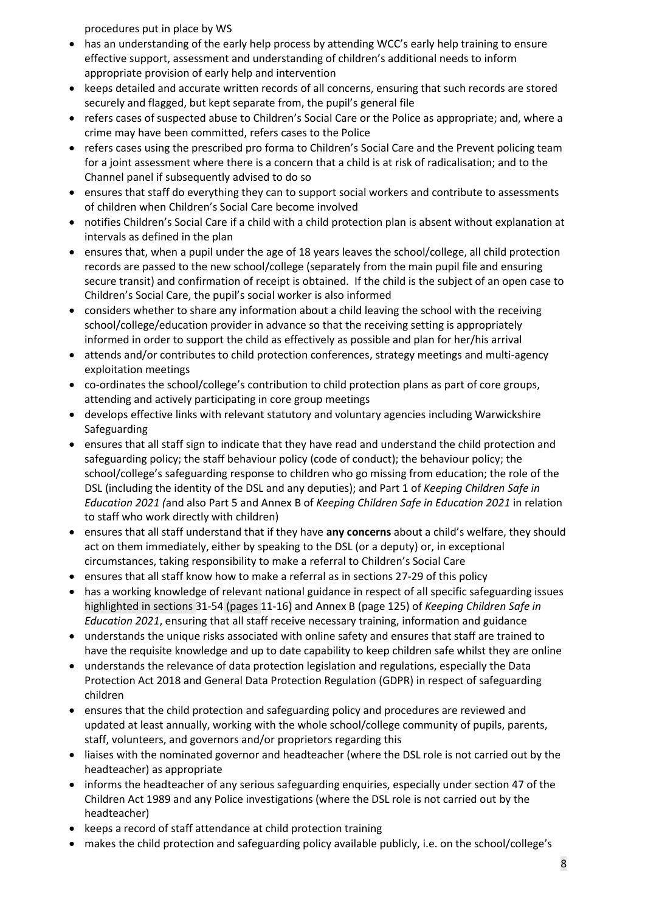procedures put in place by WS

- has an understanding of the early help process by attending WCC's early help training to ensure effective support, assessment and understanding of children's additional needs to inform appropriate provision of early help and intervention
- keeps detailed and accurate written records of all concerns, ensuring that such records are stored securely and flagged, but kept separate from, the pupil's general file
- refers cases of suspected abuse to Children's Social Care or the Police as appropriate; and, where a crime may have been committed, refers cases to the Police
- refers cases using the prescribed pro forma to Children's Social Care and the Prevent policing team for a joint assessment where there is a concern that a child is at risk of radicalisation; and to the Channel panel if subsequently advised to do so
- ensures that staff do everything they can to support social workers and contribute to assessments of children when Children's Social Care become involved
- notifies Children's Social Care if a child with a child protection plan is absent without explanation at intervals as defined in the plan
- ensures that, when a pupil under the age of 18 years leaves the school/college, all child protection records are passed to the new school/college (separately from the main pupil file and ensuring secure transit) and confirmation of receipt is obtained. If the child is the subject of an open case to Children's Social Care, the pupil's social worker is also informed
- considers whether to share any information about a child leaving the school with the receiving school/college/education provider in advance so that the receiving setting is appropriately informed in order to support the child as effectively as possible and plan for her/his arrival
- attends and/or contributes to child protection conferences, strategy meetings and multi-agency exploitation meetings
- co-ordinates the school/college's contribution to child protection plans as part of core groups, attending and actively participating in core group meetings
- develops effective links with relevant statutory and voluntary agencies including Warwickshire Safeguarding
- ensures that all staff sign to indicate that they have read and understand the child protection and safeguarding policy; the staff behaviour policy (code of conduct); the behaviour policy; the school/college's safeguarding response to children who go missing from education; the role of the DSL (including the identity of the DSL and any deputies); and Part 1 of *Keeping Children Safe in Education 2021 (*and also Part 5 and Annex B of *Keeping Children Safe in Education 2021* in relation to staff who work directly with children)
- ensures that all staff understand that if they have **any concerns** about a child's welfare, they should act on them immediately, either by speaking to the DSL (or a deputy) or, in exceptional circumstances, taking responsibility to make a referral to Children's Social Care
- ensures that all staff know how to make a referral as in sections 27-29 of this policy
- has a working knowledge of relevant national guidance in respect of all specific safeguarding issues highlighted in sections 31-54 (pages 11-16) and Annex B (page 125) of *Keeping Children Safe in Education 2021*, ensuring that all staff receive necessary training, information and guidance
- understands the unique risks associated with online safety and ensures that staff are trained to have the requisite knowledge and up to date capability to keep children safe whilst they are online
- understands the relevance of data protection legislation and regulations, especially the Data Protection Act 2018 and General Data Protection Regulation (GDPR) in respect of safeguarding children
- ensures that the child protection and safeguarding policy and procedures are reviewed and updated at least annually, working with the whole school/college community of pupils, parents, staff, volunteers, and governors and/or proprietors regarding this
- liaises with the nominated governor and headteacher (where the DSL role is not carried out by the headteacher) as appropriate
- informs the headteacher of any serious safeguarding enquiries, especially under section 47 of the Children Act 1989 and any Police investigations (where the DSL role is not carried out by the headteacher)
- keeps a record of staff attendance at child protection training
- makes the child protection and safeguarding policy available publicly, i.e. on the school/college's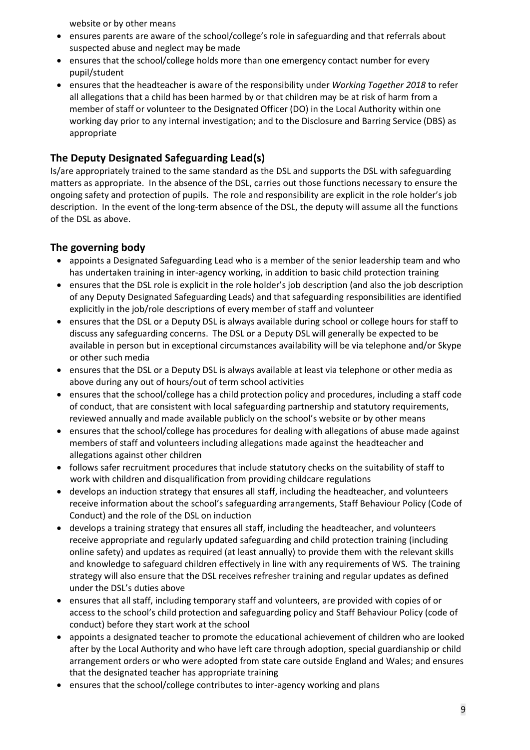website or by other means

- ensures parents are aware of the school/college's role in safeguarding and that referrals about suspected abuse and neglect may be made
- ensures that the school/college holds more than one emergency contact number for every pupil/student
- ensures that the headteacher is aware of the responsibility under *Working Together 2018* to refer all allegations that a child has been harmed by or that children may be at risk of harm from a member of staff or volunteer to the Designated Officer (DO) in the Local Authority within one working day prior to any internal investigation; and to the Disclosure and Barring Service (DBS) as appropriate

## The Deputy Designated Safeguarding Lead(s)

Is/are appropriately trained to the same standard as the DSL and supports the DSL with safeguarding matters as appropriate. In the absence of the DSL, carries out those functions necessary to ensure the ongoing safety and protection of pupils. The role and responsibility are explicit in the role holder's job description. In the event of the long-term absence of the DSL, the deputy will assume all the functions of the DSL as above.

## The governing body

- appoints a Designated Safeguarding Lead who is a member of the senior leadership team and who has undertaken training in inter-agency working, in addition to basic child protection training
- ensures that the DSL role is explicit in the role holder's job description (and also the job description of any Deputy Designated Safeguarding Leads) and that safeguarding responsibilities are identified explicitly in the job/role descriptions of every member of staff and volunteer
- ensures that the DSL or a Deputy DSL is always available during school or college hours for staff to discuss any safeguarding concerns. The DSL or a Deputy DSL will generally be expected to be available in person but in exceptional circumstances availability will be via telephone and/or Skype or other such media
- ensures that the DSL or a Deputy DSL is always available at least via telephone or other media as above during any out of hours/out of term school activities
- ensures that the school/college has a child protection policy and procedures, including a staff code of conduct, that are consistent with local safeguarding partnership and statutory requirements, reviewed annually and made available publicly on the school's website or by other means
- ensures that the school/college has procedures for dealing with allegations of abuse made against members of staff and volunteers including allegations made against the headteacher and allegations against other children
- follows safer recruitment procedures that include statutory checks on the suitability of staff to work with children and disqualification from providing childcare regulations
- develops an induction strategy that ensures all staff, including the headteacher, and volunteers receive information about the school's safeguarding arrangements, Staff Behaviour Policy (Code of Conduct) and the role of the DSL on induction
- develops a training strategy that ensures all staff, including the headteacher, and volunteers receive appropriate and regularly updated safeguarding and child protection training (including online safety) and updates as required (at least annually) to provide them with the relevant skills and knowledge to safeguard children effectively in line with any requirements of WS. The training strategy will also ensure that the DSL receives refresher training and regular updates as defined under the DSL's duties above
- ensures that all staff, including temporary staff and volunteers, are provided with copies of or access to the school's child protection and safeguarding policy and Staff Behaviour Policy (code of conduct) before they start work at the school
- appoints a designated teacher to promote the educational achievement of children who are looked after by the Local Authority and who have left care through adoption, special guardianship or child arrangement orders or who were adopted from state care outside England and Wales; and ensures that the designated teacher has appropriate training
- ensures that the school/college contributes to inter-agency working and plans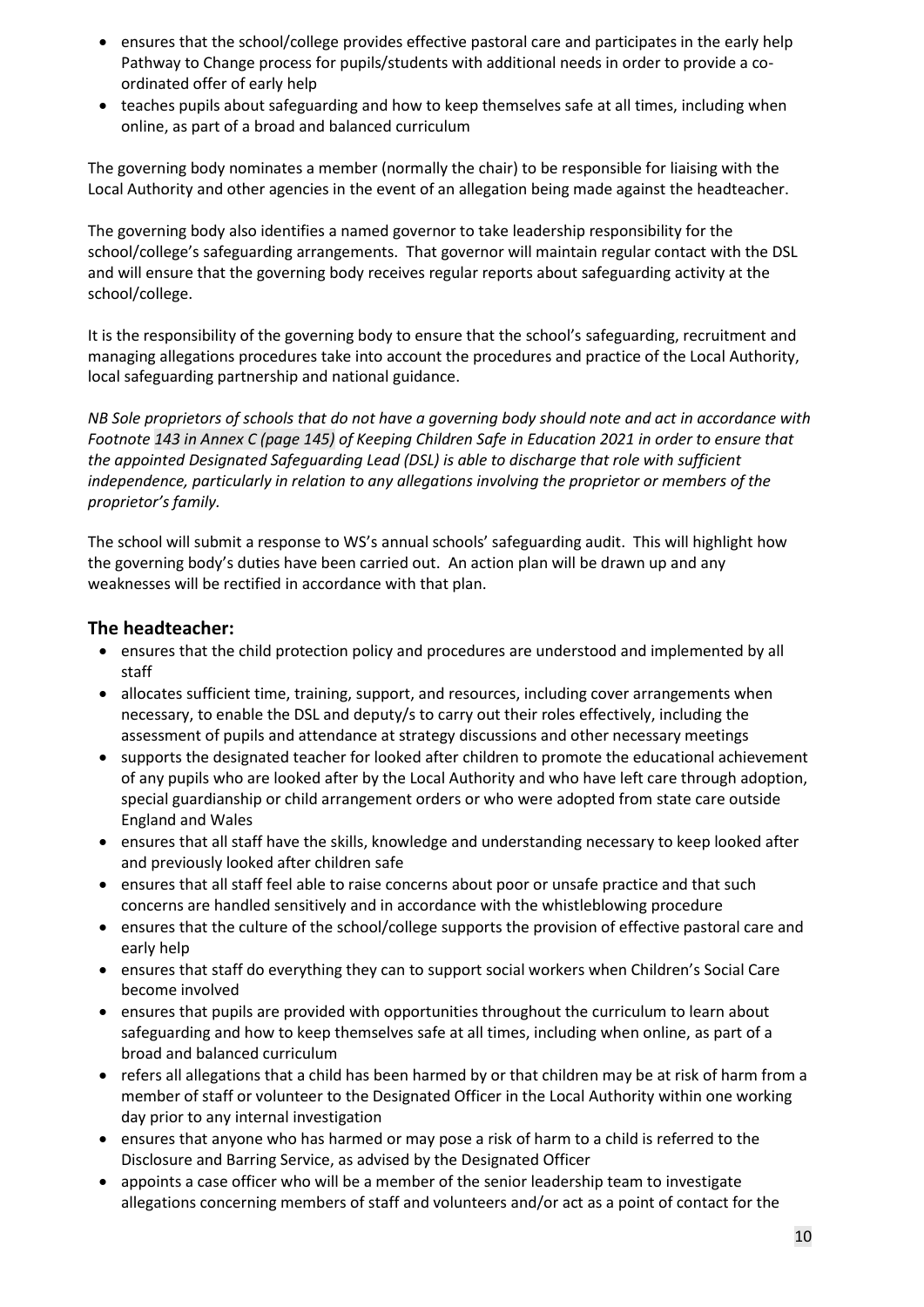- ensures that the school/college provides effective pastoral care and participates in the early help Pathway to Change process for pupils/students with additional needs in order to provide a co-ordinated offer of early help
- teaches pupils about safeguarding and how to keep themselves safe at all times, including when online, as part of a broad and balanced curriculum

The governing body nominates a member (normally the chair) to be responsible for liaising with the Local Authority and other agencies in the event of an allegation being made against the headteacher.

The governing body also identifies a named governor to take leadership responsibility for the school/college's safeguarding arrangements. That governor will maintain regular contact with the DSL and will ensure that the governing body receives regular reports about safeguarding activity at the school/college.

It is the responsibility of the governing body to ensure that the school's safeguarding, recruitment and managing allegations procedures take into account the procedures and practice of the Local Authority, local safeguarding partnership and national guidance.

*NB Sole proprietors of schools that do not have a governing body should note and act in accordance with Footnote 143 in Annex C (page 145) of Keeping Children Safe in Education 2021 in order to ensure that the appointed Designated Safeguarding Lead (DSL) is able to discharge that role with sufficient independence, particularly in relation to any allegations involving the proprietor or members of the proprietor's family.*

The school will submit a response to WS's annual schools' safeguarding audit. This will highlight how the governing body's duties have been carried out. An action plan will be drawn up and any weaknesses will be rectified in accordance with that plan.

## The headteacher:

- ensures that the child protection policy and procedures are understood and implemented by all staff
- allocates sufficient time, training, support, and resources, including cover arrangements when necessary, to enable the DSL and deputy/s to carry out their roles effectively, including the assessment of pupils and attendance at strategy discussions and other necessary meetings
- supports the designated teacher for looked after children to promote the educational achievement of any pupils who are looked after by the Local Authority and who have left care through adoption, special guardianship or child arrangement orders or who were adopted from state care outside England and Wales
- ensures that all staff have the skills, knowledge and understanding necessary to keep looked after and previously looked after children safe
- ensures that all staff feel able to raise concerns about poor or unsafe practice and that such concerns are handled sensitively and in accordance with the whistleblowing procedure
- ensures that the culture of the school/college supports the provision of effective pastoral care and early help
- ensures that staff do everything they can to support social workers when Children's Social Care become involved
- ensures that pupils are provided with opportunities throughout the curriculum to learn about safeguarding and how to keep themselves safe at all times, including when online, as part of a broad and balanced curriculum
- refers all allegations that a child has been harmed by or that children may be at risk of harm from a member of staff or volunteer to the Designated Officer in the Local Authority within one working day prior to any internal investigation
- ensures that anyone who has harmed or may pose a risk of harm to a child is referred to the Disclosure and Barring Service, as advised by the Designated Officer
- appoints a case officer who will be a member of the senior leadership team to investigate allegations concerning members of staff and volunteers and/or act as a point of contact for the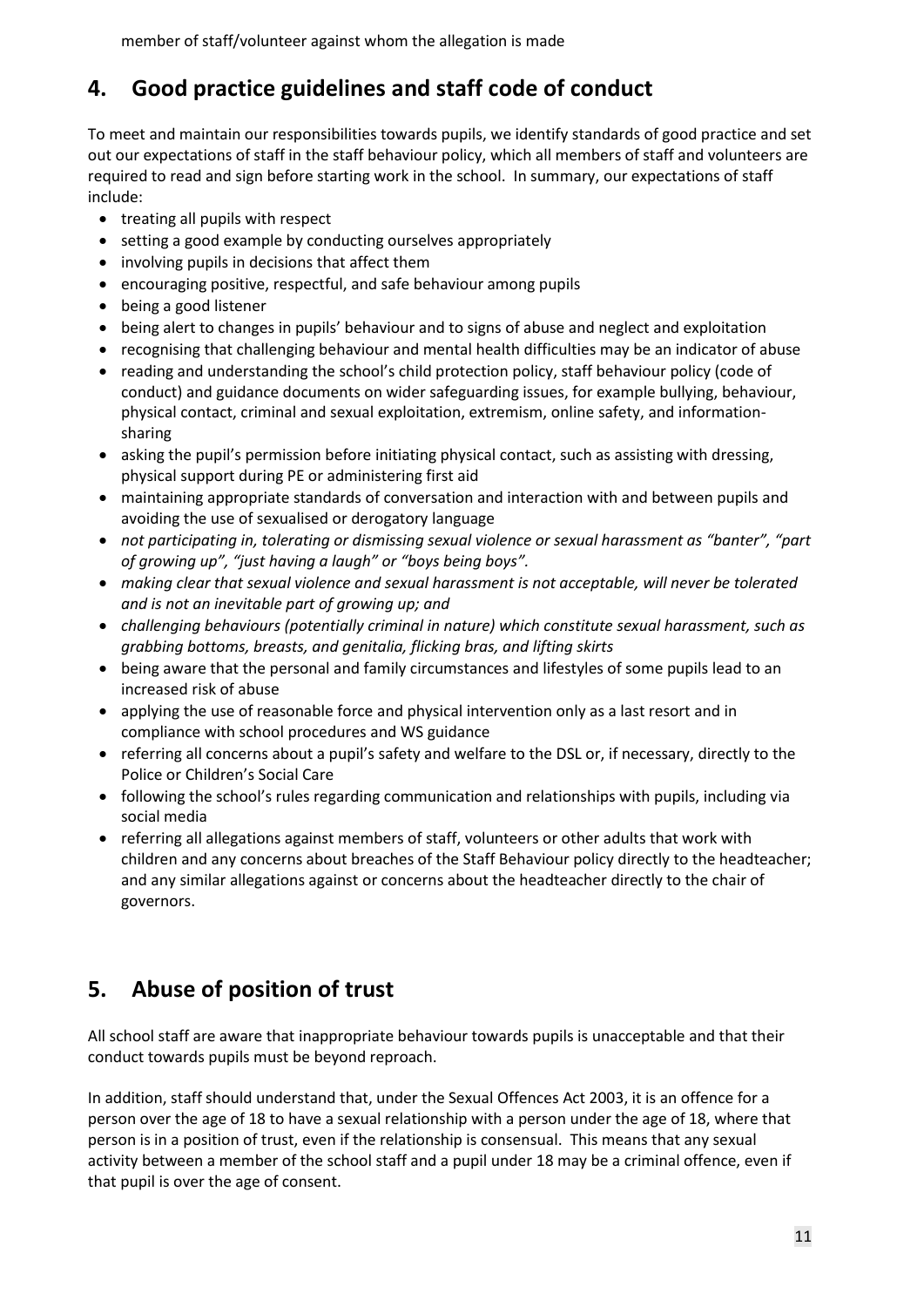member of staff/volunteer against whom the allegation is made

## 4. Good practice guidelines and staff code of conduct

To meet and maintain our responsibilities towards pupils, we identify standards of good practice and set out our expectations of staff in the staff behaviour policy, which all members of staff and volunteers are required to read and sign before starting work in the school. In summary, our expectations of staff include:

- treating all pupils with respect
- setting a good example by conducting ourselves appropriately
- involving pupils in decisions that affect them
- encouraging positive, respectful, and safe behaviour among pupils
- being a good listener
- being alert to changes in pupils' behaviour and to signs of abuse and neglect and exploitation
- recognising that challenging behaviour and mental health difficulties may be an indicator of abuse
- reading and understanding the school's child protection policy, staff behaviour policy (code of conduct) and guidance documents on wider safeguarding issues, for example bullying, behaviour, physical contact, criminal and sexual exploitation, extremism, online safety, and information-sharing
- asking the pupil's permission before initiating physical contact, such as assisting with dressing, physical support during PE or administering first aid
- maintaining appropriate standards of conversation and interaction with and between pupils and avoiding the use of sexualised or derogatory language
- *not participating in, tolerating or dismissing sexual violence or sexual harassment as "banter", "part of growing up", "just having a laugh" or "boys being boys".*
- *making clear that sexual violence and sexual harassment is not acceptable, will never be tolerated and is not an inevitable part of growing up; and*
- *challenging behaviours (potentially criminal in nature) which constitute sexual harassment, such as grabbing bottoms, breasts, and genitalia, flicking bras, and lifting skirts*
- being aware that the personal and family circumstances and lifestyles of some pupils lead to an increased risk of abuse
- applying the use of reasonable force and physical intervention only as a last resort and in compliance with school procedures and WS guidance
- referring all concerns about a pupil's safety and welfare to the DSL or, if necessary, directly to the Police or Children's Social Care
- following the school's rules regarding communication and relationships with pupils, including via social media
- referring all allegations against members of staff, volunteers or other adults that work with children and any concerns about breaches of the Staff Behaviour policy directly to the headteacher; and any similar allegations against or concerns about the headteacher directly to the chair of governors.

## 5. Abuse of position of trust

All school staff are aware that inappropriate behaviour towards pupils is unacceptable and that their conduct towards pupils must be beyond reproach.

In addition, staff should understand that, under the Sexual Offences Act 2003, it is an offence for a person over the age of 18 to have a sexual relationship with a person under the age of 18, where that person is in a position of trust, even if the relationship is consensual. This means that any sexual activity between a member of the school staff and a pupil under 18 may be a criminal offence, even if that pupil is over the age of consent.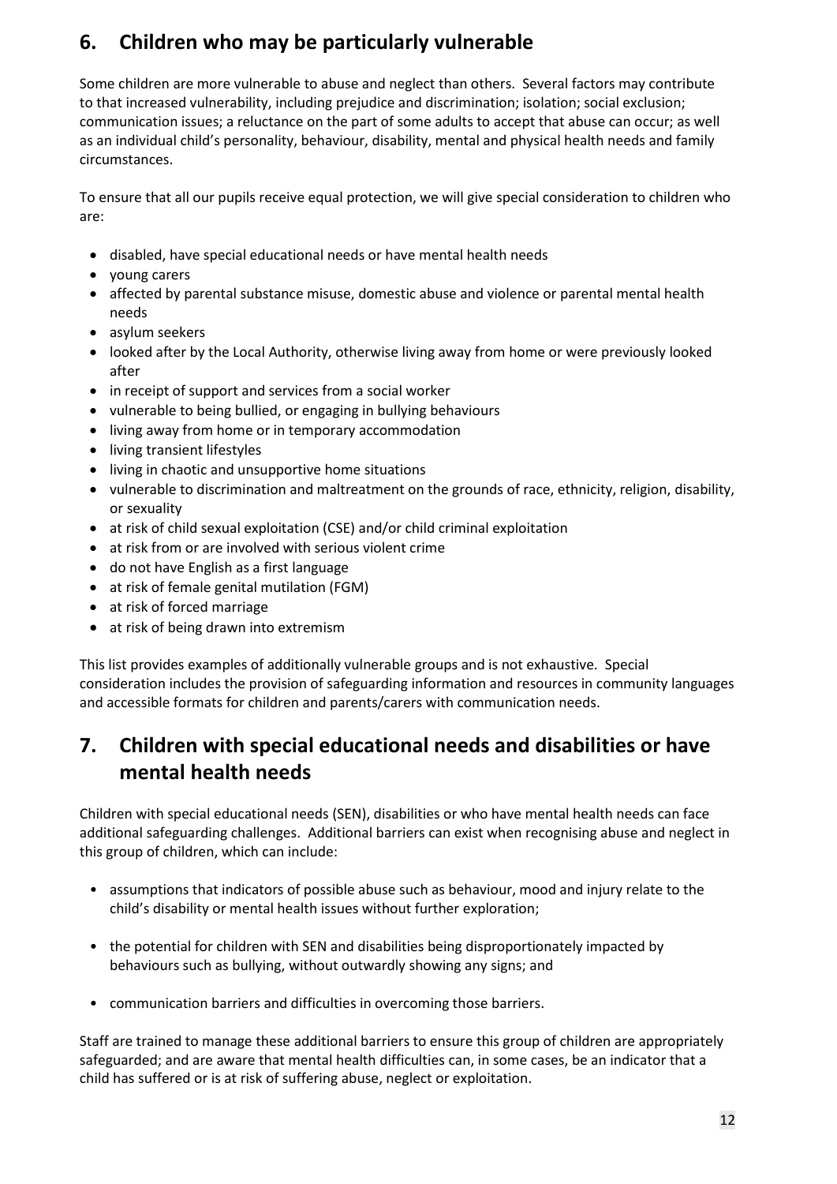## 6. Children who may be particularly vulnerable

Some children are more vulnerable to abuse and neglect than others. Several factors may contribute to that increased vulnerability, including prejudice and discrimination; isolation; social exclusion; communication issues; a reluctance on the part of some adults to accept that abuse can occur; as well as an individual child's personality, behaviour, disability, mental and physical health needs and family circumstances.

To ensure that all our pupils receive equal protection, we will give special consideration to children who are:

- disabled, have special educational needs or have mental health needs
- young carers
- affected by parental substance misuse, domestic abuse and violence or parental mental health needs
- asylum seekers
- looked after by the Local Authority, otherwise living away from home or were previously looked after
- in receipt of support and services from a social worker
- vulnerable to being bullied, or engaging in bullying behaviours
- living away from home or in temporary accommodation
- living transient lifestyles
- living in chaotic and unsupportive home situations
- vulnerable to discrimination and maltreatment on the grounds of race, ethnicity, religion, disability, or sexuality
- at risk of child sexual exploitation (CSE) and/or child criminal exploitation
- at risk from or are involved with serious violent crime
- do not have English as a first language
- at risk of female genital mutilation (FGM)
- at risk of forced marriage
- at risk of being drawn into extremism

This list provides examples of additionally vulnerable groups and is not exhaustive. Special consideration includes the provision of safeguarding information and resources in community languages and accessible formats for children and parents/carers with communication needs.

## 7. Children with special educational needs and disabilities or have mental health needs

Children with special educational needs (SEN), disabilities or who have mental health needs can face additional safeguarding challenges. Additional barriers can exist when recognising abuse and neglect in this group of children, which can include:

- assumptions that indicators of possible abuse such as behaviour, mood and injury relate to the child's disability or mental health issues without further exploration;
- the potential for children with SEN and disabilities being disproportionately impacted by behaviours such as bullying, without outwardly showing any signs; and
- communication barriers and difficulties in overcoming those barriers.

Staff are trained to manage these additional barriers to ensure this group of children are appropriately safeguarded; and are aware that mental health difficulties can, in some cases, be an indicator that a child has suffered or is at risk of suffering abuse, neglect or exploitation.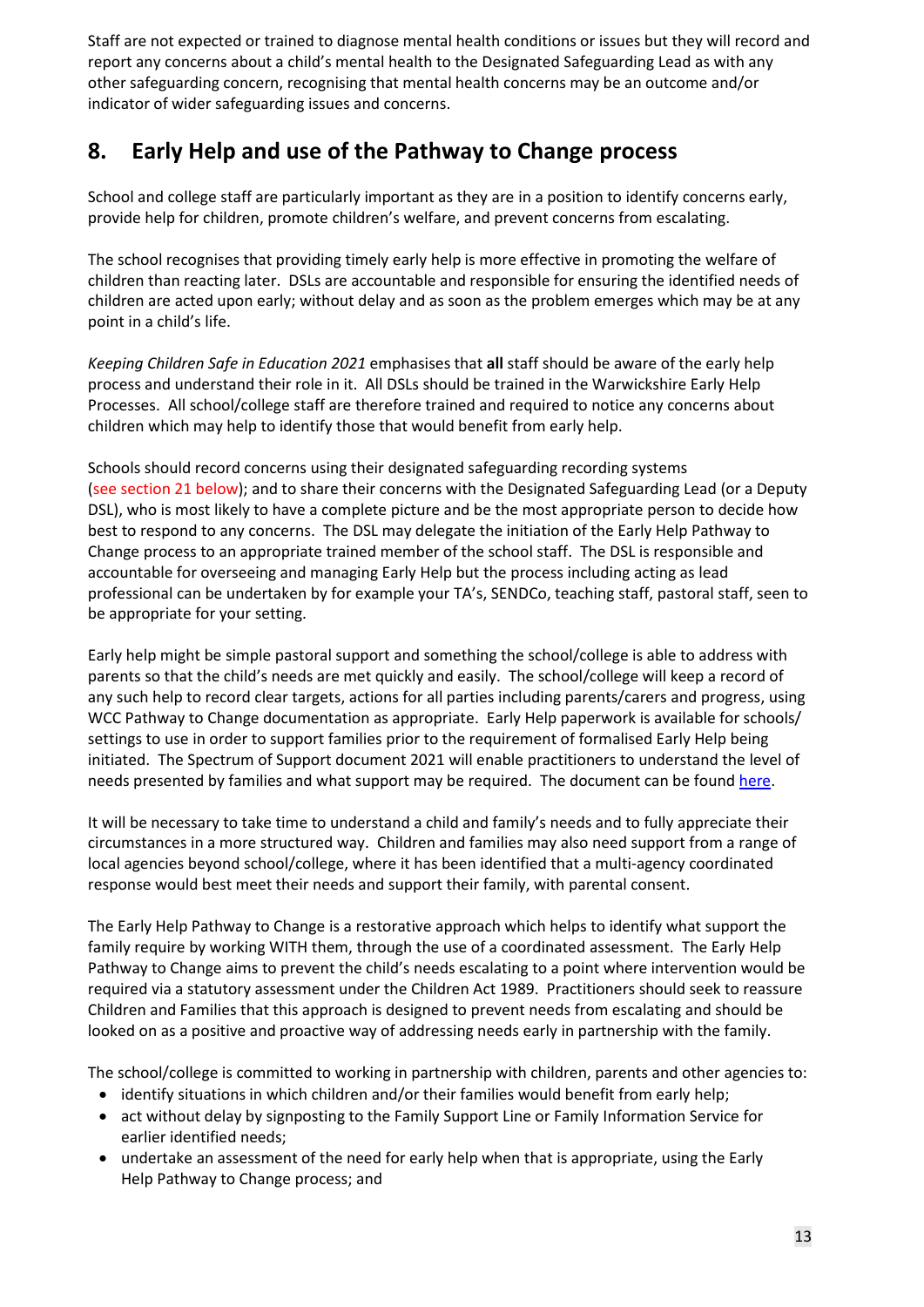Staff are not expected or trained to diagnose mental health conditions or issues but they will record and report any concerns about a child's mental health to the Designated Safeguarding Lead as with any other safeguarding concern, recognising that mental health concerns may be an outcome and/or indicator of wider safeguarding issues and concerns.

## 8. Early Help and use of the Pathway to Change process

School and college staff are particularly important as they are in a position to identify concerns early, provide help for children, promote children's welfare, and prevent concerns from escalating.

The school recognises that providing timely early help is more effective in promoting the welfare of children than reacting later. DSLs are accountable and responsible for ensuring the identified needs of children are acted upon early; without delay and as soon as the problem emerges which may be at any point in a child's life.

*Keeping Children Safe in Education 2021* emphasises that **all** staff should be aware of the early help process and understand their role in it. All DSLs should be trained in the Warwickshire Early Help Processes. All school/college staff are therefore trained and required to notice any concerns about children which may help to identify those that would benefit from early help.

Schools should record concerns using their designated safeguarding recording systems (see section 21 below); and to share their concerns with the Designated Safeguarding Lead (or a Deputy DSL), who is most likely to have a complete picture and be the most appropriate person to decide how best to respond to any concerns. The DSL may delegate the initiation of the Early Help Pathway to Change process to an appropriate trained member of the school staff. The DSL is responsible and accountable for overseeing and managing Early Help but the process including acting as lead professional can be undertaken by for example your TA's, SENDCo, teaching staff, pastoral staff, seen to be appropriate for your setting.

Early help might be simple pastoral support and something the school/college is able to address with parents so that the child's needs are met quickly and easily. The school/college will keep a record of any such help to record clear targets, actions for all parties including parents/carers and progress, using WCC Pathway to Change documentation as appropriate. Early Help paperwork is available for schools/ settings to use in order to support families prior to the requirement of formalised Early Help being initiated. The Spectrum of Support document 2021 will enable practitioners to understand the level of needs presented by families and what support may be required. The document can be found here.

It will be necessary to take time to understand a child and family's needs and to fully appreciate their circumstances in a more structured way. Children and families may also need support from a range of local agencies beyond school/college, where it has been identified that a multi-agency coordinated response would best meet their needs and support their family, with parental consent.

The Early Help Pathway to Change is a restorative approach which helps to identify what support the family require by working WITH them, through the use of a coordinated assessment. The Early Help Pathway to Change aims to prevent the child's needs escalating to a point where intervention would be required via a statutory assessment under the Children Act 1989. Practitioners should seek to reassure Children and Families that this approach is designed to prevent needs from escalating and should be looked on as a positive and proactive way of addressing needs early in partnership with the family.

The school/college is committed to working in partnership with children, parents and other agencies to:

- identify situations in which children and/or their families would benefit from early help;
- act without delay by signposting to the Family Support Line or Family Information Service for earlier identified needs;
- undertake an assessment of the need for early help when that is appropriate, using the Early Help Pathway to Change process; and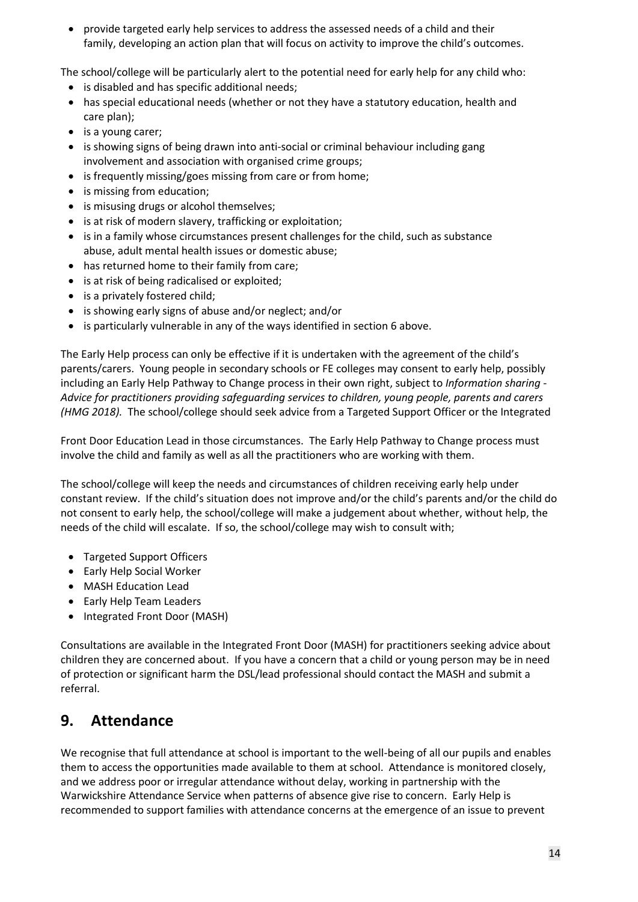- provide targeted early help services to address the assessed needs of a child and their family, developing an action plan that will focus on activity to improve the child's outcomes.

The school/college will be particularly alert to the potential need for early help for any child who:

- is disabled and has specific additional needs;
- has special educational needs (whether or not they have a statutory education, health and care plan);
- is a young carer;
- is showing signs of being drawn into anti-social or criminal behaviour including gang involvement and association with organised crime groups;
- is frequently missing/goes missing from care or from home;
- is missing from education;
- is misusing drugs or alcohol themselves;
- is at risk of modern slavery, trafficking or exploitation;
- is in a family whose circumstances present challenges for the child, such as substance abuse, adult mental health issues or domestic abuse;
- has returned home to their family from care;
- is at risk of being radicalised or exploited;
- is a privately fostered child;
- is showing early signs of abuse and/or neglect; and/or
- is particularly vulnerable in any of the ways identified in section 6 above.

The Early Help process can only be effective if it is undertaken with the agreement of the child's parents/carers. Young people in secondary schools or FE colleges may consent to early help, possibly including an Early Help Pathway to Change process in their own right, subject to *Information sharing - Advice for practitioners providing safeguarding services to children, young people, parents and carers (HMG 2018).* The school/college should seek advice from a Targeted Support Officer or the Integrated Front Door Education Lead in those circumstances. The Early Help Pathway to Change process must involve the child and family as well as all the practitioners who are working with them.

The school/college will keep the needs and circumstances of children receiving early help under constant review. If the child's situation does not improve and/or the child's parents and/or the child do not consent to early help, the school/college will make a judgement about whether, without help, the needs of the child will escalate. If so, the school/college may wish to consult with;

- Targeted Support Officers
- Early Help Social Worker
- MASH Education Lead
- Early Help Team Leaders
- Integrated Front Door (MASH)

Consultations are available in the Integrated Front Door (MASH) for practitioners seeking advice about children they are concerned about. If you have a concern that a child or young person may be in need of protection or significant harm the DSL/lead professional should contact the MASH and submit a referral.

## 9. Attendance

We recognise that full attendance at school is important to the well-being of all our pupils and enables them to access the opportunities made available to them at school. Attendance is monitored closely, and we address poor or irregular attendance without delay, working in partnership with the Warwickshire Attendance Service when patterns of absence give rise to concern. Early Help is recommended to support families with attendance concerns at the emergence of an issue to prevent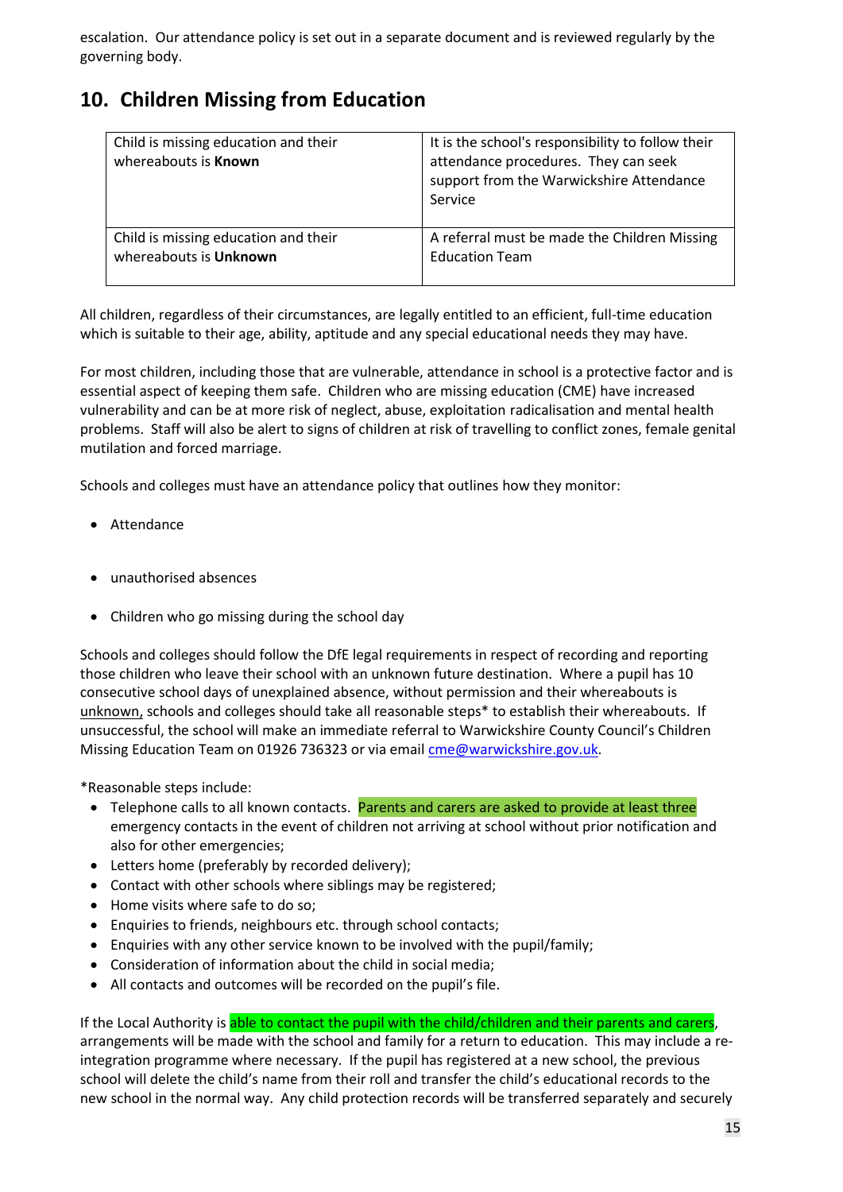escalation. Our attendance policy is set out in a separate document and is reviewed regularly by the governing body.

## 10. Children Missing from Education

| | |
|---|---|
| Child is missing education and their whereabouts is **Known** | It is the school's responsibility to follow their attendance procedures. They can seek support from the Warwickshire Attendance Service |
| Child is missing education and their whereabouts is **Unknown** | A referral must be made the Children Missing Education Team |

All children, regardless of their circumstances, are legally entitled to an efficient, full-time education which is suitable to their age, ability, aptitude and any special educational needs they may have.

For most children, including those that are vulnerable, attendance in school is a protective factor and is essential aspect of keeping them safe. Children who are missing education (CME) have increased vulnerability and can be at more risk of neglect, abuse, exploitation radicalisation and mental health problems. Staff will also be alert to signs of children at risk of travelling to conflict zones, female genital mutilation and forced marriage.

Schools and colleges must have an attendance policy that outlines how they monitor:

- Attendance
- unauthorised absences
- Children who go missing during the school day

Schools and colleges should follow the DfE legal requirements in respect of recording and reporting those children who leave their school with an unknown future destination. Where a pupil has 10 consecutive school days of unexplained absence, without permission and their whereabouts is unknown, schools and colleges should take all reasonable steps* to establish their whereabouts. If unsuccessful, the school will make an immediate referral to Warwickshire County Council's Children Missing Education Team on 01926 736323 or via email cme@warwickshire.gov.uk.

*Reasonable steps include:

- Telephone calls to all known contacts. Parents and carers are asked to provide at least three emergency contacts in the event of children not arriving at school without prior notification and also for other emergencies;
- Letters home (preferably by recorded delivery);
- Contact with other schools where siblings may be registered;
- Home visits where safe to do so;
- Enquiries to friends, neighbours etc. through school contacts;
- Enquiries with any other service known to be involved with the pupil/family;
- Consideration of information about the child in social media;
- All contacts and outcomes will be recorded on the pupil's file.

If the Local Authority is able to contact the pupil with the child/children and their parents and carers, arrangements will be made with the school and family for a return to education. This may include a re-integration programme where necessary. If the pupil has registered at a new school, the previous school will delete the child's name from their roll and transfer the child's educational records to the new school in the normal way. Any child protection records will be transferred separately and securely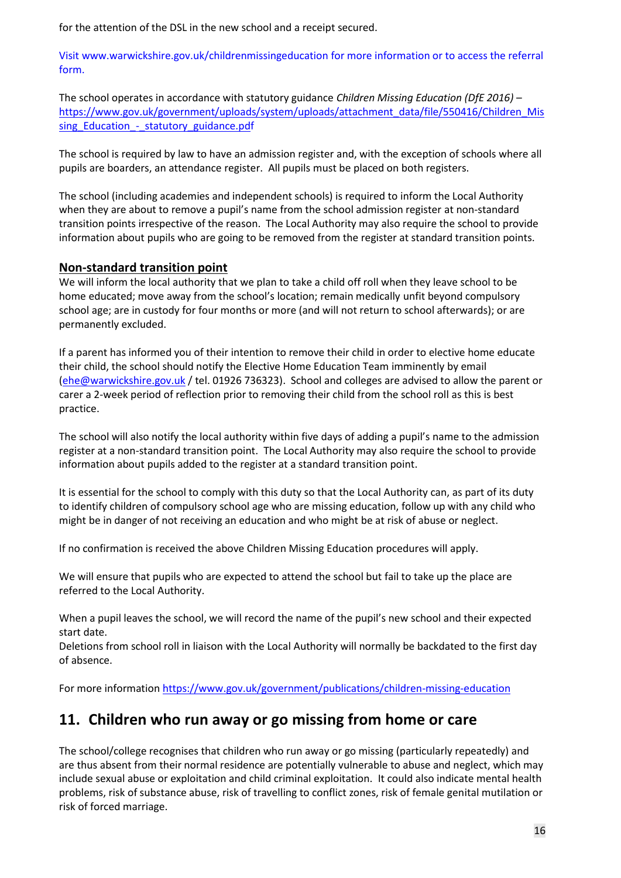for the attention of the DSL in the new school and a receipt secured.

Visit www.warwickshire.gov.uk/childrenmissingeducation for more information or to access the referral form.

The school operates in accordance with statutory guidance *Children Missing Education (DfE 2016)* – https://www.gov.uk/government/uploads/system/uploads/attachment_data/file/550416/Children_Missing_Education_-_statutory_guidance.pdf

The school is required by law to have an admission register and, with the exception of schools where all pupils are boarders, an attendance register. All pupils must be placed on both registers.

The school (including academies and independent schools) is required to inform the Local Authority when they are about to remove a pupil's name from the school admission register at non-standard transition points irrespective of the reason. The Local Authority may also require the school to provide information about pupils who are going to be removed from the register at standard transition points.

### Non-standard transition point

We will inform the local authority that we plan to take a child off roll when they leave school to be home educated; move away from the school's location; remain medically unfit beyond compulsory school age; are in custody for four months or more (and will not return to school afterwards); or are permanently excluded.

If a parent has informed you of their intention to remove their child in order to elective home educate their child, the school should notify the Elective Home Education Team imminently by email (ehe@warwickshire.gov.uk / tel. 01926 736323). School and colleges are advised to allow the parent or carer a 2-week period of reflection prior to removing their child from the school roll as this is best practice.

The school will also notify the local authority within five days of adding a pupil's name to the admission register at a non-standard transition point. The Local Authority may also require the school to provide information about pupils added to the register at a standard transition point.

It is essential for the school to comply with this duty so that the Local Authority can, as part of its duty to identify children of compulsory school age who are missing education, follow up with any child who might be in danger of not receiving an education and who might be at risk of abuse or neglect.

If no confirmation is received the above Children Missing Education procedures will apply.

We will ensure that pupils who are expected to attend the school but fail to take up the place are referred to the Local Authority.

When a pupil leaves the school, we will record the name of the pupil's new school and their expected start date.
Deletions from school roll in liaison with the Local Authority will normally be backdated to the first day of absence.

For more information https://www.gov.uk/government/publications/children-missing-education

## 11. Children who run away or go missing from home or care

The school/college recognises that children who run away or go missing (particularly repeatedly) and are thus absent from their normal residence are potentially vulnerable to abuse and neglect, which may include sexual abuse or exploitation and child criminal exploitation. It could also indicate mental health problems, risk of substance abuse, risk of travelling to conflict zones, risk of female genital mutilation or risk of forced marriage.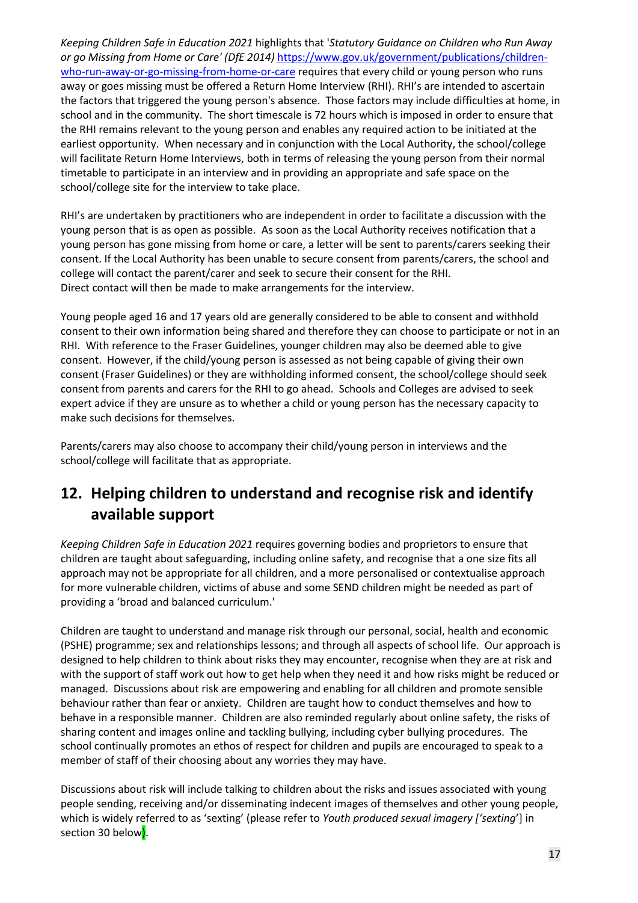*Keeping Children Safe in Education 2021* highlights that '*Statutory Guidance on Children who Run Away or go Missing from Home or Care' (DfE 2014)* https://www.gov.uk/government/publications/children-who-run-away-or-go-missing-from-home-or-care requires that every child or young person who runs away or goes missing must be offered a Return Home Interview (RHI). RHI's are intended to ascertain the factors that triggered the young person's absence. Those factors may include difficulties at home, in school and in the community. The short timescale is 72 hours which is imposed in order to ensure that the RHI remains relevant to the young person and enables any required action to be initiated at the earliest opportunity. When necessary and in conjunction with the Local Authority, the school/college will facilitate Return Home Interviews, both in terms of releasing the young person from their normal timetable to participate in an interview and in providing an appropriate and safe space on the school/college site for the interview to take place.

RHI's are undertaken by practitioners who are independent in order to facilitate a discussion with the young person that is as open as possible. As soon as the Local Authority receives notification that a young person has gone missing from home or care, a letter will be sent to parents/carers seeking their consent. If the Local Authority has been unable to secure consent from parents/carers, the school and college will contact the parent/carer and seek to secure their consent for the RHI.
Direct contact will then be made to make arrangements for the interview.

Young people aged 16 and 17 years old are generally considered to be able to consent and withhold consent to their own information being shared and therefore they can choose to participate or not in an RHI. With reference to the Fraser Guidelines, younger children may also be deemed able to give consent. However, if the child/young person is assessed as not being capable of giving their own consent (Fraser Guidelines) or they are withholding informed consent, the school/college should seek consent from parents and carers for the RHI to go ahead. Schools and Colleges are advised to seek expert advice if they are unsure as to whether a child or young person has the necessary capacity to make such decisions for themselves.

Parents/carers may also choose to accompany their child/young person in interviews and the school/college will facilitate that as appropriate.

## 12. Helping children to understand and recognise risk and identify available support

*Keeping Children Safe in Education 2021* requires governing bodies and proprietors to ensure that children are taught about safeguarding, including online safety, and recognise that a one size fits all approach may not be appropriate for all children, and a more personalised or contextualise approach for more vulnerable children, victims of abuse and some SEND children might be needed as part of providing a 'broad and balanced curriculum.'

Children are taught to understand and manage risk through our personal, social, health and economic (PSHE) programme; sex and relationships lessons; and through all aspects of school life. Our approach is designed to help children to think about risks they may encounter, recognise when they are at risk and with the support of staff work out how to get help when they need it and how risks might be reduced or managed. Discussions about risk are empowering and enabling for all children and promote sensible behaviour rather than fear or anxiety. Children are taught how to conduct themselves and how to behave in a responsible manner. Children are also reminded regularly about online safety, the risks of sharing content and images online and tackling bullying, including cyber bullying procedures. The school continually promotes an ethos of respect for children and pupils are encouraged to speak to a member of staff of their choosing about any worries they may have.

Discussions about risk will include talking to children about the risks and issues associated with young people sending, receiving and/or disseminating indecent images of themselves and other young people, which is widely referred to as 'sexting' (please refer to *Youth produced sexual imagery ['sexting*'] in section 30 below).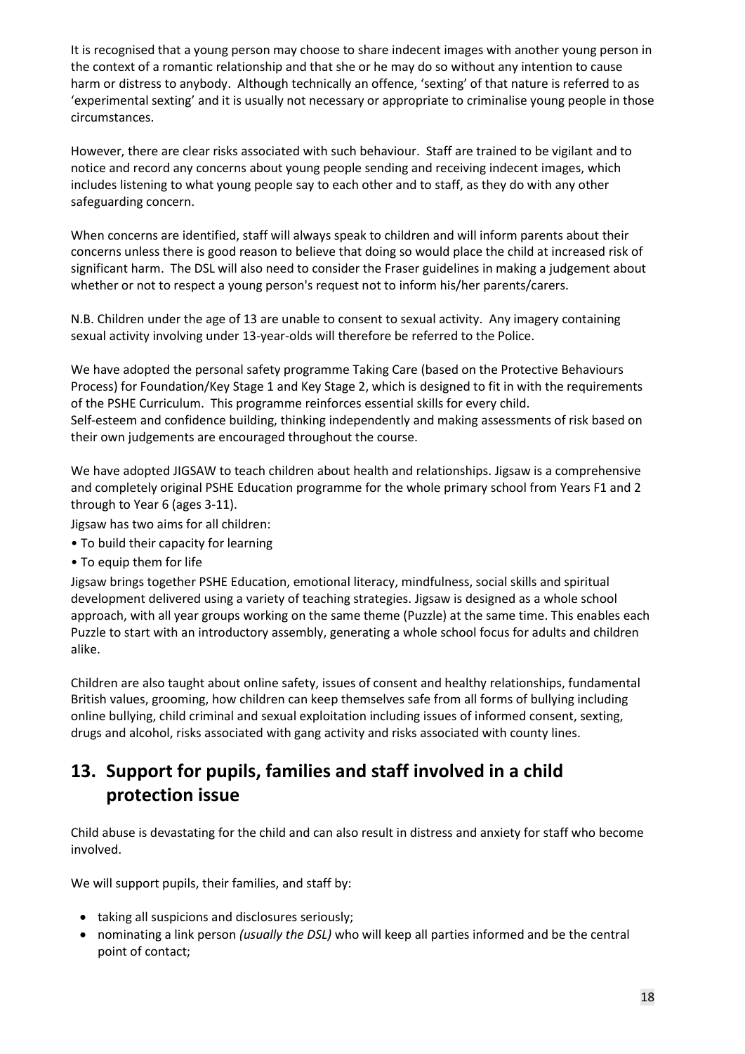It is recognised that a young person may choose to share indecent images with another young person in the context of a romantic relationship and that she or he may do so without any intention to cause harm or distress to anybody. Although technically an offence, 'sexting' of that nature is referred to as 'experimental sexting' and it is usually not necessary or appropriate to criminalise young people in those circumstances.

However, there are clear risks associated with such behaviour. Staff are trained to be vigilant and to notice and record any concerns about young people sending and receiving indecent images, which includes listening to what young people say to each other and to staff, as they do with any other safeguarding concern.

When concerns are identified, staff will always speak to children and will inform parents about their concerns unless there is good reason to believe that doing so would place the child at increased risk of significant harm. The DSL will also need to consider the Fraser guidelines in making a judgement about whether or not to respect a young person's request not to inform his/her parents/carers.

N.B. Children under the age of 13 are unable to consent to sexual activity. Any imagery containing sexual activity involving under 13-year-olds will therefore be referred to the Police.

We have adopted the personal safety programme Taking Care (based on the Protective Behaviours Process) for Foundation/Key Stage 1 and Key Stage 2, which is designed to fit in with the requirements of the PSHE Curriculum. This programme reinforces essential skills for every child.
Self-esteem and confidence building, thinking independently and making assessments of risk based on their own judgements are encouraged throughout the course.

We have adopted JIGSAW to teach children about health and relationships. Jigsaw is a comprehensive and completely original PSHE Education programme for the whole primary school from Years F1 and 2 through to Year 6 (ages 3-11).

Jigsaw has two aims for all children:

- To build their capacity for learning
- To equip them for life

Jigsaw brings together PSHE Education, emotional literacy, mindfulness, social skills and spiritual development delivered using a variety of teaching strategies. Jigsaw is designed as a whole school approach, with all year groups working on the same theme (Puzzle) at the same time. This enables each Puzzle to start with an introductory assembly, generating a whole school focus for adults and children alike.

Children are also taught about online safety, issues of consent and healthy relationships, fundamental British values, grooming, how children can keep themselves safe from all forms of bullying including online bullying, child criminal and sexual exploitation including issues of informed consent, sexting, drugs and alcohol, risks associated with gang activity and risks associated with county lines.

## 13. Support for pupils, families and staff involved in a child protection issue

Child abuse is devastating for the child and can also result in distress and anxiety for staff who become involved.

We will support pupils, their families, and staff by:

- taking all suspicions and disclosures seriously;
- nominating a link person *(usually the DSL)* who will keep all parties informed and be the central point of contact;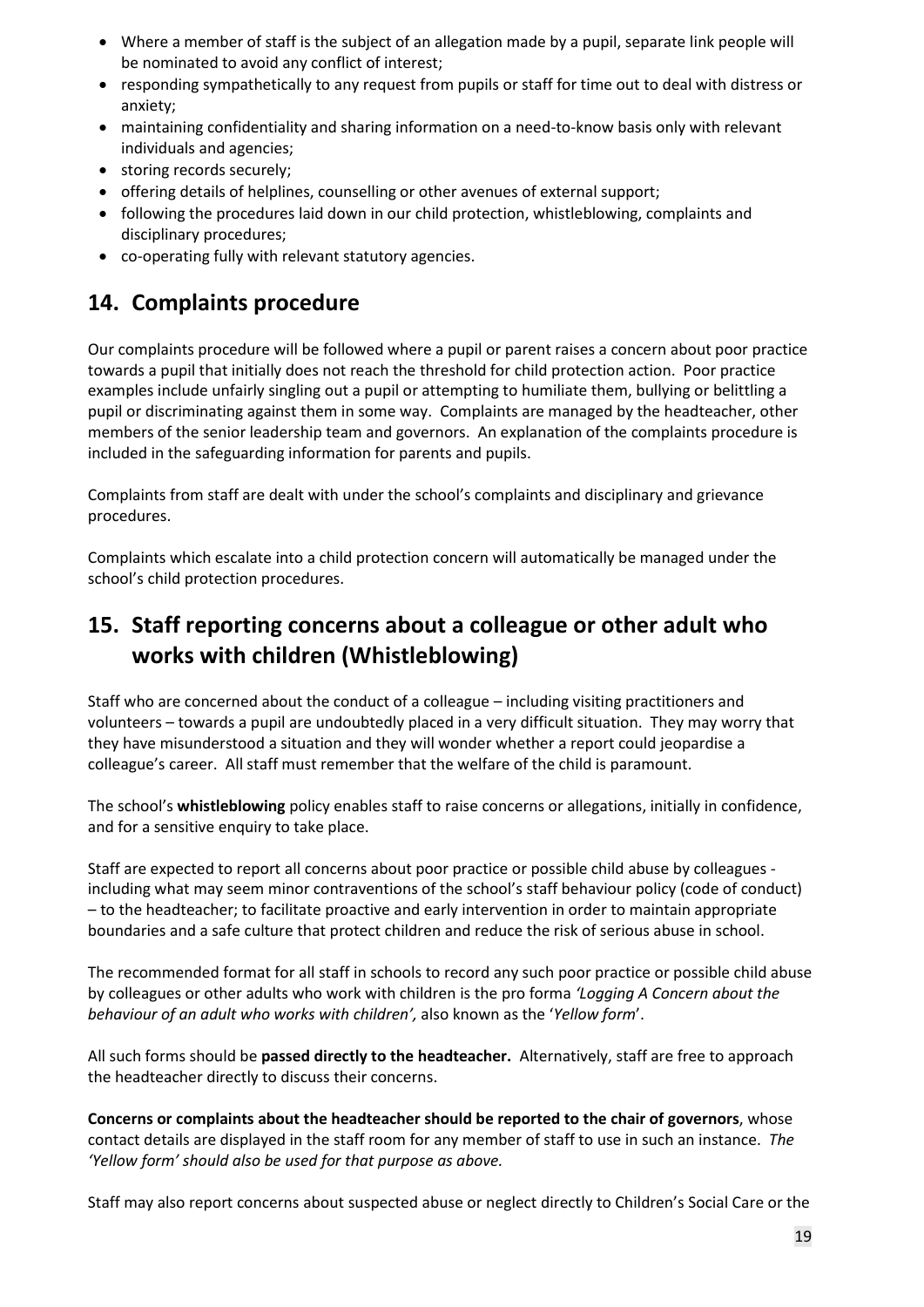- Where a member of staff is the subject of an allegation made by a pupil, separate link people will be nominated to avoid any conflict of interest;
- responding sympathetically to any request from pupils or staff for time out to deal with distress or anxiety;
- maintaining confidentiality and sharing information on a need-to-know basis only with relevant individuals and agencies;
- storing records securely;
- offering details of helplines, counselling or other avenues of external support;
- following the procedures laid down in our child protection, whistleblowing, complaints and disciplinary procedures;
- co-operating fully with relevant statutory agencies.

## 14. Complaints procedure

Our complaints procedure will be followed where a pupil or parent raises a concern about poor practice towards a pupil that initially does not reach the threshold for child protection action. Poor practice examples include unfairly singling out a pupil or attempting to humiliate them, bullying or belittling a pupil or discriminating against them in some way. Complaints are managed by the headteacher, other members of the senior leadership team and governors. An explanation of the complaints procedure is included in the safeguarding information for parents and pupils.

Complaints from staff are dealt with under the school's complaints and disciplinary and grievance procedures.

Complaints which escalate into a child protection concern will automatically be managed under the school's child protection procedures.

## 15. Staff reporting concerns about a colleague or other adult who works with children (Whistleblowing)

Staff who are concerned about the conduct of a colleague – including visiting practitioners and volunteers – towards a pupil are undoubtedly placed in a very difficult situation. They may worry that they have misunderstood a situation and they will wonder whether a report could jeopardise a colleague's career. All staff must remember that the welfare of the child is paramount.

The school's **whistleblowing** policy enables staff to raise concerns or allegations, initially in confidence, and for a sensitive enquiry to take place.

Staff are expected to report all concerns about poor practice or possible child abuse by colleagues - including what may seem minor contraventions of the school's staff behaviour policy (code of conduct) – to the headteacher; to facilitate proactive and early intervention in order to maintain appropriate boundaries and a safe culture that protect children and reduce the risk of serious abuse in school.

The recommended format for all staff in schools to record any such poor practice or possible child abuse by colleagues or other adults who work with children is the pro forma *'Logging A Concern about the behaviour of an adult who works with children',* also known as the '*Yellow form*'.

All such forms should be **passed directly to the headteacher.** Alternatively, staff are free to approach the headteacher directly to discuss their concerns.

**Concerns or complaints about the headteacher should be reported to the chair of governors**, whose contact details are displayed in the staff room for any member of staff to use in such an instance. *The 'Yellow form' should also be used for that purpose as above.*

Staff may also report concerns about suspected abuse or neglect directly to Children's Social Care or the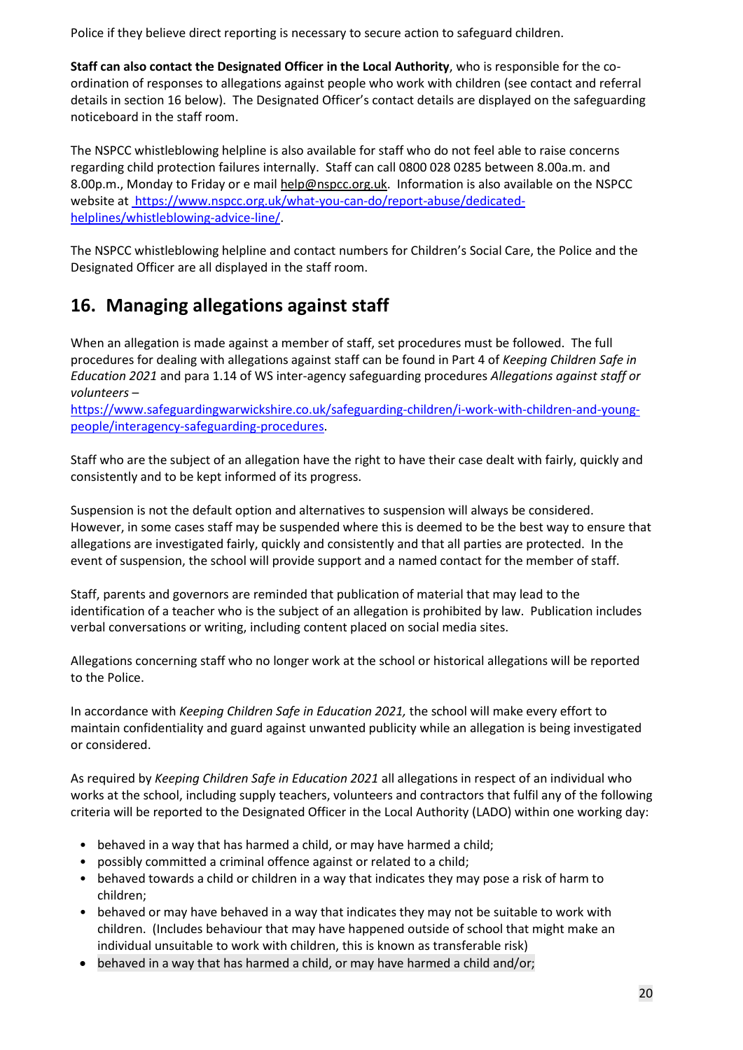Police if they believe direct reporting is necessary to secure action to safeguard children.

**Staff can also contact the Designated Officer in the Local Authority**, who is responsible for the co-ordination of responses to allegations against people who work with children (see contact and referral details in section 16 below). The Designated Officer's contact details are displayed on the safeguarding noticeboard in the staff room.

The NSPCC whistleblowing helpline is also available for staff who do not feel able to raise concerns regarding child protection failures internally. Staff can call 0800 028 0285 between 8.00a.m. and 8.00p.m., Monday to Friday or e mail help@nspcc.org.uk. Information is also available on the NSPCC website at [https://www.nspcc.org.uk/what-you-can-do/report-abuse/dedicated-helplines/whistleblowing-advice-line/](https://www.nspcc.org.uk/what-you-can-do/report-abuse/dedicated-helplines/whistleblowing-advice-line/).

The NSPCC whistleblowing helpline and contact numbers for Children's Social Care, the Police and the Designated Officer are all displayed in the staff room.

## 16. Managing allegations against staff

When an allegation is made against a member of staff, set procedures must be followed. The full procedures for dealing with allegations against staff can be found in Part 4 of *Keeping Children Safe in Education 2021* and para 1.14 of WS inter-agency safeguarding procedures *Allegations against staff or volunteers* – [https://www.safeguardingwarwickshire.co.uk/safeguarding-children/i-work-with-children-and-young-people/interagency-safeguarding-procedures](https://www.safeguardingwarwickshire.co.uk/safeguarding-children/i-work-with-children-and-young-people/interagency-safeguarding-procedures).

Staff who are the subject of an allegation have the right to have their case dealt with fairly, quickly and consistently and to be kept informed of its progress.

Suspension is not the default option and alternatives to suspension will always be considered. However, in some cases staff may be suspended where this is deemed to be the best way to ensure that allegations are investigated fairly, quickly and consistently and that all parties are protected. In the event of suspension, the school will provide support and a named contact for the member of staff.

Staff, parents and governors are reminded that publication of material that may lead to the identification of a teacher who is the subject of an allegation is prohibited by law. Publication includes verbal conversations or writing, including content placed on social media sites.

Allegations concerning staff who no longer work at the school or historical allegations will be reported to the Police.

In accordance with *Keeping Children Safe in Education 2021,* the school will make every effort to maintain confidentiality and guard against unwanted publicity while an allegation is being investigated or considered.

As required by *Keeping Children Safe in Education 2021* all allegations in respect of an individual who works at the school, including supply teachers, volunteers and contractors that fulfil any of the following criteria will be reported to the Designated Officer in the Local Authority (LADO) within one working day:

- behaved in a way that has harmed a child, or may have harmed a child;
- possibly committed a criminal offence against or related to a child;
- behaved towards a child or children in a way that indicates they may pose a risk of harm to children;
- behaved or may have behaved in a way that indicates they may not be suitable to work with children. (Includes behaviour that may have happened outside of school that might make an individual unsuitable to work with children, this is known as transferable risk)
- behaved in a way that has harmed a child, or may have harmed a child and/or;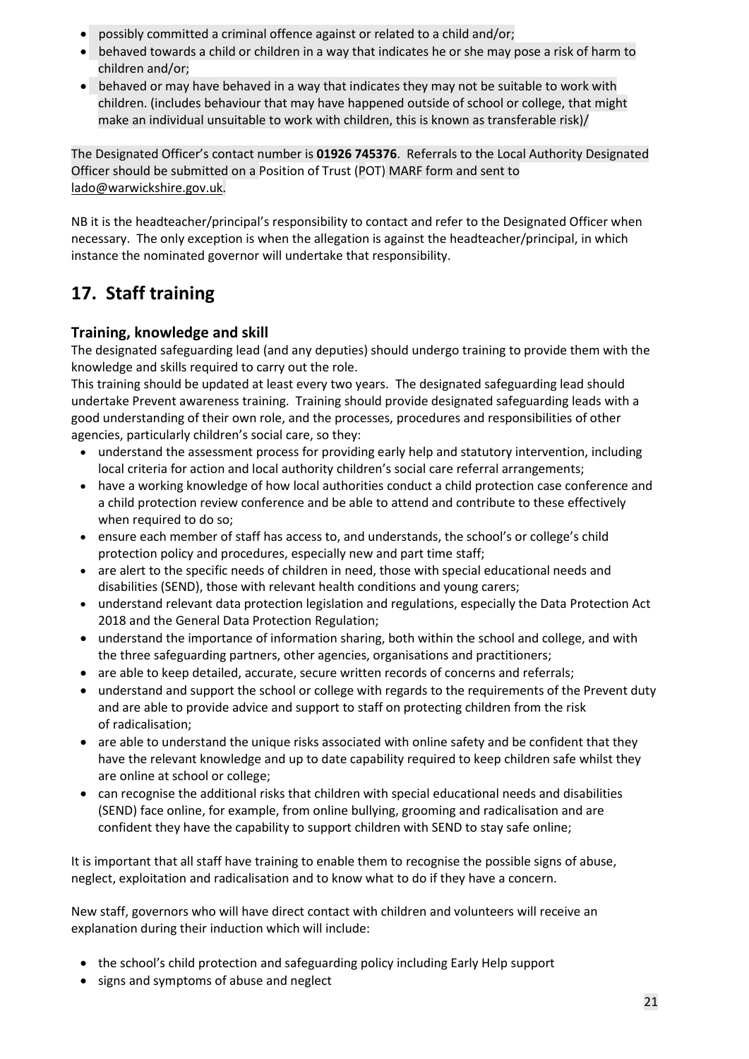- possibly committed a criminal offence against or related to a child and/or;
- behaved towards a child or children in a way that indicates he or she may pose a risk of harm to children and/or;
- behaved or may have behaved in a way that indicates they may not be suitable to work with children. (includes behaviour that may have happened outside of school or college, that might make an individual unsuitable to work with children, this is known as transferable risk)/

The Designated Officer's contact number is **01926 745376**. Referrals to the Local Authority Designated Officer should be submitted on a Position of Trust (POT) MARF form and sent to lado@warwickshire.gov.uk.

NB it is the headteacher/principal's responsibility to contact and refer to the Designated Officer when necessary. The only exception is when the allegation is against the headteacher/principal, in which instance the nominated governor will undertake that responsibility.

## 17. Staff training

### Training, knowledge and skill

The designated safeguarding lead (and any deputies) should undergo training to provide them with the knowledge and skills required to carry out the role.
This training should be updated at least every two years. The designated safeguarding lead should undertake Prevent awareness training. Training should provide designated safeguarding leads with a good understanding of their own role, and the processes, procedures and responsibilities of other agencies, particularly children's social care, so they:

- understand the assessment process for providing early help and statutory intervention, including local criteria for action and local authority children's social care referral arrangements;
- have a working knowledge of how local authorities conduct a child protection case conference and a child protection review conference and be able to attend and contribute to these effectively when required to do so;
- ensure each member of staff has access to, and understands, the school's or college's child protection policy and procedures, especially new and part time staff;
- are alert to the specific needs of children in need, those with special educational needs and disabilities (SEND), those with relevant health conditions and young carers;
- understand relevant data protection legislation and regulations, especially the Data Protection Act 2018 and the General Data Protection Regulation;
- understand the importance of information sharing, both within the school and college, and with the three safeguarding partners, other agencies, organisations and practitioners;
- are able to keep detailed, accurate, secure written records of concerns and referrals;
- understand and support the school or college with regards to the requirements of the Prevent duty and are able to provide advice and support to staff on protecting children from the risk of radicalisation;
- are able to understand the unique risks associated with online safety and be confident that they have the relevant knowledge and up to date capability required to keep children safe whilst they are online at school or college;
- can recognise the additional risks that children with special educational needs and disabilities (SEND) face online, for example, from online bullying, grooming and radicalisation and are confident they have the capability to support children with SEND to stay safe online;

It is important that all staff have training to enable them to recognise the possible signs of abuse, neglect, exploitation and radicalisation and to know what to do if they have a concern.

New staff, governors who will have direct contact with children and volunteers will receive an explanation during their induction which will include:

- the school's child protection and safeguarding policy including Early Help support
- signs and symptoms of abuse and neglect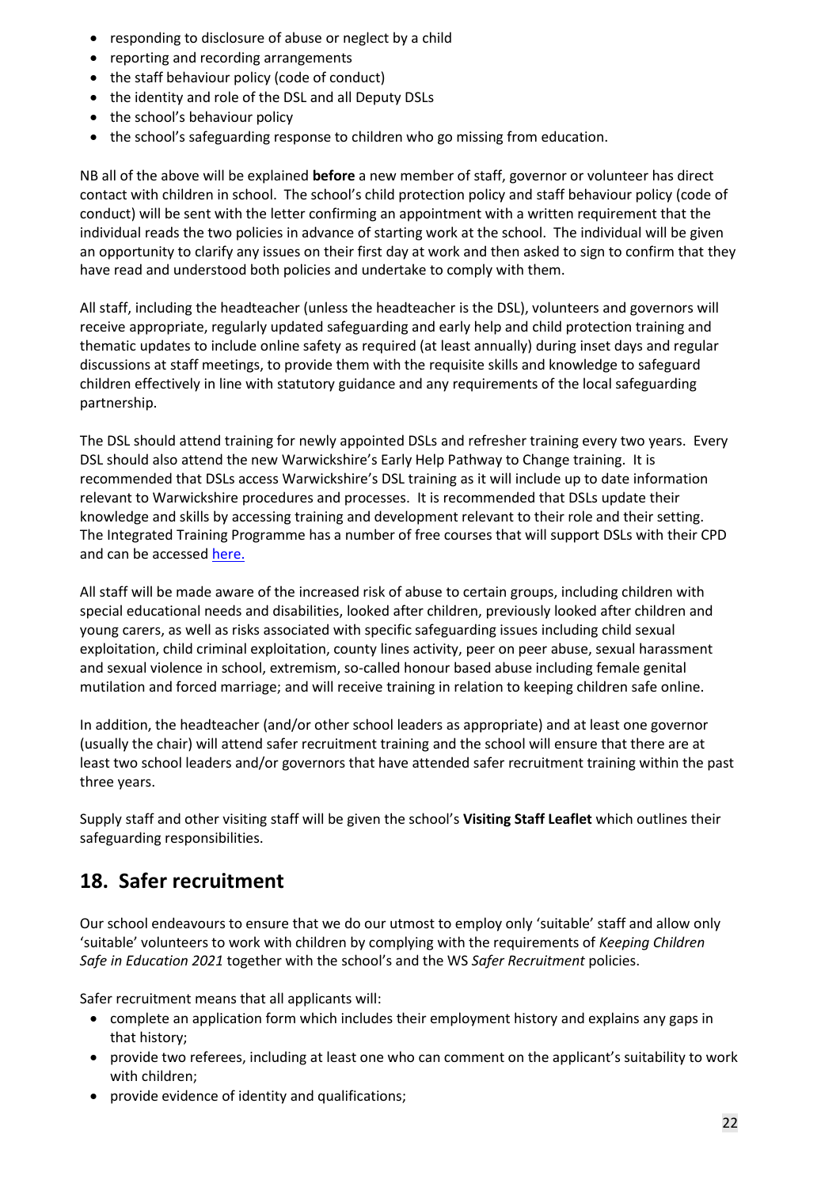- responding to disclosure of abuse or neglect by a child
- reporting and recording arrangements
- the staff behaviour policy (code of conduct)
- the identity and role of the DSL and all Deputy DSLs
- the school's behaviour policy
- the school's safeguarding response to children who go missing from education.

NB all of the above will be explained **before** a new member of staff, governor or volunteer has direct contact with children in school. The school's child protection policy and staff behaviour policy (code of conduct) will be sent with the letter confirming an appointment with a written requirement that the individual reads the two policies in advance of starting work at the school. The individual will be given an opportunity to clarify any issues on their first day at work and then asked to sign to confirm that they have read and understood both policies and undertake to comply with them.

All staff, including the headteacher (unless the headteacher is the DSL), volunteers and governors will receive appropriate, regularly updated safeguarding and early help and child protection training and thematic updates to include online safety as required (at least annually) during inset days and regular discussions at staff meetings, to provide them with the requisite skills and knowledge to safeguard children effectively in line with statutory guidance and any requirements of the local safeguarding partnership.

The DSL should attend training for newly appointed DSLs and refresher training every two years. Every DSL should also attend the new Warwickshire's Early Help Pathway to Change training. It is recommended that DSLs access Warwickshire's DSL training as it will include up to date information relevant to Warwickshire procedures and processes. It is recommended that DSLs update their knowledge and skills by accessing training and development relevant to their role and their setting. The Integrated Training Programme has a number of free courses that will support DSLs with their CPD and can be accessed here.

All staff will be made aware of the increased risk of abuse to certain groups, including children with special educational needs and disabilities, looked after children, previously looked after children and young carers, as well as risks associated with specific safeguarding issues including child sexual exploitation, child criminal exploitation, county lines activity, peer on peer abuse, sexual harassment and sexual violence in school, extremism, so-called honour based abuse including female genital mutilation and forced marriage; and will receive training in relation to keeping children safe online.

In addition, the headteacher (and/or other school leaders as appropriate) and at least one governor (usually the chair) will attend safer recruitment training and the school will ensure that there are at least two school leaders and/or governors that have attended safer recruitment training within the past three years.

Supply staff and other visiting staff will be given the school's **Visiting Staff Leaflet** which outlines their safeguarding responsibilities.

## 18. Safer recruitment

Our school endeavours to ensure that we do our utmost to employ only 'suitable' staff and allow only 'suitable' volunteers to work with children by complying with the requirements of *Keeping Children Safe in Education 2021* together with the school's and the WS *Safer Recruitment* policies.

Safer recruitment means that all applicants will:

- complete an application form which includes their employment history and explains any gaps in that history;
- provide two referees, including at least one who can comment on the applicant's suitability to work with children;
- provide evidence of identity and qualifications;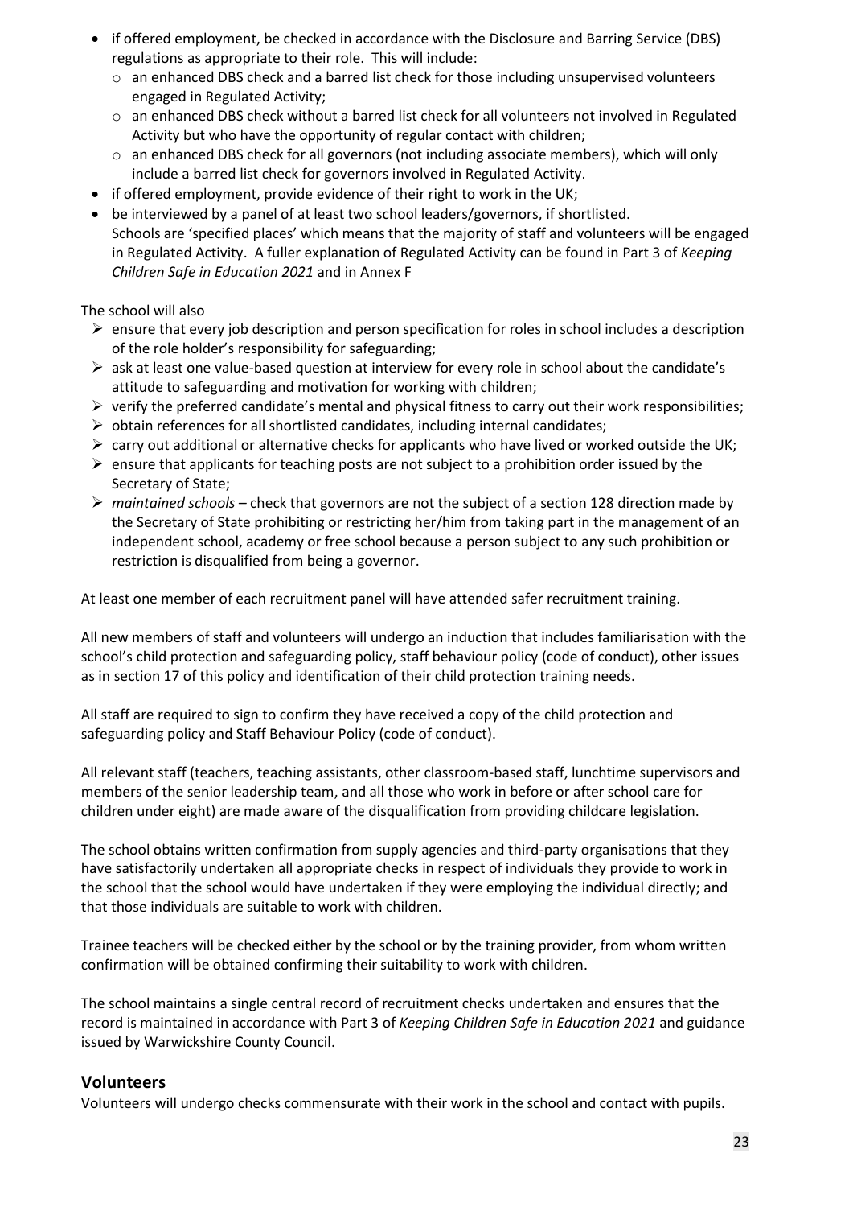- if offered employment, be checked in accordance with the Disclosure and Barring Service (DBS) regulations as appropriate to their role. This will include:
  - an enhanced DBS check and a barred list check for those including unsupervised volunteers engaged in Regulated Activity;
  - an enhanced DBS check without a barred list check for all volunteers not involved in Regulated Activity but who have the opportunity of regular contact with children;
  - an enhanced DBS check for all governors (not including associate members), which will only include a barred list check for governors involved in Regulated Activity.
- if offered employment, provide evidence of their right to work in the UK;
- be interviewed by a panel of at least two school leaders/governors, if shortlisted.

Schools are 'specified places' which means that the majority of staff and volunteers will be engaged in Regulated Activity. A fuller explanation of Regulated Activity can be found in Part 3 of *Keeping Children Safe in Education 2021* and in Annex F

The school will also

- ensure that every job description and person specification for roles in school includes a description of the role holder's responsibility for safeguarding;
- ask at least one value-based question at interview for every role in school about the candidate's attitude to safeguarding and motivation for working with children;
- verify the preferred candidate's mental and physical fitness to carry out their work responsibilities;
- obtain references for all shortlisted candidates, including internal candidates;
- carry out additional or alternative checks for applicants who have lived or worked outside the UK;
- ensure that applicants for teaching posts are not subject to a prohibition order issued by the Secretary of State;
- *maintained schools* – check that governors are not the subject of a section 128 direction made by the Secretary of State prohibiting or restricting her/him from taking part in the management of an independent school, academy or free school because a person subject to any such prohibition or restriction is disqualified from being a governor.

At least one member of each recruitment panel will have attended safer recruitment training.

All new members of staff and volunteers will undergo an induction that includes familiarisation with the school's child protection and safeguarding policy, staff behaviour policy (code of conduct), other issues as in section 17 of this policy and identification of their child protection training needs.

All staff are required to sign to confirm they have received a copy of the child protection and safeguarding policy and Staff Behaviour Policy (code of conduct).

All relevant staff (teachers, teaching assistants, other classroom-based staff, lunchtime supervisors and members of the senior leadership team, and all those who work in before or after school care for children under eight) are made aware of the disqualification from providing childcare legislation.

The school obtains written confirmation from supply agencies and third-party organisations that they have satisfactorily undertaken all appropriate checks in respect of individuals they provide to work in the school that the school would have undertaken if they were employing the individual directly; and that those individuals are suitable to work with children.

Trainee teachers will be checked either by the school or by the training provider, from whom written confirmation will be obtained confirming their suitability to work with children.

The school maintains a single central record of recruitment checks undertaken and ensures that the record is maintained in accordance with Part 3 of *Keeping Children Safe in Education 2021* and guidance issued by Warwickshire County Council.

## Volunteers

Volunteers will undergo checks commensurate with their work in the school and contact with pupils.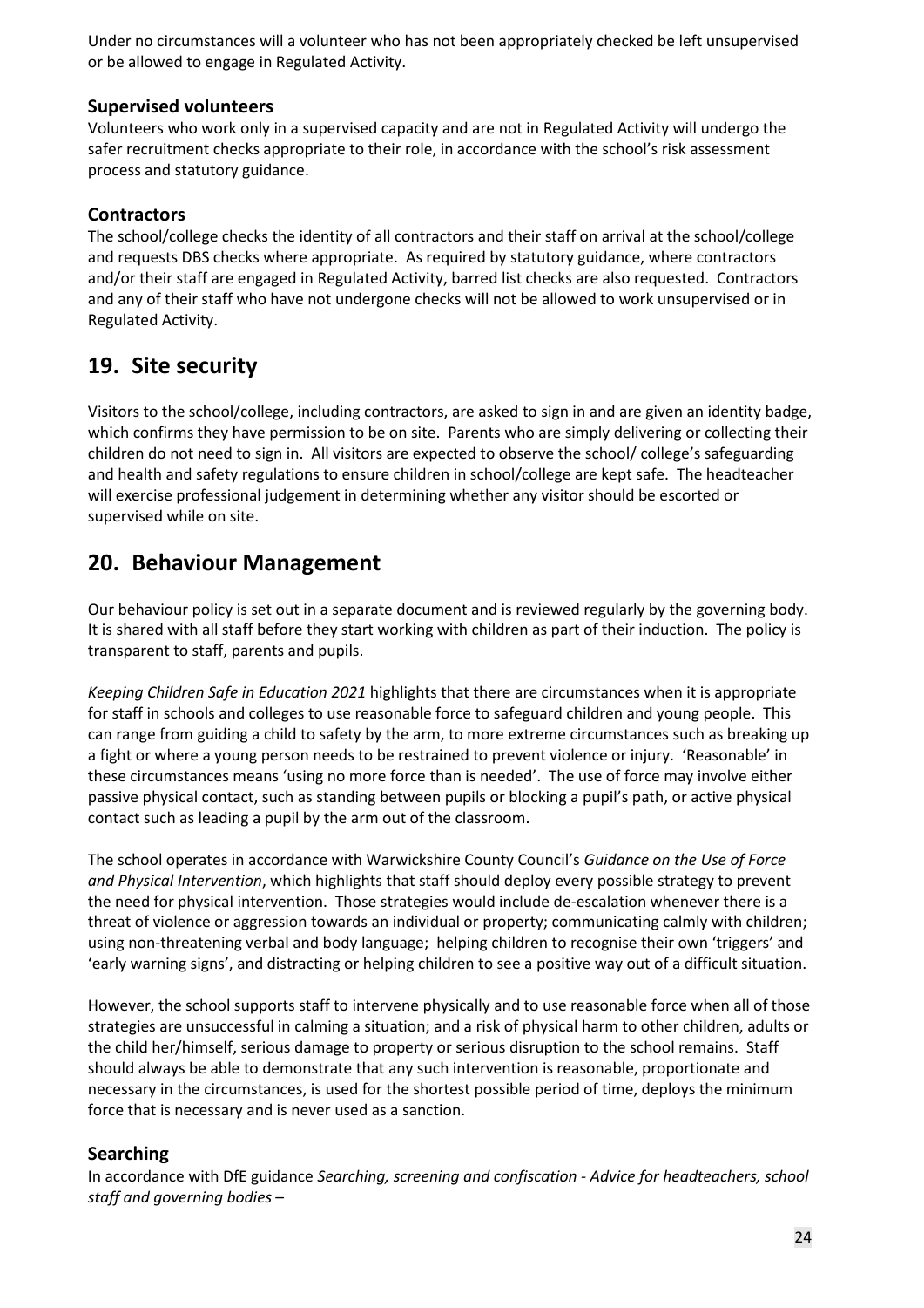Under no circumstances will a volunteer who has not been appropriately checked be left unsupervised or be allowed to engage in Regulated Activity.

### Supervised volunteers

Volunteers who work only in a supervised capacity and are not in Regulated Activity will undergo the safer recruitment checks appropriate to their role, in accordance with the school's risk assessment process and statutory guidance.

### Contractors

The school/college checks the identity of all contractors and their staff on arrival at the school/college and requests DBS checks where appropriate. As required by statutory guidance, where contractors and/or their staff are engaged in Regulated Activity, barred list checks are also requested. Contractors and any of their staff who have not undergone checks will not be allowed to work unsupervised or in Regulated Activity.

## 19. Site security

Visitors to the school/college, including contractors, are asked to sign in and are given an identity badge, which confirms they have permission to be on site. Parents who are simply delivering or collecting their children do not need to sign in. All visitors are expected to observe the school/ college's safeguarding and health and safety regulations to ensure children in school/college are kept safe. The headteacher will exercise professional judgement in determining whether any visitor should be escorted or supervised while on site.

## 20. Behaviour Management

Our behaviour policy is set out in a separate document and is reviewed regularly by the governing body. It is shared with all staff before they start working with children as part of their induction. The policy is transparent to staff, parents and pupils.

*Keeping Children Safe in Education 2021* highlights that there are circumstances when it is appropriate for staff in schools and colleges to use reasonable force to safeguard children and young people. This can range from guiding a child to safety by the arm, to more extreme circumstances such as breaking up a fight or where a young person needs to be restrained to prevent violence or injury. 'Reasonable' in these circumstances means 'using no more force than is needed'. The use of force may involve either passive physical contact, such as standing between pupils or blocking a pupil's path, or active physical contact such as leading a pupil by the arm out of the classroom.

The school operates in accordance with Warwickshire County Council's *Guidance on the Use of Force and Physical Intervention*, which highlights that staff should deploy every possible strategy to prevent the need for physical intervention. Those strategies would include de-escalation whenever there is a threat of violence or aggression towards an individual or property; communicating calmly with children; using non-threatening verbal and body language; helping children to recognise their own 'triggers' and 'early warning signs', and distracting or helping children to see a positive way out of a difficult situation.

However, the school supports staff to intervene physically and to use reasonable force when all of those strategies are unsuccessful in calming a situation; and a risk of physical harm to other children, adults or the child her/himself, serious damage to property or serious disruption to the school remains. Staff should always be able to demonstrate that any such intervention is reasonable, proportionate and necessary in the circumstances, is used for the shortest possible period of time, deploys the minimum force that is necessary and is never used as a sanction.

### Searching

In accordance with DfE guidance *Searching, screening and confiscation - Advice for headteachers, school staff and governing bodies* –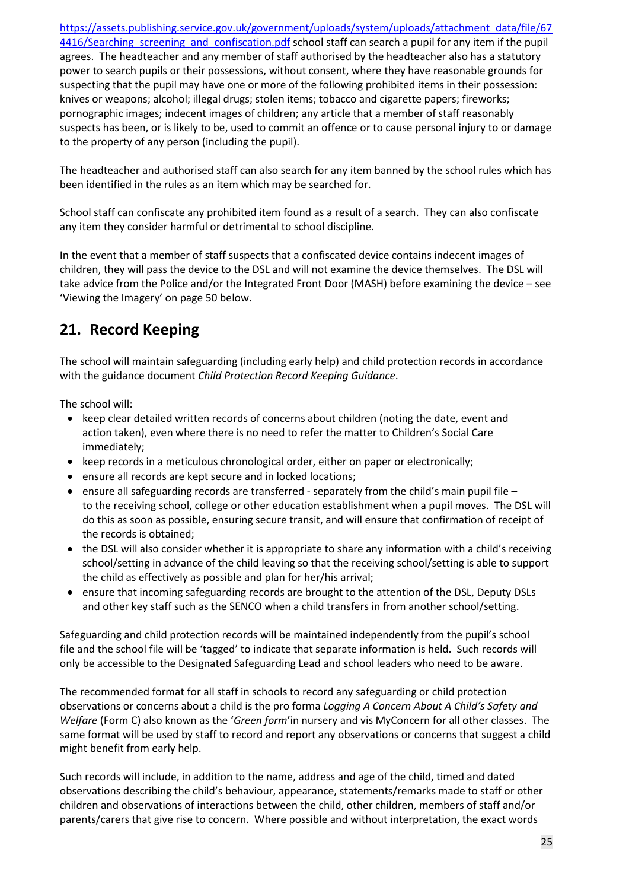https://assets.publishing.service.gov.uk/government/uploads/system/uploads/attachment_data/file/674416/Searching_screening_and_confiscation.pdf school staff can search a pupil for any item if the pupil agrees. The headteacher and any member of staff authorised by the headteacher also has a statutory power to search pupils or their possessions, without consent, where they have reasonable grounds for suspecting that the pupil may have one or more of the following prohibited items in their possession: knives or weapons; alcohol; illegal drugs; stolen items; tobacco and cigarette papers; fireworks; pornographic images; indecent images of children; any article that a member of staff reasonably suspects has been, or is likely to be, used to commit an offence or to cause personal injury to or damage to the property of any person (including the pupil).

The headteacher and authorised staff can also search for any item banned by the school rules which has been identified in the rules as an item which may be searched for.

School staff can confiscate any prohibited item found as a result of a search. They can also confiscate any item they consider harmful or detrimental to school discipline.

In the event that a member of staff suspects that a confiscated device contains indecent images of children, they will pass the device to the DSL and will not examine the device themselves. The DSL will take advice from the Police and/or the Integrated Front Door (MASH) before examining the device – see 'Viewing the Imagery' on page 50 below.

## 21. Record Keeping

The school will maintain safeguarding (including early help) and child protection records in accordance with the guidance document *Child Protection Record Keeping Guidance*.

The school will:

- keep clear detailed written records of concerns about children (noting the date, event and action taken), even where there is no need to refer the matter to Children's Social Care immediately;
- keep records in a meticulous chronological order, either on paper or electronically;
- ensure all records are kept secure and in locked locations;
- ensure all safeguarding records are transferred - separately from the child's main pupil file – to the receiving school, college or other education establishment when a pupil moves. The DSL will do this as soon as possible, ensuring secure transit, and will ensure that confirmation of receipt of the records is obtained;
- the DSL will also consider whether it is appropriate to share any information with a child's receiving school/setting in advance of the child leaving so that the receiving school/setting is able to support the child as effectively as possible and plan for her/his arrival;
- ensure that incoming safeguarding records are brought to the attention of the DSL, Deputy DSLs and other key staff such as the SENCO when a child transfers in from another school/setting.

Safeguarding and child protection records will be maintained independently from the pupil's school file and the school file will be 'tagged' to indicate that separate information is held. Such records will only be accessible to the Designated Safeguarding Lead and school leaders who need to be aware.

The recommended format for all staff in schools to record any safeguarding or child protection observations or concerns about a child is the pro forma *Logging A Concern About A Child's Safety and Welfare* (Form C) also known as the '*Green form*'in nursery and vis MyConcern for all other classes. The same format will be used by staff to record and report any observations or concerns that suggest a child might benefit from early help.

Such records will include, in addition to the name, address and age of the child, timed and dated observations describing the child's behaviour, appearance, statements/remarks made to staff or other children and observations of interactions between the child, other children, members of staff and/or parents/carers that give rise to concern. Where possible and without interpretation, the exact words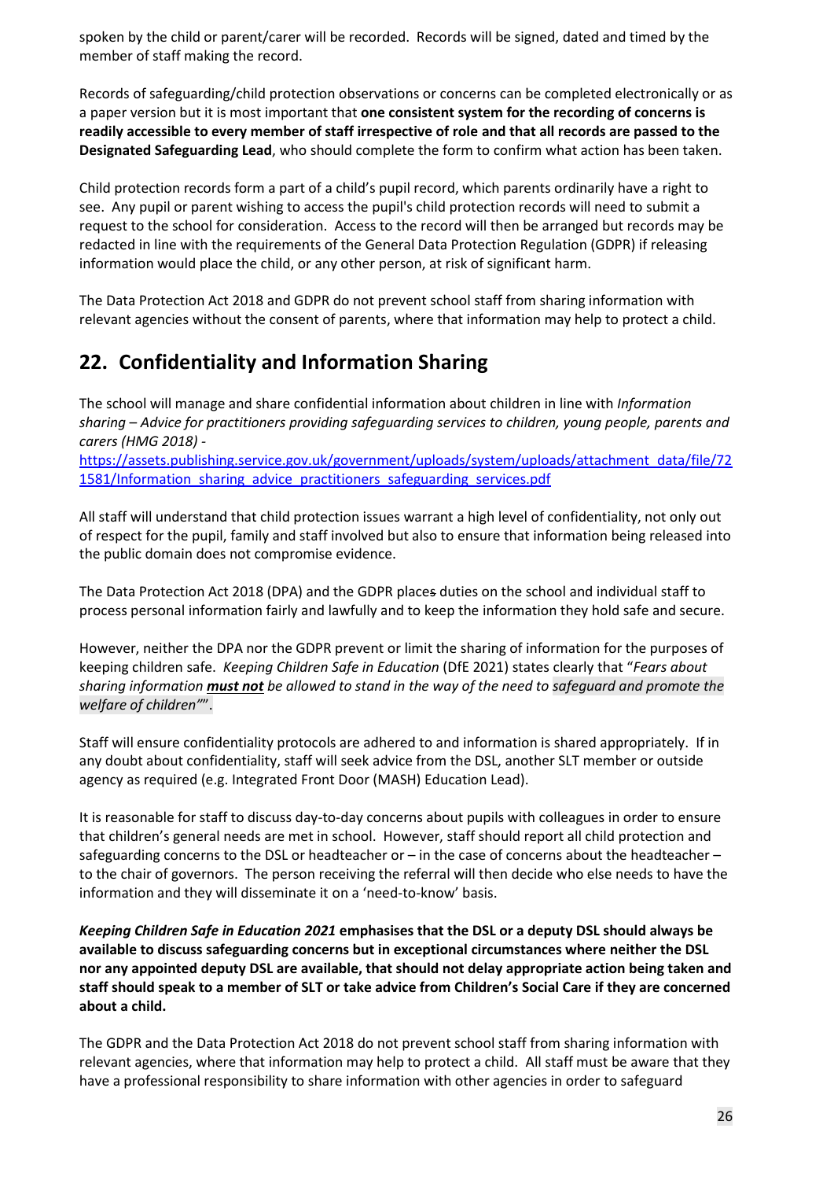spoken by the child or parent/carer will be recorded. Records will be signed, dated and timed by the member of staff making the record.

Records of safeguarding/child protection observations or concerns can be completed electronically or as a paper version but it is most important that **one consistent system for the recording of concerns is readily accessible to every member of staff irrespective of role and that all records are passed to the Designated Safeguarding Lead**, who should complete the form to confirm what action has been taken.

Child protection records form a part of a child's pupil record, which parents ordinarily have a right to see. Any pupil or parent wishing to access the pupil's child protection records will need to submit a request to the school for consideration. Access to the record will then be arranged but records may be redacted in line with the requirements of the General Data Protection Regulation (GDPR) if releasing information would place the child, or any other person, at risk of significant harm.

The Data Protection Act 2018 and GDPR do not prevent school staff from sharing information with relevant agencies without the consent of parents, where that information may help to protect a child.

## 22. Confidentiality and Information Sharing

The school will manage and share confidential information about children in line with *Information sharing – Advice for practitioners providing safeguarding services to children, young people, parents and carers (HMG 2018)* - [https://assets.publishing.service.gov.uk/government/uploads/system/uploads/attachment_data/file/721581/Information_sharing_advice_practitioners_safeguarding_services.pdf](https://assets.publishing.service.gov.uk/government/uploads/system/uploads/attachment_data/file/721581/Information_sharing_advice_practitioners_safeguarding_services.pdf)

All staff will understand that child protection issues warrant a high level of confidentiality, not only out of respect for the pupil, family and staff involved but also to ensure that information being released into the public domain does not compromise evidence.

The Data Protection Act 2018 (DPA) and the GDPR places duties on the school and individual staff to process personal information fairly and lawfully and to keep the information they hold safe and secure.

However, neither the DPA nor the GDPR prevent or limit the sharing of information for the purposes of keeping children safe. *Keeping Children Safe in Education* (DfE 2021) states clearly that "*Fears about sharing information **must not** be allowed to stand in the way of the need to safeguard and promote the welfare of children"*".

Staff will ensure confidentiality protocols are adhered to and information is shared appropriately. If in any doubt about confidentiality, staff will seek advice from the DSL, another SLT member or outside agency as required (e.g. Integrated Front Door (MASH) Education Lead).

It is reasonable for staff to discuss day-to-day concerns about pupils with colleagues in order to ensure that children's general needs are met in school. However, staff should report all child protection and safeguarding concerns to the DSL or headteacher or – in the case of concerns about the headteacher – to the chair of governors. The person receiving the referral will then decide who else needs to have the information and they will disseminate it on a 'need-to-know' basis.

***Keeping Children Safe in Education 2021*** **emphasises that the DSL or a deputy DSL should always be available to discuss safeguarding concerns but in exceptional circumstances where neither the DSL nor any appointed deputy DSL are available, that should not delay appropriate action being taken and staff should speak to a member of SLT or take advice from Children's Social Care if they are concerned about a child.**

The GDPR and the Data Protection Act 2018 do not prevent school staff from sharing information with relevant agencies, where that information may help to protect a child. All staff must be aware that they have a professional responsibility to share information with other agencies in order to safeguard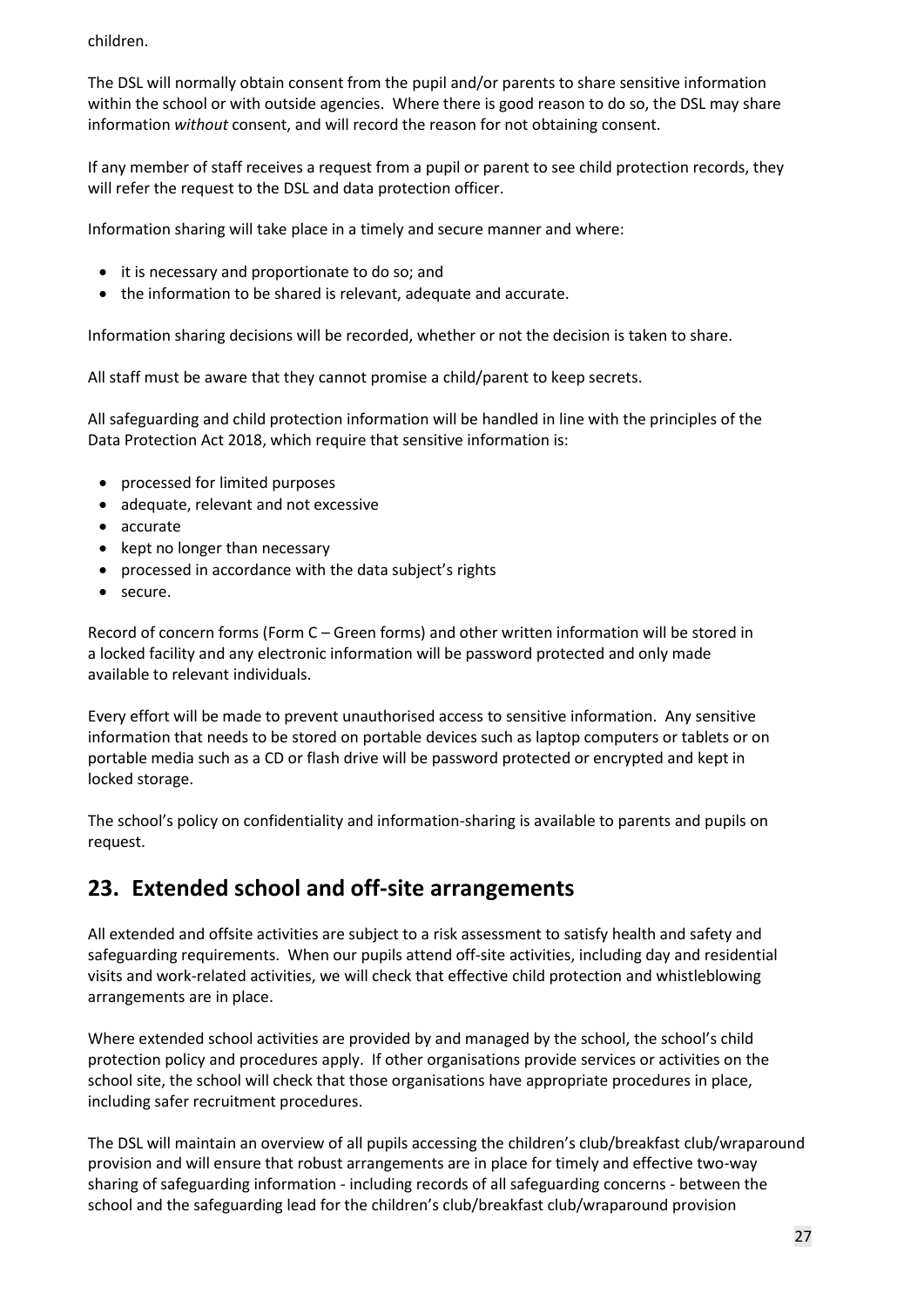children.

The DSL will normally obtain consent from the pupil and/or parents to share sensitive information within the school or with outside agencies. Where there is good reason to do so, the DSL may share information *without* consent, and will record the reason for not obtaining consent.

If any member of staff receives a request from a pupil or parent to see child protection records, they will refer the request to the DSL and data protection officer.

Information sharing will take place in a timely and secure manner and where:

- it is necessary and proportionate to do so; and
- the information to be shared is relevant, adequate and accurate.

Information sharing decisions will be recorded, whether or not the decision is taken to share.

All staff must be aware that they cannot promise a child/parent to keep secrets.

All safeguarding and child protection information will be handled in line with the principles of the Data Protection Act 2018, which require that sensitive information is:

- processed for limited purposes
- adequate, relevant and not excessive
- accurate
- kept no longer than necessary
- processed in accordance with the data subject's rights
- secure.

Record of concern forms (Form C – Green forms) and other written information will be stored in a locked facility and any electronic information will be password protected and only made available to relevant individuals.

Every effort will be made to prevent unauthorised access to sensitive information. Any sensitive information that needs to be stored on portable devices such as laptop computers or tablets or on portable media such as a CD or flash drive will be password protected or encrypted and kept in locked storage.

The school's policy on confidentiality and information-sharing is available to parents and pupils on request.

## 23. Extended school and off-site arrangements

All extended and offsite activities are subject to a risk assessment to satisfy health and safety and safeguarding requirements. When our pupils attend off-site activities, including day and residential visits and work-related activities, we will check that effective child protection and whistleblowing arrangements are in place.

Where extended school activities are provided by and managed by the school, the school's child protection policy and procedures apply. If other organisations provide services or activities on the school site, the school will check that those organisations have appropriate procedures in place, including safer recruitment procedures.

The DSL will maintain an overview of all pupils accessing the children's club/breakfast club/wraparound provision and will ensure that robust arrangements are in place for timely and effective two-way sharing of safeguarding information - including records of all safeguarding concerns - between the school and the safeguarding lead for the children's club/breakfast club/wraparound provision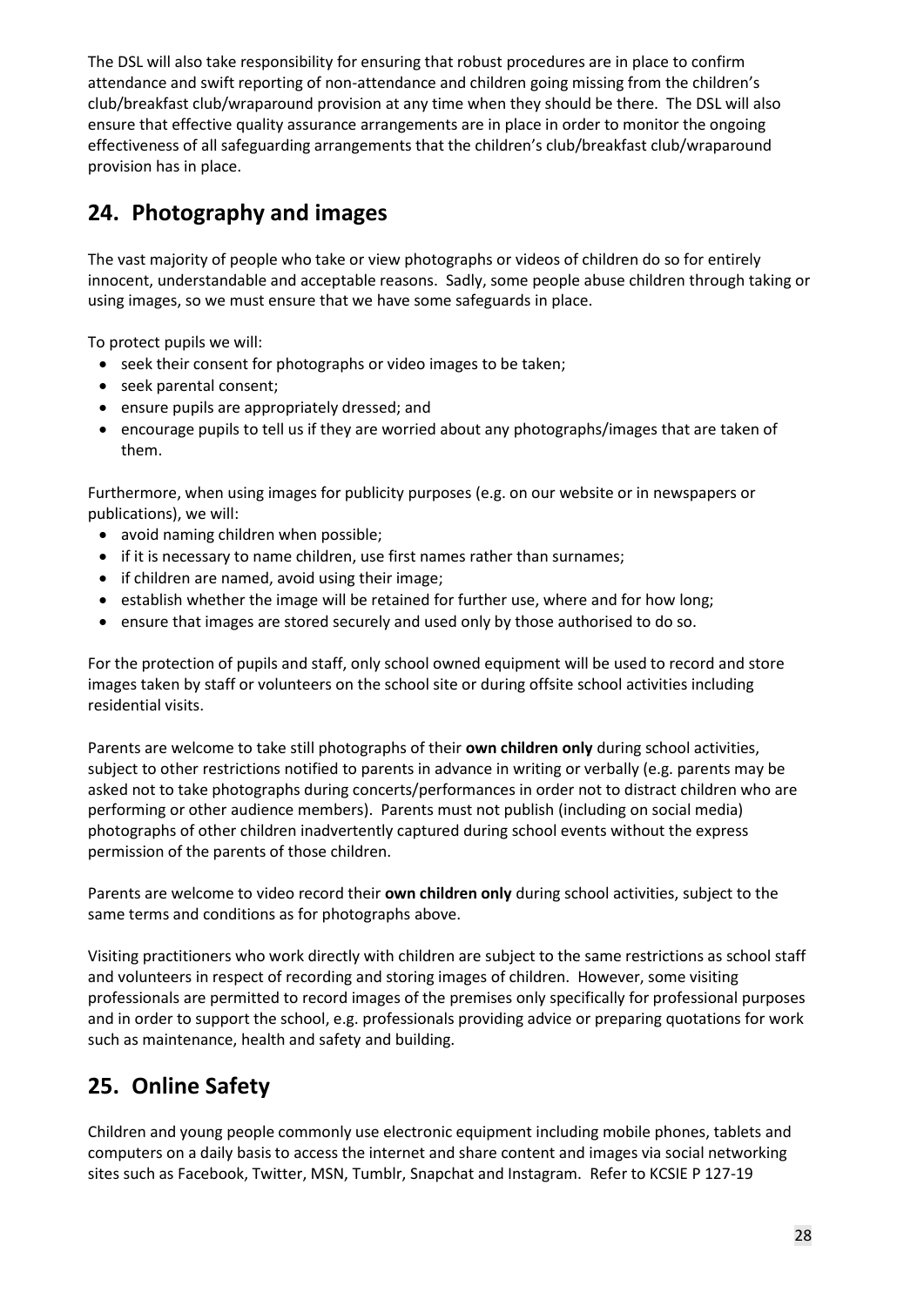The DSL will also take responsibility for ensuring that robust procedures are in place to confirm attendance and swift reporting of non-attendance and children going missing from the children's club/breakfast club/wraparound provision at any time when they should be there. The DSL will also ensure that effective quality assurance arrangements are in place in order to monitor the ongoing effectiveness of all safeguarding arrangements that the children's club/breakfast club/wraparound provision has in place.

## 24. Photography and images

The vast majority of people who take or view photographs or videos of children do so for entirely innocent, understandable and acceptable reasons. Sadly, some people abuse children through taking or using images, so we must ensure that we have some safeguards in place.

To protect pupils we will:

- seek their consent for photographs or video images to be taken;
- seek parental consent;
- ensure pupils are appropriately dressed; and
- encourage pupils to tell us if they are worried about any photographs/images that are taken of them.

Furthermore, when using images for publicity purposes (e.g. on our website or in newspapers or publications), we will:

- avoid naming children when possible;
- if it is necessary to name children, use first names rather than surnames;
- if children are named, avoid using their image;
- establish whether the image will be retained for further use, where and for how long;
- ensure that images are stored securely and used only by those authorised to do so.

For the protection of pupils and staff, only school owned equipment will be used to record and store images taken by staff or volunteers on the school site or during offsite school activities including residential visits.

Parents are welcome to take still photographs of their **own children only** during school activities, subject to other restrictions notified to parents in advance in writing or verbally (e.g. parents may be asked not to take photographs during concerts/performances in order not to distract children who are performing or other audience members). Parents must not publish (including on social media) photographs of other children inadvertently captured during school events without the express permission of the parents of those children.

Parents are welcome to video record their **own children only** during school activities, subject to the same terms and conditions as for photographs above.

Visiting practitioners who work directly with children are subject to the same restrictions as school staff and volunteers in respect of recording and storing images of children. However, some visiting professionals are permitted to record images of the premises only specifically for professional purposes and in order to support the school, e.g. professionals providing advice or preparing quotations for work such as maintenance, health and safety and building.

## 25. Online Safety

Children and young people commonly use electronic equipment including mobile phones, tablets and computers on a daily basis to access the internet and share content and images via social networking sites such as Facebook, Twitter, MSN, Tumblr, Snapchat and Instagram. Refer to KCSIE P 127-19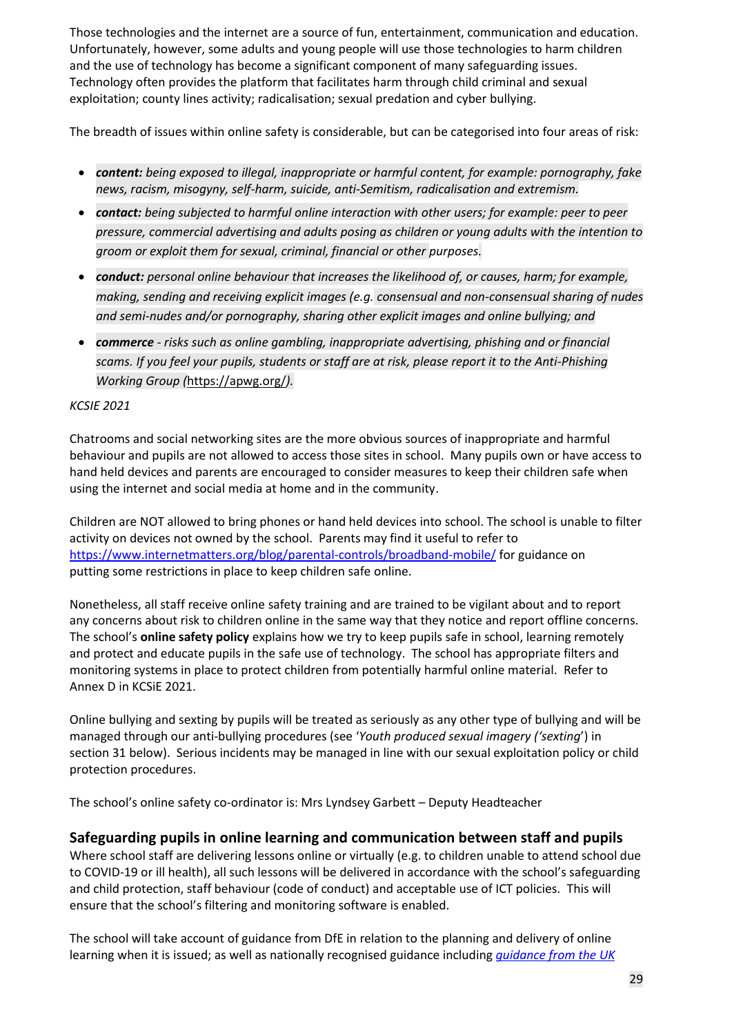Those technologies and the internet are a source of fun, entertainment, communication and education. Unfortunately, however, some adults and young people will use those technologies to harm children and the use of technology has become a significant component of many safeguarding issues. Technology often provides the platform that facilitates harm through child criminal and sexual exploitation; county lines activity; radicalisation; sexual predation and cyber bullying.

The breadth of issues within online safety is considerable, but can be categorised into four areas of risk:

- ***content:*** *being exposed to illegal, inappropriate or harmful content, for example: pornography, fake news, racism, misogyny, self-harm, suicide, anti-Semitism, radicalisation and extremism.*
- ***contact:*** *being subjected to harmful online interaction with other users; for example: peer to peer pressure, commercial advertising and adults posing as children or young adults with the intention to groom or exploit them for sexual, criminal, financial or other purposes.*
- ***conduct:*** *personal online behaviour that increases the likelihood of, or causes, harm; for example, making, sending and receiving explicit images (e.g. consensual and non-consensual sharing of nudes and semi-nudes and/or pornography, sharing other explicit images and online bullying; and*
- ***commerce*** *- risks such as online gambling, inappropriate advertising, phishing and or financial scams. If you feel your pupils, students or staff are at risk, please report it to the Anti-Phishing Working Group (*https://apwg.org/*).*

*KCSIE 2021*

Chatrooms and social networking sites are the more obvious sources of inappropriate and harmful behaviour and pupils are not allowed to access those sites in school. Many pupils own or have access to hand held devices and parents are encouraged to consider measures to keep their children safe when using the internet and social media at home and in the community.

Children are NOT allowed to bring phones or hand held devices into school. The school is unable to filter activity on devices not owned by the school. Parents may find it useful to refer to https://www.internetmatters.org/blog/parental-controls/broadband-mobile/ for guidance on putting some restrictions in place to keep children safe online.

Nonetheless, all staff receive online safety training and are trained to be vigilant about and to report any concerns about risk to children online in the same way that they notice and report offline concerns. The school's **online safety policy** explains how we try to keep pupils safe in school, learning remotely and protect and educate pupils in the safe use of technology. The school has appropriate filters and monitoring systems in place to protect children from potentially harmful online material. Refer to Annex D in KCSiE 2021.

Online bullying and sexting by pupils will be treated as seriously as any other type of bullying and will be managed through our anti-bullying procedures (see '*Youth produced sexual imagery ('sexting*') in section 31 below). Serious incidents may be managed in line with our sexual exploitation policy or child protection procedures.

The school's online safety co-ordinator is: Mrs Lyndsey Garbett – Deputy Headteacher

## Safeguarding pupils in online learning and communication between staff and pupils

Where school staff are delivering lessons online or virtually (e.g. to children unable to attend school due to COVID-19 or ill health), all such lessons will be delivered in accordance with the school's safeguarding and child protection, staff behaviour (code of conduct) and acceptable use of ICT policies. This will ensure that the school's filtering and monitoring software is enabled.

The school will take account of guidance from DfE in relation to the planning and delivery of online learning when it is issued; as well as nationally recognised guidance including *guidance from the UK*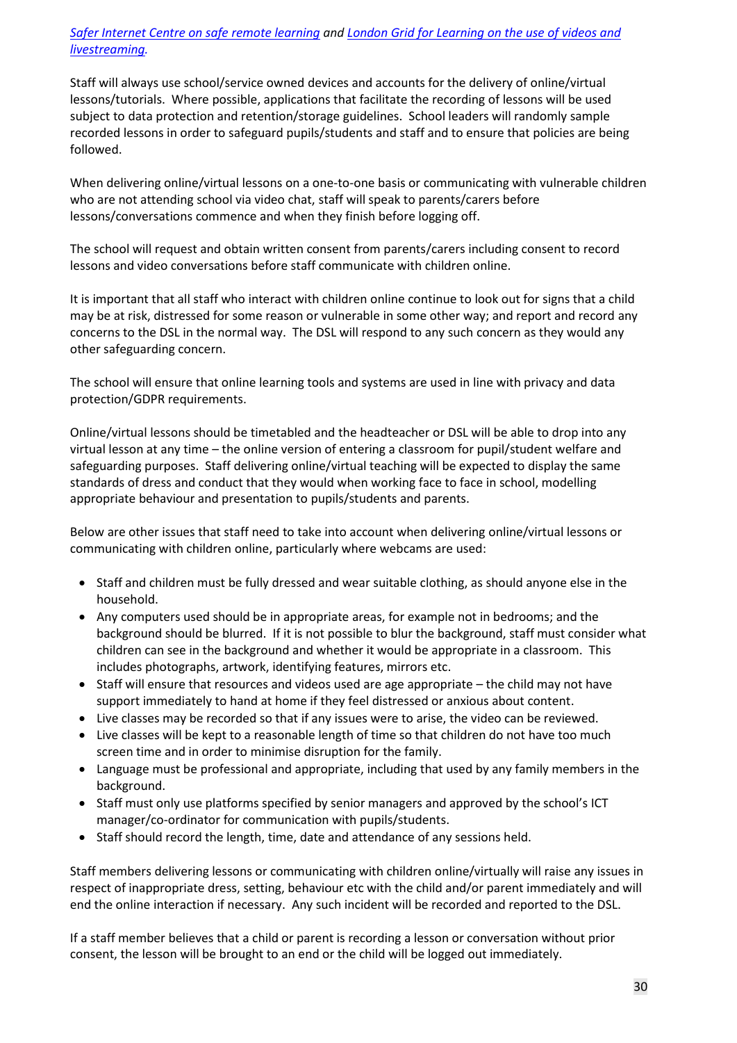*[Safer Internet Centre on safe remote learning](#) and [London Grid for Learning on the use of videos and livestreaming](#).*

Staff will always use school/service owned devices and accounts for the delivery of online/virtual lessons/tutorials. Where possible, applications that facilitate the recording of lessons will be used subject to data protection and retention/storage guidelines. School leaders will randomly sample recorded lessons in order to safeguard pupils/students and staff and to ensure that policies are being followed.

When delivering online/virtual lessons on a one-to-one basis or communicating with vulnerable children who are not attending school via video chat, staff will speak to parents/carers before lessons/conversations commence and when they finish before logging off.

The school will request and obtain written consent from parents/carers including consent to record lessons and video conversations before staff communicate with children online.

It is important that all staff who interact with children online continue to look out for signs that a child may be at risk, distressed for some reason or vulnerable in some other way; and report and record any concerns to the DSL in the normal way. The DSL will respond to any such concern as they would any other safeguarding concern.

The school will ensure that online learning tools and systems are used in line with privacy and data protection/GDPR requirements.

Online/virtual lessons should be timetabled and the headteacher or DSL will be able to drop into any virtual lesson at any time – the online version of entering a classroom for pupil/student welfare and safeguarding purposes. Staff delivering online/virtual teaching will be expected to display the same standards of dress and conduct that they would when working face to face in school, modelling appropriate behaviour and presentation to pupils/students and parents.

Below are other issues that staff need to take into account when delivering online/virtual lessons or communicating with children online, particularly where webcams are used:

- Staff and children must be fully dressed and wear suitable clothing, as should anyone else in the household.
- Any computers used should be in appropriate areas, for example not in bedrooms; and the background should be blurred. If it is not possible to blur the background, staff must consider what children can see in the background and whether it would be appropriate in a classroom. This includes photographs, artwork, identifying features, mirrors etc.
- Staff will ensure that resources and videos used are age appropriate – the child may not have support immediately to hand at home if they feel distressed or anxious about content.
- Live classes may be recorded so that if any issues were to arise, the video can be reviewed.
- Live classes will be kept to a reasonable length of time so that children do not have too much screen time and in order to minimise disruption for the family.
- Language must be professional and appropriate, including that used by any family members in the background.
- Staff must only use platforms specified by senior managers and approved by the school's ICT manager/co-ordinator for communication with pupils/students.
- Staff should record the length, time, date and attendance of any sessions held.

Staff members delivering lessons or communicating with children online/virtually will raise any issues in respect of inappropriate dress, setting, behaviour etc with the child and/or parent immediately and will end the online interaction if necessary. Any such incident will be recorded and reported to the DSL.

If a staff member believes that a child or parent is recording a lesson or conversation without prior consent, the lesson will be brought to an end or the child will be logged out immediately.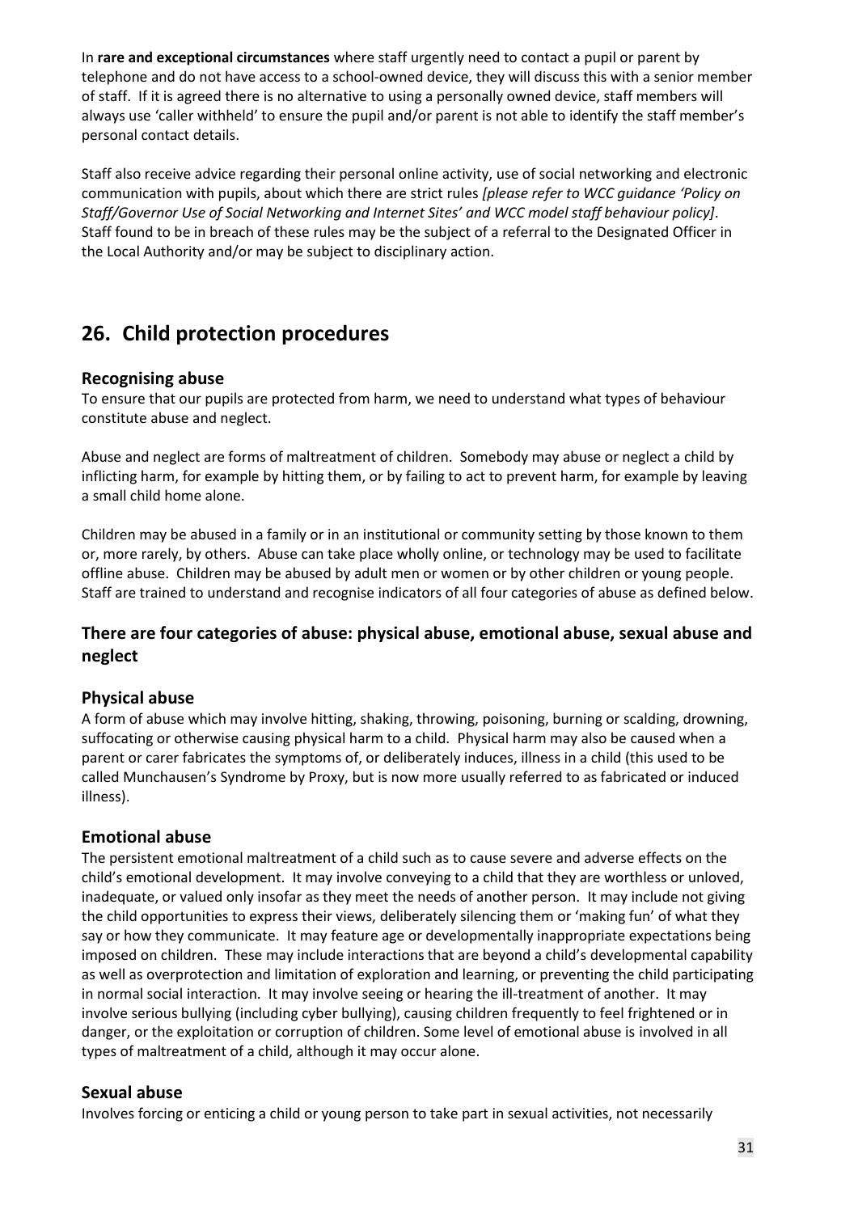In **rare and exceptional circumstances** where staff urgently need to contact a pupil or parent by telephone and do not have access to a school-owned device, they will discuss this with a senior member of staff. If it is agreed there is no alternative to using a personally owned device, staff members will always use 'caller withheld' to ensure the pupil and/or parent is not able to identify the staff member's personal contact details.

Staff also receive advice regarding their personal online activity, use of social networking and electronic communication with pupils, about which there are strict rules *[please refer to WCC guidance 'Policy on Staff/Governor Use of Social Networking and Internet Sites' and WCC model staff behaviour policy]*. Staff found to be in breach of these rules may be the subject of a referral to the Designated Officer in the Local Authority and/or may be subject to disciplinary action.

## 26. Child protection procedures

### Recognising abuse

To ensure that our pupils are protected from harm, we need to understand what types of behaviour constitute abuse and neglect.

Abuse and neglect are forms of maltreatment of children. Somebody may abuse or neglect a child by inflicting harm, for example by hitting them, or by failing to act to prevent harm, for example by leaving a small child home alone.

Children may be abused in a family or in an institutional or community setting by those known to them or, more rarely, by others. Abuse can take place wholly online, or technology may be used to facilitate offline abuse. Children may be abused by adult men or women or by other children or young people. Staff are trained to understand and recognise indicators of all four categories of abuse as defined below.

### There are four categories of abuse: physical abuse, emotional abuse, sexual abuse and neglect

### Physical abuse

A form of abuse which may involve hitting, shaking, throwing, poisoning, burning or scalding, drowning, suffocating or otherwise causing physical harm to a child. Physical harm may also be caused when a parent or carer fabricates the symptoms of, or deliberately induces, illness in a child (this used to be called Munchausen's Syndrome by Proxy, but is now more usually referred to as fabricated or induced illness).

### Emotional abuse

The persistent emotional maltreatment of a child such as to cause severe and adverse effects on the child's emotional development. It may involve conveying to a child that they are worthless or unloved, inadequate, or valued only insofar as they meet the needs of another person. It may include not giving the child opportunities to express their views, deliberately silencing them or 'making fun' of what they say or how they communicate. It may feature age or developmentally inappropriate expectations being imposed on children. These may include interactions that are beyond a child's developmental capability as well as overprotection and limitation of exploration and learning, or preventing the child participating in normal social interaction. It may involve seeing or hearing the ill-treatment of another. It may involve serious bullying (including cyber bullying), causing children frequently to feel frightened or in danger, or the exploitation or corruption of children. Some level of emotional abuse is involved in all types of maltreatment of a child, although it may occur alone.

### Sexual abuse

Involves forcing or enticing a child or young person to take part in sexual activities, not necessarily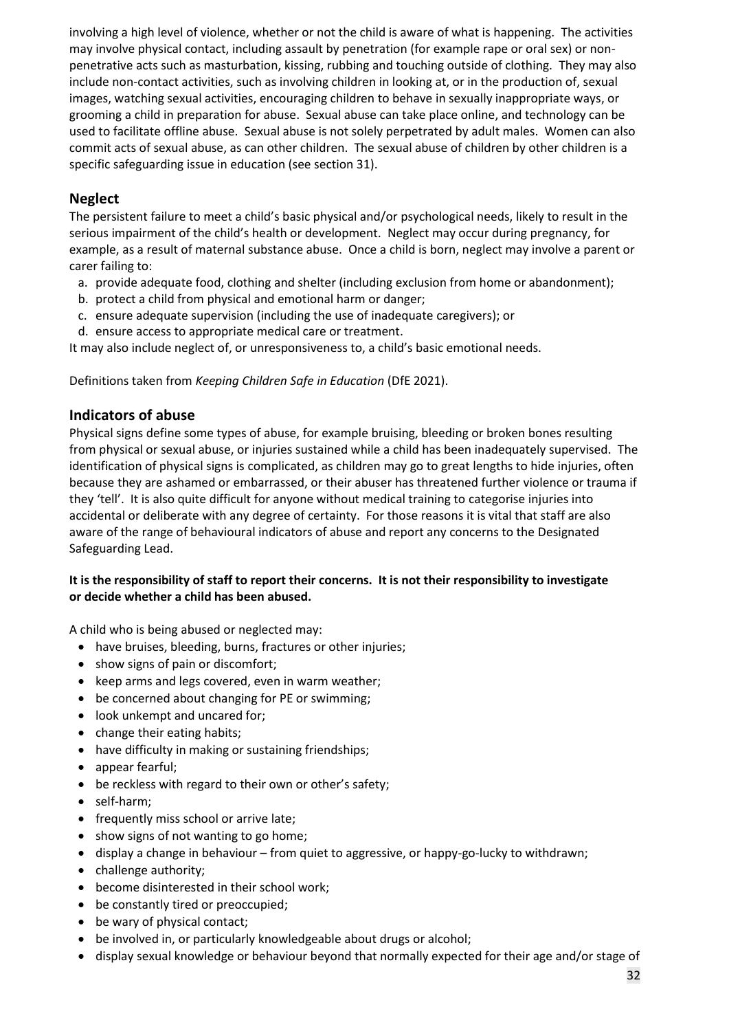involving a high level of violence, whether or not the child is aware of what is happening. The activities may involve physical contact, including assault by penetration (for example rape or oral sex) or non-penetrative acts such as masturbation, kissing, rubbing and touching outside of clothing. They may also include non-contact activities, such as involving children in looking at, or in the production of, sexual images, watching sexual activities, encouraging children to behave in sexually inappropriate ways, or grooming a child in preparation for abuse. Sexual abuse can take place online, and technology can be used to facilitate offline abuse. Sexual abuse is not solely perpetrated by adult males. Women can also commit acts of sexual abuse, as can other children. The sexual abuse of children by other children is a specific safeguarding issue in education (see section 31).

## Neglect

The persistent failure to meet a child's basic physical and/or psychological needs, likely to result in the serious impairment of the child's health or development. Neglect may occur during pregnancy, for example, as a result of maternal substance abuse. Once a child is born, neglect may involve a parent or carer failing to:

a. provide adequate food, clothing and shelter (including exclusion from home or abandonment);
b. protect a child from physical and emotional harm or danger;
c. ensure adequate supervision (including the use of inadequate caregivers); or
d. ensure access to appropriate medical care or treatment.

It may also include neglect of, or unresponsiveness to, a child's basic emotional needs.

Definitions taken from *Keeping Children Safe in Education* (DfE 2021).

## Indicators of abuse

Physical signs define some types of abuse, for example bruising, bleeding or broken bones resulting from physical or sexual abuse, or injuries sustained while a child has been inadequately supervised. The identification of physical signs is complicated, as children may go to great lengths to hide injuries, often because they are ashamed or embarrassed, or their abuser has threatened further violence or trauma if they 'tell'. It is also quite difficult for anyone without medical training to categorise injuries into accidental or deliberate with any degree of certainty. For those reasons it is vital that staff are also aware of the range of behavioural indicators of abuse and report any concerns to the Designated Safeguarding Lead.

**It is the responsibility of staff to report their concerns. It is not their responsibility to investigate or decide whether a child has been abused.**

A child who is being abused or neglected may:

- have bruises, bleeding, burns, fractures or other injuries;
- show signs of pain or discomfort;
- keep arms and legs covered, even in warm weather;
- be concerned about changing for PE or swimming;
- look unkempt and uncared for;
- change their eating habits;
- have difficulty in making or sustaining friendships;
- appear fearful;
- be reckless with regard to their own or other's safety;
- self-harm;
- frequently miss school or arrive late;
- show signs of not wanting to go home;
- display a change in behaviour – from quiet to aggressive, or happy-go-lucky to withdrawn;
- challenge authority;
- become disinterested in their school work;
- be constantly tired or preoccupied;
- be wary of physical contact;
- be involved in, or particularly knowledgeable about drugs or alcohol;
- display sexual knowledge or behaviour beyond that normally expected for their age and/or stage of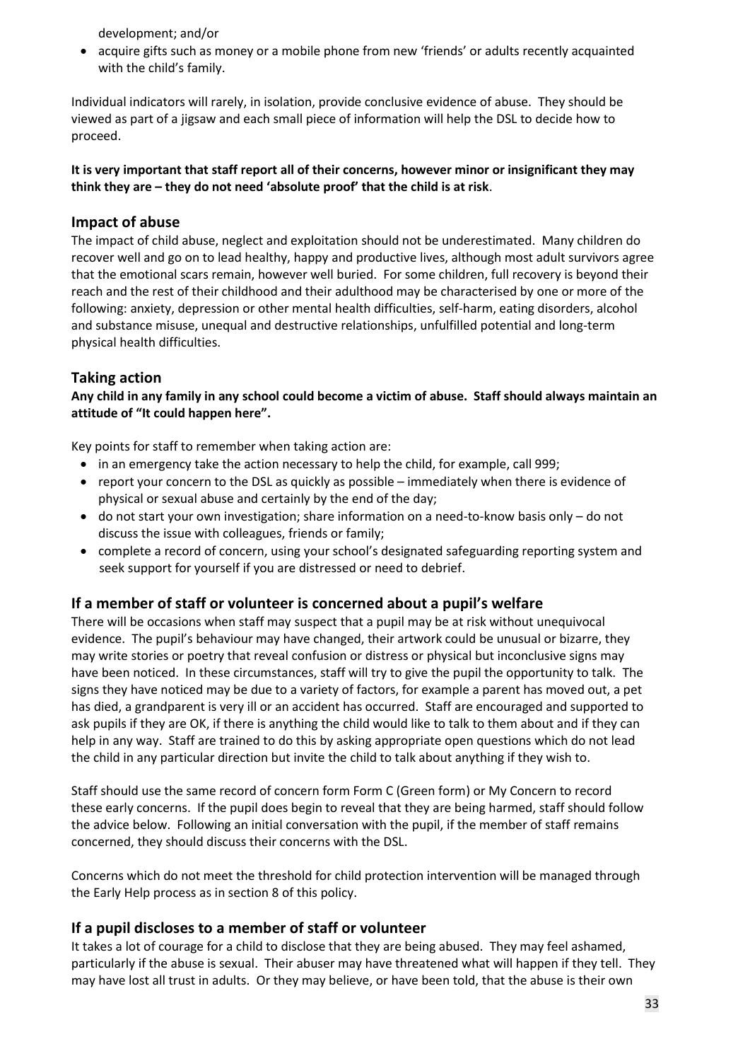development; and/or

- acquire gifts such as money or a mobile phone from new 'friends' or adults recently acquainted with the child's family.

Individual indicators will rarely, in isolation, provide conclusive evidence of abuse. They should be viewed as part of a jigsaw and each small piece of information will help the DSL to decide how to proceed.

**It is very important that staff report all of their concerns, however minor or insignificant they may think they are – they do not need 'absolute proof' that the child is at risk**.

## Impact of abuse

The impact of child abuse, neglect and exploitation should not be underestimated. Many children do recover well and go on to lead healthy, happy and productive lives, although most adult survivors agree that the emotional scars remain, however well buried. For some children, full recovery is beyond their reach and the rest of their childhood and their adulthood may be characterised by one or more of the following: anxiety, depression or other mental health difficulties, self-harm, eating disorders, alcohol and substance misuse, unequal and destructive relationships, unfulfilled potential and long-term physical health difficulties.

## Taking action

**Any child in any family in any school could become a victim of abuse. Staff should always maintain an attitude of "It could happen here".**

Key points for staff to remember when taking action are:

- in an emergency take the action necessary to help the child, for example, call 999;
- report your concern to the DSL as quickly as possible – immediately when there is evidence of physical or sexual abuse and certainly by the end of the day;
- do not start your own investigation; share information on a need-to-know basis only – do not discuss the issue with colleagues, friends or family;
- complete a record of concern, using your school's designated safeguarding reporting system and seek support for yourself if you are distressed or need to debrief.

## If a member of staff or volunteer is concerned about a pupil's welfare

There will be occasions when staff may suspect that a pupil may be at risk without unequivocal evidence. The pupil's behaviour may have changed, their artwork could be unusual or bizarre, they may write stories or poetry that reveal confusion or distress or physical but inconclusive signs may have been noticed. In these circumstances, staff will try to give the pupil the opportunity to talk. The signs they have noticed may be due to a variety of factors, for example a parent has moved out, a pet has died, a grandparent is very ill or an accident has occurred. Staff are encouraged and supported to ask pupils if they are OK, if there is anything the child would like to talk to them about and if they can help in any way. Staff are trained to do this by asking appropriate open questions which do not lead the child in any particular direction but invite the child to talk about anything if they wish to.

Staff should use the same record of concern form Form C (Green form) or My Concern to record these early concerns. If the pupil does begin to reveal that they are being harmed, staff should follow the advice below. Following an initial conversation with the pupil, if the member of staff remains concerned, they should discuss their concerns with the DSL.

Concerns which do not meet the threshold for child protection intervention will be managed through the Early Help process as in section 8 of this policy.

## If a pupil discloses to a member of staff or volunteer

It takes a lot of courage for a child to disclose that they are being abused. They may feel ashamed, particularly if the abuse is sexual. Their abuser may have threatened what will happen if they tell. They may have lost all trust in adults. Or they may believe, or have been told, that the abuse is their own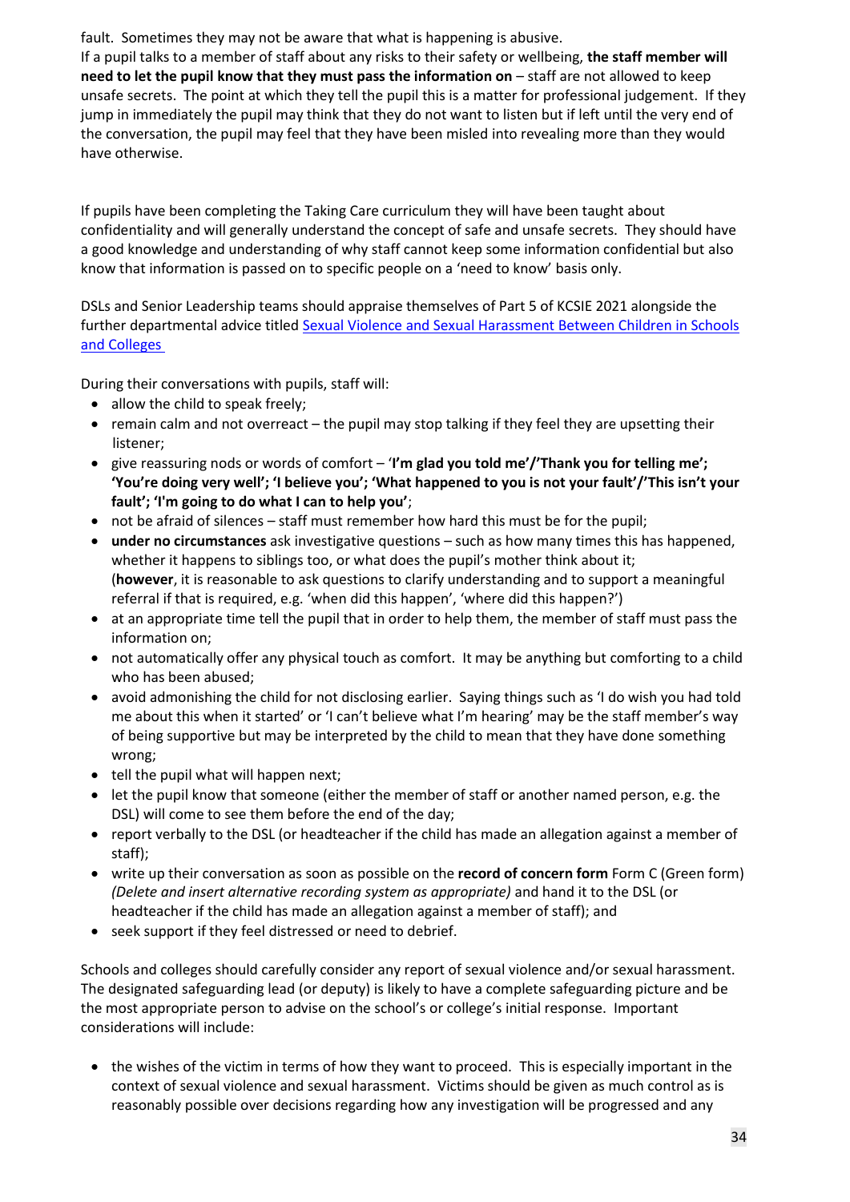fault. Sometimes they may not be aware that what is happening is abusive.
If a pupil talks to a member of staff about any risks to their safety or wellbeing, **the staff member will need to let the pupil know that they must pass the information on** – staff are not allowed to keep unsafe secrets. The point at which they tell the pupil this is a matter for professional judgement. If they jump in immediately the pupil may think that they do not want to listen but if left until the very end of the conversation, the pupil may feel that they have been misled into revealing more than they would have otherwise.

If pupils have been completing the Taking Care curriculum they will have been taught about confidentiality and will generally understand the concept of safe and unsafe secrets. They should have a good knowledge and understanding of why staff cannot keep some information confidential but also know that information is passed on to specific people on a 'need to know' basis only.

DSLs and Senior Leadership teams should appraise themselves of Part 5 of KCSIE 2021 alongside the further departmental advice titled Sexual Violence and Sexual Harassment Between Children in Schools and Colleges

During their conversations with pupils, staff will:

- allow the child to speak freely;
- remain calm and not overreact – the pupil may stop talking if they feel they are upsetting their listener;
- give reassuring nods or words of comfort – '**I'm glad you told me'/'Thank you for telling me'; 'You're doing very well'; 'I believe you'; 'What happened to you is not your fault'/'This isn't your fault'; 'I'm going to do what I can to help you'**;
- not be afraid of silences – staff must remember how hard this must be for the pupil;
- **under no circumstances** ask investigative questions – such as how many times this has happened, whether it happens to siblings too, or what does the pupil's mother think about it; (**however**, it is reasonable to ask questions to clarify understanding and to support a meaningful referral if that is required, e.g. 'when did this happen', 'where did this happen?')
- at an appropriate time tell the pupil that in order to help them, the member of staff must pass the information on;
- not automatically offer any physical touch as comfort. It may be anything but comforting to a child who has been abused;
- avoid admonishing the child for not disclosing earlier. Saying things such as 'I do wish you had told me about this when it started' or 'I can't believe what I'm hearing' may be the staff member's way of being supportive but may be interpreted by the child to mean that they have done something wrong;
- tell the pupil what will happen next;
- let the pupil know that someone (either the member of staff or another named person, e.g. the DSL) will come to see them before the end of the day;
- report verbally to the DSL (or headteacher if the child has made an allegation against a member of staff);
- write up their conversation as soon as possible on the **record of concern form** Form C (Green form) *(Delete and insert alternative recording system as appropriate)* and hand it to the DSL (or headteacher if the child has made an allegation against a member of staff); and
- seek support if they feel distressed or need to debrief.

Schools and colleges should carefully consider any report of sexual violence and/or sexual harassment. The designated safeguarding lead (or deputy) is likely to have a complete safeguarding picture and be the most appropriate person to advise on the school's or college's initial response. Important considerations will include:

- the wishes of the victim in terms of how they want to proceed. This is especially important in the context of sexual violence and sexual harassment. Victims should be given as much control as is reasonably possible over decisions regarding how any investigation will be progressed and any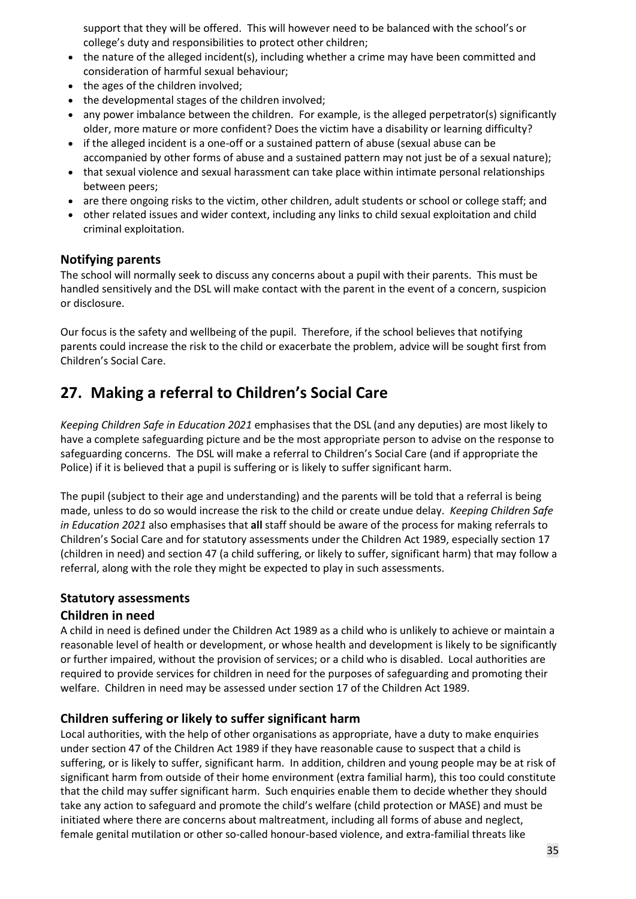support that they will be offered. This will however need to be balanced with the school's or college's duty and responsibilities to protect other children;

- the nature of the alleged incident(s), including whether a crime may have been committed and consideration of harmful sexual behaviour;
- the ages of the children involved;
- the developmental stages of the children involved;
- any power imbalance between the children. For example, is the alleged perpetrator(s) significantly older, more mature or more confident? Does the victim have a disability or learning difficulty?
- if the alleged incident is a one-off or a sustained pattern of abuse (sexual abuse can be accompanied by other forms of abuse and a sustained pattern may not just be of a sexual nature);
- that sexual violence and sexual harassment can take place within intimate personal relationships between peers;
- are there ongoing risks to the victim, other children, adult students or school or college staff; and
- other related issues and wider context, including any links to child sexual exploitation and child criminal exploitation.

### Notifying parents

The school will normally seek to discuss any concerns about a pupil with their parents. This must be handled sensitively and the DSL will make contact with the parent in the event of a concern, suspicion or disclosure.

Our focus is the safety and wellbeing of the pupil. Therefore, if the school believes that notifying parents could increase the risk to the child or exacerbate the problem, advice will be sought first from Children's Social Care.

## 27. Making a referral to Children's Social Care

*Keeping Children Safe in Education 2021* emphasises that the DSL (and any deputies) are most likely to have a complete safeguarding picture and be the most appropriate person to advise on the response to safeguarding concerns. The DSL will make a referral to Children's Social Care (and if appropriate the Police) if it is believed that a pupil is suffering or is likely to suffer significant harm.

The pupil (subject to their age and understanding) and the parents will be told that a referral is being made, unless to do so would increase the risk to the child or create undue delay. *Keeping Children Safe in Education 2021* also emphasises that **all** staff should be aware of the process for making referrals to Children's Social Care and for statutory assessments under the Children Act 1989, especially section 17 (children in need) and section 47 (a child suffering, or likely to suffer, significant harm) that may follow a referral, along with the role they might be expected to play in such assessments.

### Statutory assessments

### Children in need

A child in need is defined under the Children Act 1989 as a child who is unlikely to achieve or maintain a reasonable level of health or development, or whose health and development is likely to be significantly or further impaired, without the provision of services; or a child who is disabled. Local authorities are required to provide services for children in need for the purposes of safeguarding and promoting their welfare. Children in need may be assessed under section 17 of the Children Act 1989.

### Children suffering or likely to suffer significant harm

Local authorities, with the help of other organisations as appropriate, have a duty to make enquiries under section 47 of the Children Act 1989 if they have reasonable cause to suspect that a child is suffering, or is likely to suffer, significant harm. In addition, children and young people may be at risk of significant harm from outside of their home environment (extra familial harm), this too could constitute that the child may suffer significant harm. Such enquiries enable them to decide whether they should take any action to safeguard and promote the child's welfare (child protection or MASE) and must be initiated where there are concerns about maltreatment, including all forms of abuse and neglect, female genital mutilation or other so-called honour-based violence, and extra-familial threats like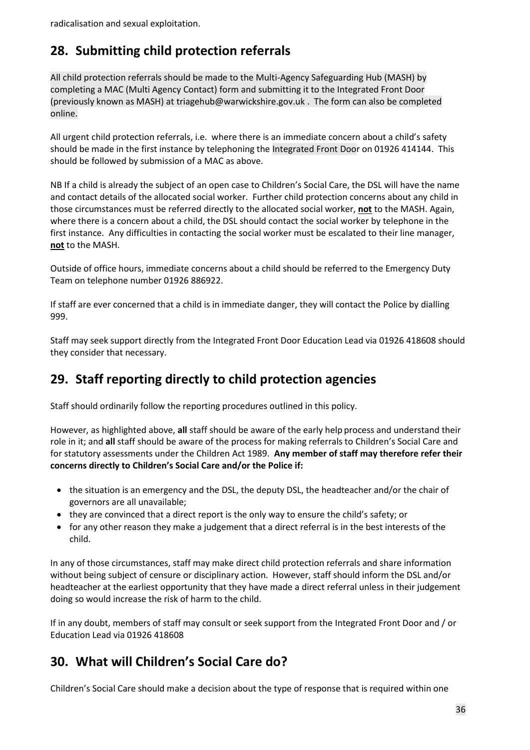radicalisation and sexual exploitation.

## 28. Submitting child protection referrals

All child protection referrals should be made to the Multi-Agency Safeguarding Hub (MASH) by completing a MAC (Multi Agency Contact) form and submitting it to the Integrated Front Door (previously known as MASH) at triagehub@warwickshire.gov.uk . The form can also be completed online.

All urgent child protection referrals, i.e. where there is an immediate concern about a child's safety should be made in the first instance by telephoning the Integrated Front Door on 01926 414144. This should be followed by submission of a MAC as above.

NB If a child is already the subject of an open case to Children's Social Care, the DSL will have the name and contact details of the allocated social worker. Further child protection concerns about any child in those circumstances must be referred directly to the allocated social worker, **not** to the MASH. Again, where there is a concern about a child, the DSL should contact the social worker by telephone in the first instance. Any difficulties in contacting the social worker must be escalated to their line manager, **not** to the MASH.

Outside of office hours, immediate concerns about a child should be referred to the Emergency Duty Team on telephone number 01926 886922.

If staff are ever concerned that a child is in immediate danger, they will contact the Police by dialling 999.

Staff may seek support directly from the Integrated Front Door Education Lead via 01926 418608 should they consider that necessary.

## 29. Staff reporting directly to child protection agencies

Staff should ordinarily follow the reporting procedures outlined in this policy.

However, as highlighted above, **all** staff should be aware of the early help process and understand their role in it; and **all** staff should be aware of the process for making referrals to Children's Social Care and for statutory assessments under the Children Act 1989. **Any member of staff may therefore refer their concerns directly to Children's Social Care and/or the Police if:**

- the situation is an emergency and the DSL, the deputy DSL, the headteacher and/or the chair of governors are all unavailable;
- they are convinced that a direct report is the only way to ensure the child's safety; or
- for any other reason they make a judgement that a direct referral is in the best interests of the child.

In any of those circumstances, staff may make direct child protection referrals and share information without being subject of censure or disciplinary action. However, staff should inform the DSL and/or headteacher at the earliest opportunity that they have made a direct referral unless in their judgement doing so would increase the risk of harm to the child.

If in any doubt, members of staff may consult or seek support from the Integrated Front Door and / or Education Lead via 01926 418608

## 30. What will Children's Social Care do?

Children's Social Care should make a decision about the type of response that is required within one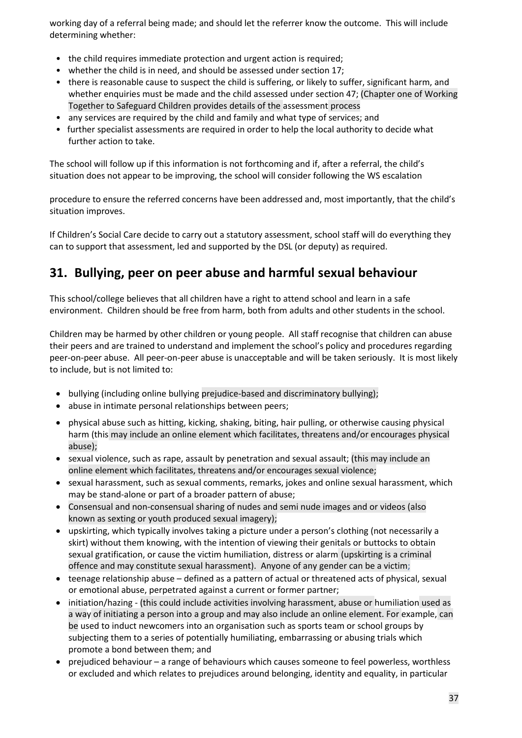working day of a referral being made; and should let the referrer know the outcome. This will include determining whether:

- the child requires immediate protection and urgent action is required;
- whether the child is in need, and should be assessed under section 17;
- there is reasonable cause to suspect the child is suffering, or likely to suffer, significant harm, and whether enquiries must be made and the child assessed under section 47; (Chapter one of Working Together to Safeguard Children provides details of the assessment process
- any services are required by the child and family and what type of services; and
- further specialist assessments are required in order to help the local authority to decide what further action to take.

The school will follow up if this information is not forthcoming and if, after a referral, the child's situation does not appear to be improving, the school will consider following the WS escalation

procedure to ensure the referred concerns have been addressed and, most importantly, that the child's situation improves.

If Children's Social Care decide to carry out a statutory assessment, school staff will do everything they can to support that assessment, led and supported by the DSL (or deputy) as required.

## 31. Bullying, peer on peer abuse and harmful sexual behaviour

This school/college believes that all children have a right to attend school and learn in a safe environment. Children should be free from harm, both from adults and other students in the school.

Children may be harmed by other children or young people. All staff recognise that children can abuse their peers and are trained to understand and implement the school's policy and procedures regarding peer-on-peer abuse. All peer-on-peer abuse is unacceptable and will be taken seriously. It is most likely to include, but is not limited to:

- bullying (including online bullying prejudice-based and discriminatory bullying);
- abuse in intimate personal relationships between peers;
- physical abuse such as hitting, kicking, shaking, biting, hair pulling, or otherwise causing physical harm (this may include an online element which facilitates, threatens and/or encourages physical abuse);
- sexual violence, such as rape, assault by penetration and sexual assault; (this may include an online element which facilitates, threatens and/or encourages sexual violence;
- sexual harassment, such as sexual comments, remarks, jokes and online sexual harassment, which may be stand-alone or part of a broader pattern of abuse;
- Consensual and non-consensual sharing of nudes and semi nude images and or videos (also known as sexting or youth produced sexual imagery);
- upskirting, which typically involves taking a picture under a person's clothing (not necessarily a skirt) without them knowing, with the intention of viewing their genitals or buttocks to obtain sexual gratification, or cause the victim humiliation, distress or alarm (upskirting is a criminal offence and may constitute sexual harassment). Anyone of any gender can be a victim;
- teenage relationship abuse – defined as a pattern of actual or threatened acts of physical, sexual or emotional abuse, perpetrated against a current or former partner;
- initiation/hazing - (this could include activities involving harassment, abuse or humiliation used as a way of initiating a person into a group and may also include an online element. For example, can be used to induct newcomers into an organisation such as sports team or school groups by subjecting them to a series of potentially humiliating, embarrassing or abusing trials which promote a bond between them; and
- prejudiced behaviour – a range of behaviours which causes someone to feel powerless, worthless or excluded and which relates to prejudices around belonging, identity and equality, in particular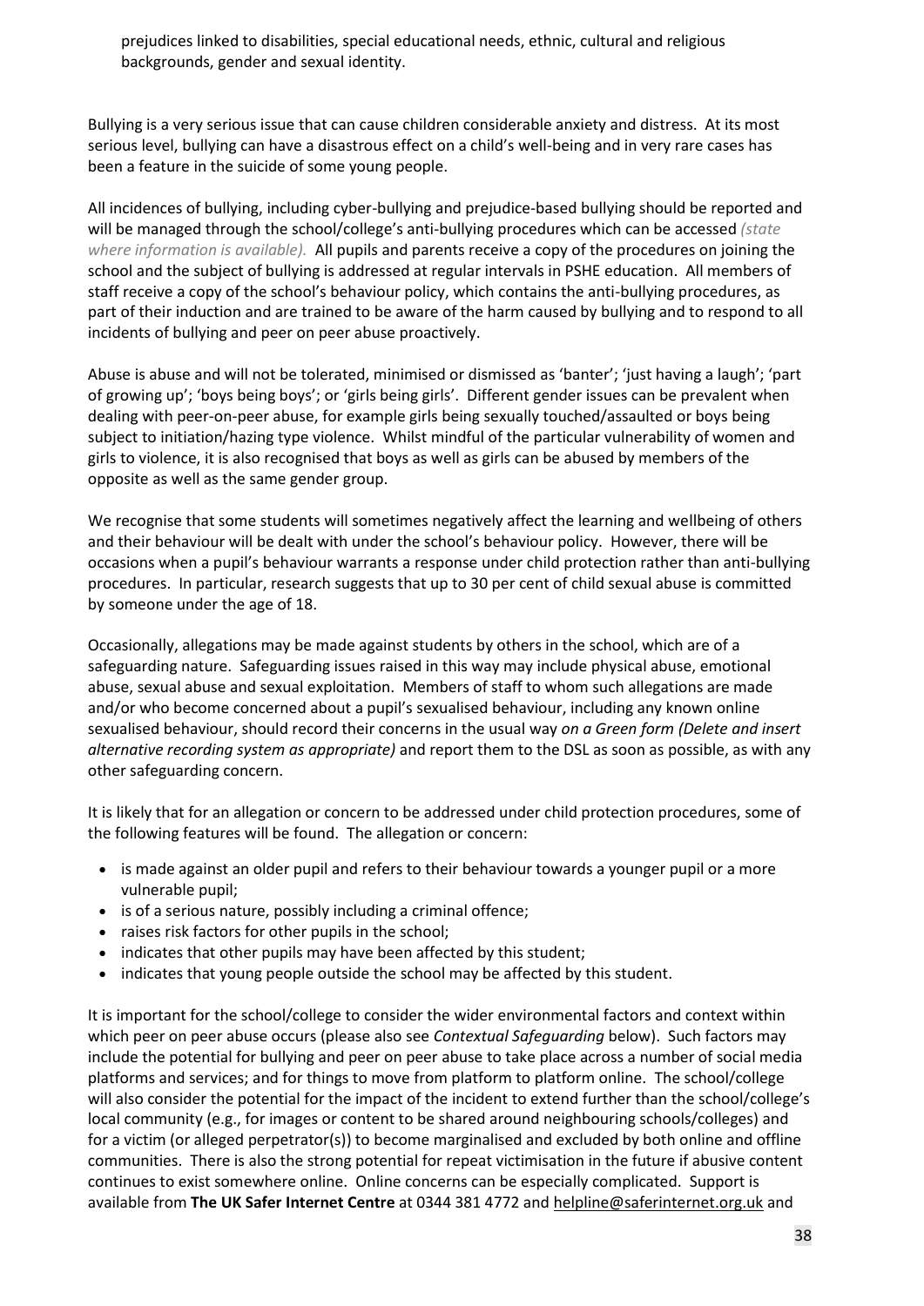prejudices linked to disabilities, special educational needs, ethnic, cultural and religious backgrounds, gender and sexual identity.

Bullying is a very serious issue that can cause children considerable anxiety and distress. At its most serious level, bullying can have a disastrous effect on a child's well-being and in very rare cases has been a feature in the suicide of some young people.

All incidences of bullying, including cyber-bullying and prejudice-based bullying should be reported and will be managed through the school/college's anti-bullying procedures which can be accessed *(state where information is available).* All pupils and parents receive a copy of the procedures on joining the school and the subject of bullying is addressed at regular intervals in PSHE education. All members of staff receive a copy of the school's behaviour policy, which contains the anti-bullying procedures, as part of their induction and are trained to be aware of the harm caused by bullying and to respond to all incidents of bullying and peer on peer abuse proactively.

Abuse is abuse and will not be tolerated, minimised or dismissed as 'banter'; 'just having a laugh'; 'part of growing up'; 'boys being boys'; or 'girls being girls'. Different gender issues can be prevalent when dealing with peer-on-peer abuse, for example girls being sexually touched/assaulted or boys being subject to initiation/hazing type violence. Whilst mindful of the particular vulnerability of women and girls to violence, it is also recognised that boys as well as girls can be abused by members of the opposite as well as the same gender group.

We recognise that some students will sometimes negatively affect the learning and wellbeing of others and their behaviour will be dealt with under the school's behaviour policy. However, there will be occasions when a pupil's behaviour warrants a response under child protection rather than anti-bullying procedures. In particular, research suggests that up to 30 per cent of child sexual abuse is committed by someone under the age of 18.

Occasionally, allegations may be made against students by others in the school, which are of a safeguarding nature. Safeguarding issues raised in this way may include physical abuse, emotional abuse, sexual abuse and sexual exploitation. Members of staff to whom such allegations are made and/or who become concerned about a pupil's sexualised behaviour, including any known online sexualised behaviour, should record their concerns in the usual way *on a Green form (Delete and insert alternative recording system as appropriate)* and report them to the DSL as soon as possible, as with any other safeguarding concern.

It is likely that for an allegation or concern to be addressed under child protection procedures, some of the following features will be found. The allegation or concern:

- is made against an older pupil and refers to their behaviour towards a younger pupil or a more vulnerable pupil;
- is of a serious nature, possibly including a criminal offence;
- raises risk factors for other pupils in the school;
- indicates that other pupils may have been affected by this student;
- indicates that young people outside the school may be affected by this student.

It is important for the school/college to consider the wider environmental factors and context within which peer on peer abuse occurs (please also see *Contextual Safeguarding* below). Such factors may include the potential for bullying and peer on peer abuse to take place across a number of social media platforms and services; and for things to move from platform to platform online. The school/college will also consider the potential for the impact of the incident to extend further than the school/college's local community (e.g., for images or content to be shared around neighbouring schools/colleges) and for a victim (or alleged perpetrator(s)) to become marginalised and excluded by both online and offline communities. There is also the strong potential for repeat victimisation in the future if abusive content continues to exist somewhere online. Online concerns can be especially complicated. Support is available from **The UK Safer Internet Centre** at 0344 381 4772 and helpline@saferinternet.org.uk and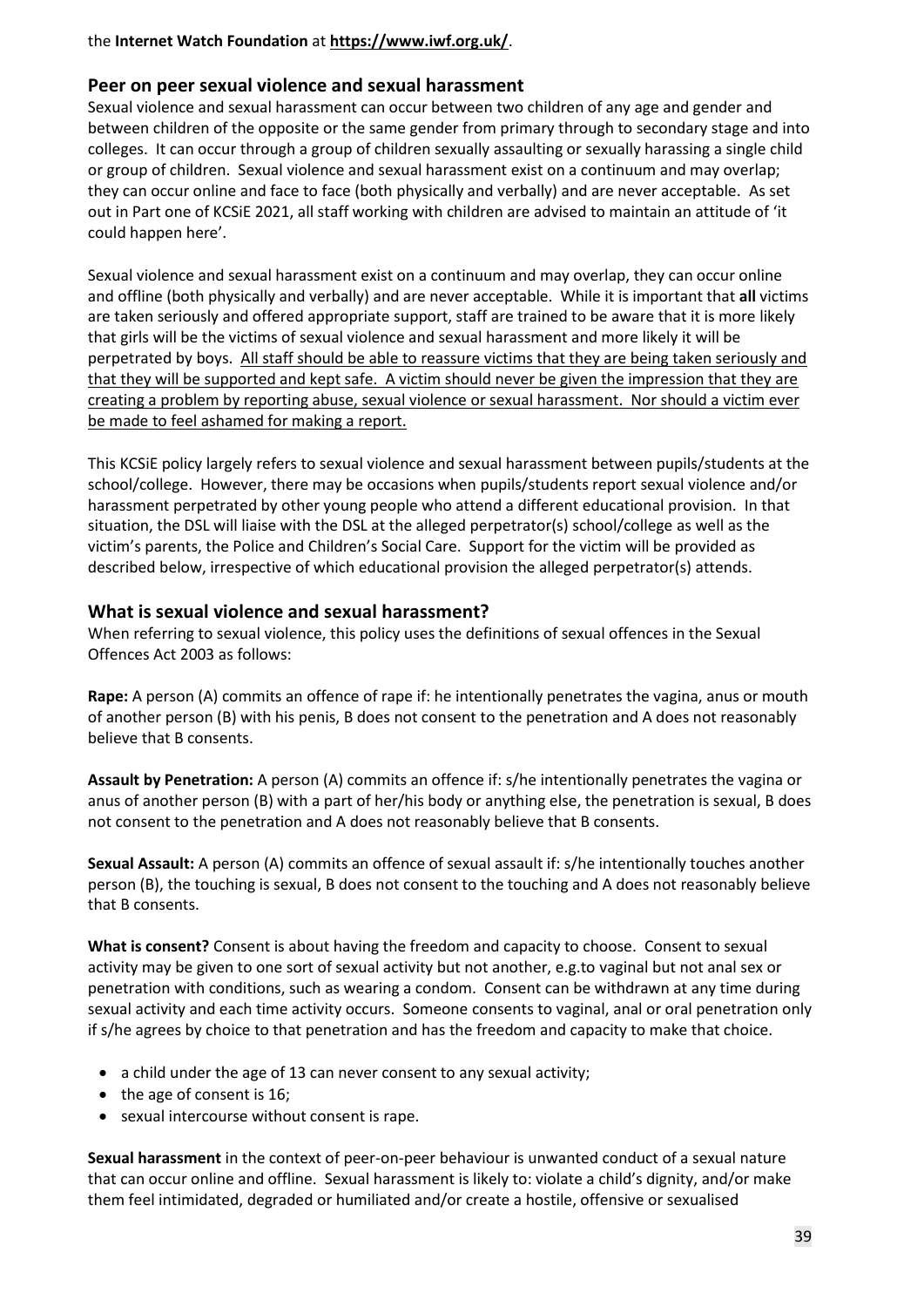the **Internet Watch Foundation** at **https://www.iwf.org.uk/**.

## Peer on peer sexual violence and sexual harassment

Sexual violence and sexual harassment can occur between two children of any age and gender and between children of the opposite or the same gender from primary through to secondary stage and into colleges. It can occur through a group of children sexually assaulting or sexually harassing a single child or group of children. Sexual violence and sexual harassment exist on a continuum and may overlap; they can occur online and face to face (both physically and verbally) and are never acceptable. As set out in Part one of KCSiE 2021, all staff working with children are advised to maintain an attitude of 'it could happen here'.

Sexual violence and sexual harassment exist on a continuum and may overlap, they can occur online and offline (both physically and verbally) and are never acceptable. While it is important that **all** victims are taken seriously and offered appropriate support, staff are trained to be aware that it is more likely that girls will be the victims of sexual violence and sexual harassment and more likely it will be perpetrated by boys. <u>All staff should be able to reassure victims that they are being taken seriously and that they will be supported and kept safe. A victim should never be given the impression that they are creating a problem by reporting abuse, sexual violence or sexual harassment. Nor should a victim ever be made to feel ashamed for making a report.</u>

This KCSiE policy largely refers to sexual violence and sexual harassment between pupils/students at the school/college. However, there may be occasions when pupils/students report sexual violence and/or harassment perpetrated by other young people who attend a different educational provision. In that situation, the DSL will liaise with the DSL at the alleged perpetrator(s) school/college as well as the victim's parents, the Police and Children's Social Care. Support for the victim will be provided as described below, irrespective of which educational provision the alleged perpetrator(s) attends.

## What is sexual violence and sexual harassment?

When referring to sexual violence, this policy uses the definitions of sexual offences in the Sexual Offences Act 2003 as follows:

**Rape:** A person (A) commits an offence of rape if: he intentionally penetrates the vagina, anus or mouth of another person (B) with his penis, B does not consent to the penetration and A does not reasonably believe that B consents.

**Assault by Penetration:** A person (A) commits an offence if: s/he intentionally penetrates the vagina or anus of another person (B) with a part of her/his body or anything else, the penetration is sexual, B does not consent to the penetration and A does not reasonably believe that B consents.

**Sexual Assault:** A person (A) commits an offence of sexual assault if: s/he intentionally touches another person (B), the touching is sexual, B does not consent to the touching and A does not reasonably believe that B consents.

**What is consent?** Consent is about having the freedom and capacity to choose. Consent to sexual activity may be given to one sort of sexual activity but not another, e.g.to vaginal but not anal sex or penetration with conditions, such as wearing a condom. Consent can be withdrawn at any time during sexual activity and each time activity occurs. Someone consents to vaginal, anal or oral penetration only if s/he agrees by choice to that penetration and has the freedom and capacity to make that choice.

- a child under the age of 13 can never consent to any sexual activity;
- the age of consent is 16;
- sexual intercourse without consent is rape.

**Sexual harassment** in the context of peer-on-peer behaviour is unwanted conduct of a sexual nature that can occur online and offline. Sexual harassment is likely to: violate a child's dignity, and/or make them feel intimidated, degraded or humiliated and/or create a hostile, offensive or sexualised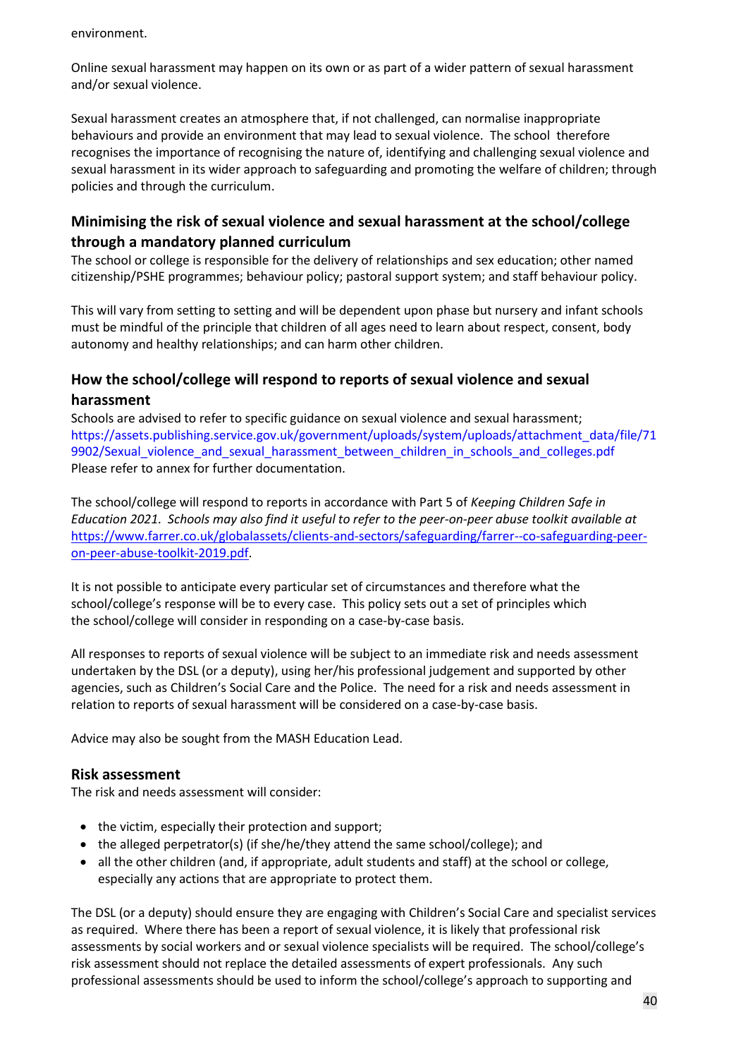environment.

Online sexual harassment may happen on its own or as part of a wider pattern of sexual harassment and/or sexual violence.

Sexual harassment creates an atmosphere that, if not challenged, can normalise inappropriate behaviours and provide an environment that may lead to sexual violence. The school therefore recognises the importance of recognising the nature of, identifying and challenging sexual violence and sexual harassment in its wider approach to safeguarding and promoting the welfare of children; through policies and through the curriculum.

## Minimising the risk of sexual violence and sexual harassment at the school/college through a mandatory planned curriculum

The school or college is responsible for the delivery of relationships and sex education; other named citizenship/PSHE programmes; behaviour policy; pastoral support system; and staff behaviour policy.

This will vary from setting to setting and will be dependent upon phase but nursery and infant schools must be mindful of the principle that children of all ages need to learn about respect, consent, body autonomy and healthy relationships; and can harm other children.

## How the school/college will respond to reports of sexual violence and sexual harassment

Schools are advised to refer to specific guidance on sexual violence and sexual harassment; https://assets.publishing.service.gov.uk/government/uploads/system/uploads/attachment_data/file/719902/Sexual_violence_and_sexual_harassment_between_children_in_schools_and_colleges.pdf
Please refer to annex for further documentation.

The school/college will respond to reports in accordance with Part 5 of *Keeping Children Safe in Education 2021. Schools may also find it useful to refer to the peer-on-peer abuse toolkit available at* https://www.farrer.co.uk/globalassets/clients-and-sectors/safeguarding/farrer--co-safeguarding-peer-on-peer-abuse-toolkit-2019.pdf.

It is not possible to anticipate every particular set of circumstances and therefore what the school/college's response will be to every case. This policy sets out a set of principles which the school/college will consider in responding on a case-by-case basis.

All responses to reports of sexual violence will be subject to an immediate risk and needs assessment undertaken by the DSL (or a deputy), using her/his professional judgement and supported by other agencies, such as Children's Social Care and the Police. The need for a risk and needs assessment in relation to reports of sexual harassment will be considered on a case-by-case basis.

Advice may also be sought from the MASH Education Lead.

### Risk assessment

The risk and needs assessment will consider:

- the victim, especially their protection and support;
- the alleged perpetrator(s) (if she/he/they attend the same school/college); and
- all the other children (and, if appropriate, adult students and staff) at the school or college, especially any actions that are appropriate to protect them.

The DSL (or a deputy) should ensure they are engaging with Children's Social Care and specialist services as required. Where there has been a report of sexual violence, it is likely that professional risk assessments by social workers and or sexual violence specialists will be required. The school/college's risk assessment should not replace the detailed assessments of expert professionals. Any such professional assessments should be used to inform the school/college's approach to supporting and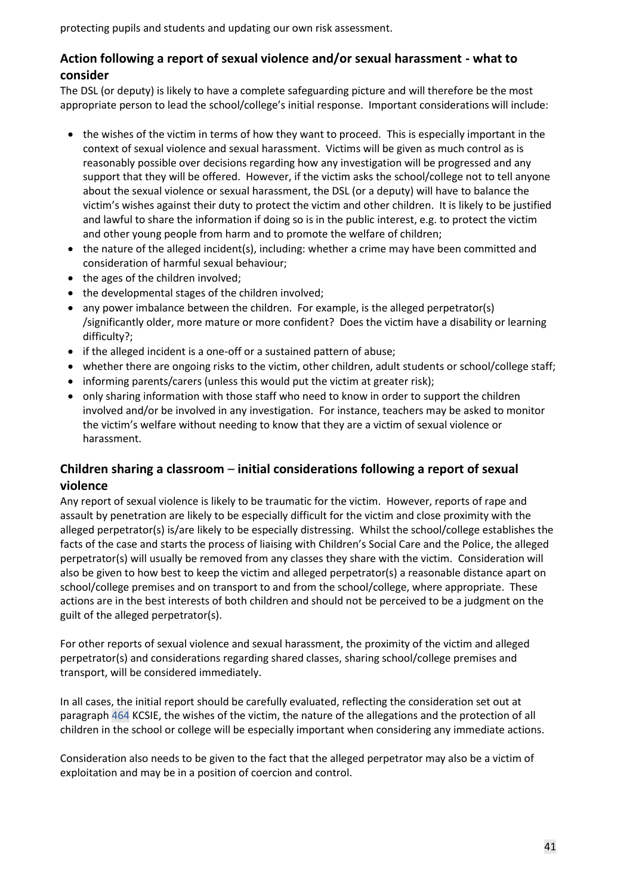protecting pupils and students and updating our own risk assessment.

## Action following a report of sexual violence and/or sexual harassment - what to consider

The DSL (or deputy) is likely to have a complete safeguarding picture and will therefore be the most appropriate person to lead the school/college's initial response. Important considerations will include:

- the wishes of the victim in terms of how they want to proceed. This is especially important in the context of sexual violence and sexual harassment. Victims will be given as much control as is reasonably possible over decisions regarding how any investigation will be progressed and any support that they will be offered. However, if the victim asks the school/college not to tell anyone about the sexual violence or sexual harassment, the DSL (or a deputy) will have to balance the victim's wishes against their duty to protect the victim and other children. It is likely to be justified and lawful to share the information if doing so is in the public interest, e.g. to protect the victim and other young people from harm and to promote the welfare of children;
- the nature of the alleged incident(s), including: whether a crime may have been committed and consideration of harmful sexual behaviour;
- the ages of the children involved;
- the developmental stages of the children involved;
- any power imbalance between the children. For example, is the alleged perpetrator(s) /significantly older, more mature or more confident? Does the victim have a disability or learning difficulty?;
- if the alleged incident is a one-off or a sustained pattern of abuse;
- whether there are ongoing risks to the victim, other children, adult students or school/college staff;
- informing parents/carers (unless this would put the victim at greater risk);
- only sharing information with those staff who need to know in order to support the children involved and/or be involved in any investigation. For instance, teachers may be asked to monitor the victim's welfare without needing to know that they are a victim of sexual violence or harassment.

## Children sharing a classroom – initial considerations following a report of sexual violence

Any report of sexual violence is likely to be traumatic for the victim. However, reports of rape and assault by penetration are likely to be especially difficult for the victim and close proximity with the alleged perpetrator(s) is/are likely to be especially distressing. Whilst the school/college establishes the facts of the case and starts the process of liaising with Children's Social Care and the Police, the alleged perpetrator(s) will usually be removed from any classes they share with the victim. Consideration will also be given to how best to keep the victim and alleged perpetrator(s) a reasonable distance apart on school/college premises and on transport to and from the school/college, where appropriate. These actions are in the best interests of both children and should not be perceived to be a judgment on the guilt of the alleged perpetrator(s).

For other reports of sexual violence and sexual harassment, the proximity of the victim and alleged perpetrator(s) and considerations regarding shared classes, sharing school/college premises and transport, will be considered immediately.

In all cases, the initial report should be carefully evaluated, reflecting the consideration set out at paragraph 464 KCSIE, the wishes of the victim, the nature of the allegations and the protection of all children in the school or college will be especially important when considering any immediate actions.

Consideration also needs to be given to the fact that the alleged perpetrator may also be a victim of exploitation and may be in a position of coercion and control.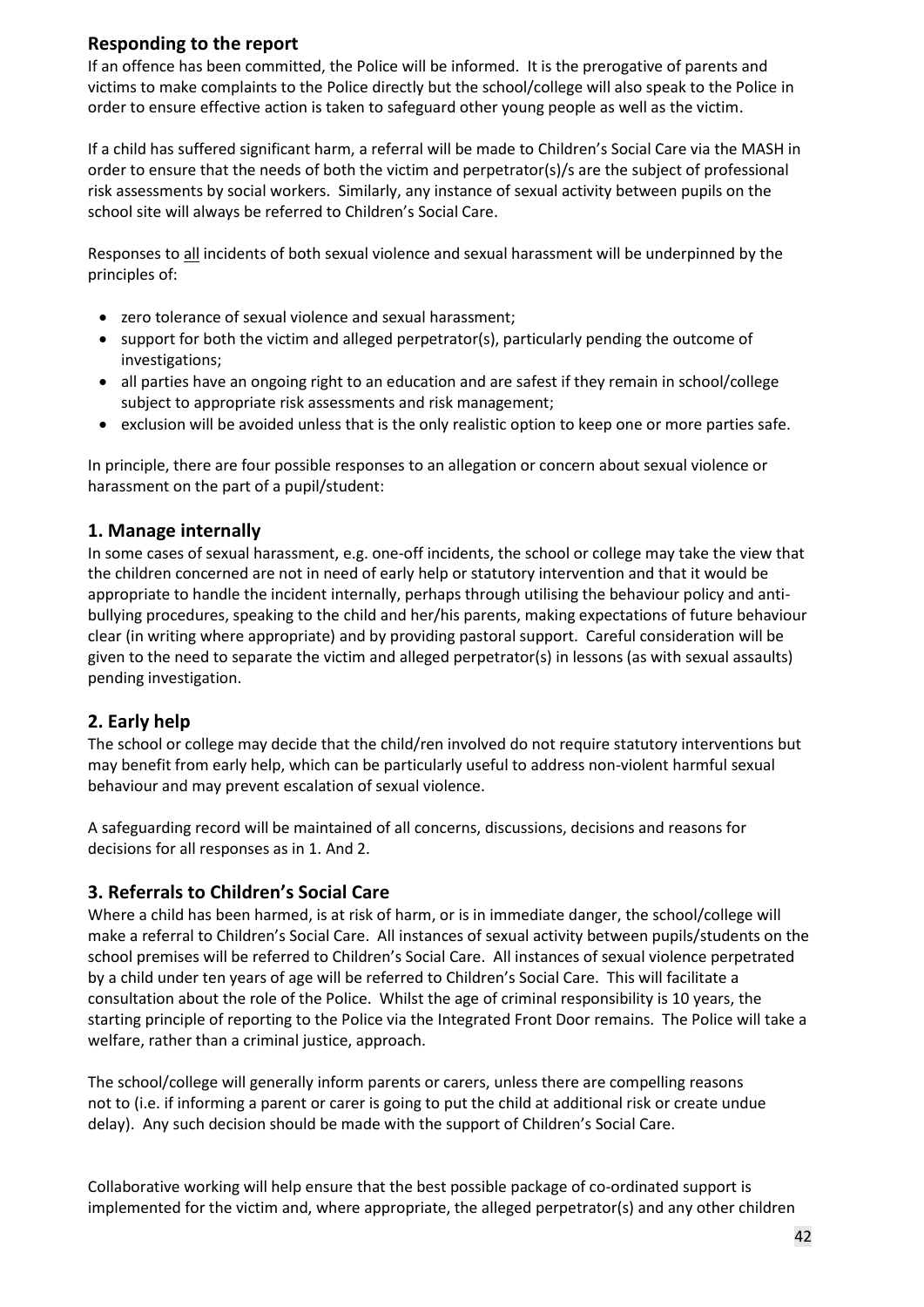## Responding to the report

If an offence has been committed, the Police will be informed. It is the prerogative of parents and victims to make complaints to the Police directly but the school/college will also speak to the Police in order to ensure effective action is taken to safeguard other young people as well as the victim.

If a child has suffered significant harm, a referral will be made to Children's Social Care via the MASH in order to ensure that the needs of both the victim and perpetrator(s)/s are the subject of professional risk assessments by social workers. Similarly, any instance of sexual activity between pupils on the school site will always be referred to Children's Social Care.

Responses to all incidents of both sexual violence and sexual harassment will be underpinned by the principles of:

- zero tolerance of sexual violence and sexual harassment;
- support for both the victim and alleged perpetrator(s), particularly pending the outcome of investigations;
- all parties have an ongoing right to an education and are safest if they remain in school/college subject to appropriate risk assessments and risk management;
- exclusion will be avoided unless that is the only realistic option to keep one or more parties safe.

In principle, there are four possible responses to an allegation or concern about sexual violence or harassment on the part of a pupil/student:

## 1. Manage internally

In some cases of sexual harassment, e.g. one-off incidents, the school or college may take the view that the children concerned are not in need of early help or statutory intervention and that it would be appropriate to handle the incident internally, perhaps through utilising the behaviour policy and anti-bullying procedures, speaking to the child and her/his parents, making expectations of future behaviour clear (in writing where appropriate) and by providing pastoral support. Careful consideration will be given to the need to separate the victim and alleged perpetrator(s) in lessons (as with sexual assaults) pending investigation.

## 2. Early help

The school or college may decide that the child/ren involved do not require statutory interventions but may benefit from early help, which can be particularly useful to address non-violent harmful sexual behaviour and may prevent escalation of sexual violence.

A safeguarding record will be maintained of all concerns, discussions, decisions and reasons for decisions for all responses as in 1. And 2.

## 3. Referrals to Children's Social Care

Where a child has been harmed, is at risk of harm, or is in immediate danger, the school/college will make a referral to Children's Social Care. All instances of sexual activity between pupils/students on the school premises will be referred to Children's Social Care. All instances of sexual violence perpetrated by a child under ten years of age will be referred to Children's Social Care. This will facilitate a consultation about the role of the Police. Whilst the age of criminal responsibility is 10 years, the starting principle of reporting to the Police via the Integrated Front Door remains. The Police will take a welfare, rather than a criminal justice, approach.

The school/college will generally inform parents or carers, unless there are compelling reasons not to (i.e. if informing a parent or carer is going to put the child at additional risk or create undue delay). Any such decision should be made with the support of Children's Social Care.

Collaborative working will help ensure that the best possible package of co-ordinated support is implemented for the victim and, where appropriate, the alleged perpetrator(s) and any other children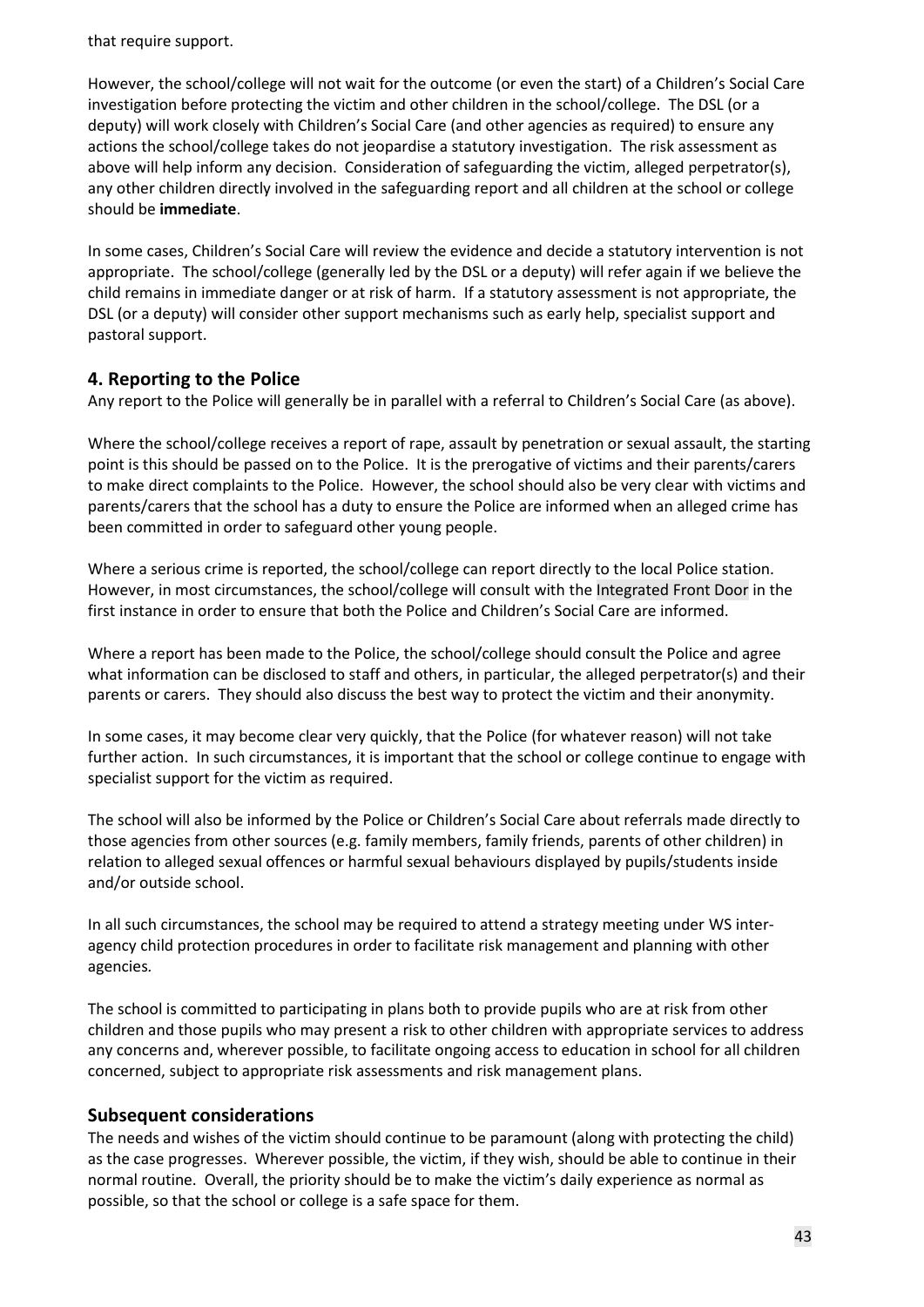that require support.

However, the school/college will not wait for the outcome (or even the start) of a Children's Social Care investigation before protecting the victim and other children in the school/college. The DSL (or a deputy) will work closely with Children's Social Care (and other agencies as required) to ensure any actions the school/college takes do not jeopardise a statutory investigation. The risk assessment as above will help inform any decision. Consideration of safeguarding the victim, alleged perpetrator(s), any other children directly involved in the safeguarding report and all children at the school or college should be **immediate**.

In some cases, Children's Social Care will review the evidence and decide a statutory intervention is not appropriate. The school/college (generally led by the DSL or a deputy) will refer again if we believe the child remains in immediate danger or at risk of harm. If a statutory assessment is not appropriate, the DSL (or a deputy) will consider other support mechanisms such as early help, specialist support and pastoral support.

## 4. Reporting to the Police

Any report to the Police will generally be in parallel with a referral to Children's Social Care (as above).

Where the school/college receives a report of rape, assault by penetration or sexual assault, the starting point is this should be passed on to the Police. It is the prerogative of victims and their parents/carers to make direct complaints to the Police. However, the school should also be very clear with victims and parents/carers that the school has a duty to ensure the Police are informed when an alleged crime has been committed in order to safeguard other young people.

Where a serious crime is reported, the school/college can report directly to the local Police station. However, in most circumstances, the school/college will consult with the Integrated Front Door in the first instance in order to ensure that both the Police and Children's Social Care are informed.

Where a report has been made to the Police, the school/college should consult the Police and agree what information can be disclosed to staff and others, in particular, the alleged perpetrator(s) and their parents or carers. They should also discuss the best way to protect the victim and their anonymity.

In some cases, it may become clear very quickly, that the Police (for whatever reason) will not take further action. In such circumstances, it is important that the school or college continue to engage with specialist support for the victim as required.

The school will also be informed by the Police or Children's Social Care about referrals made directly to those agencies from other sources (e.g. family members, family friends, parents of other children) in relation to alleged sexual offences or harmful sexual behaviours displayed by pupils/students inside and/or outside school.

In all such circumstances, the school may be required to attend a strategy meeting under WS inter-agency child protection procedures in order to facilitate risk management and planning with other agencies.

The school is committed to participating in plans both to provide pupils who are at risk from other children and those pupils who may present a risk to other children with appropriate services to address any concerns and, wherever possible, to facilitate ongoing access to education in school for all children concerned, subject to appropriate risk assessments and risk management plans.

## Subsequent considerations

The needs and wishes of the victim should continue to be paramount (along with protecting the child) as the case progresses. Wherever possible, the victim, if they wish, should be able to continue in their normal routine. Overall, the priority should be to make the victim's daily experience as normal as possible, so that the school or college is a safe space for them.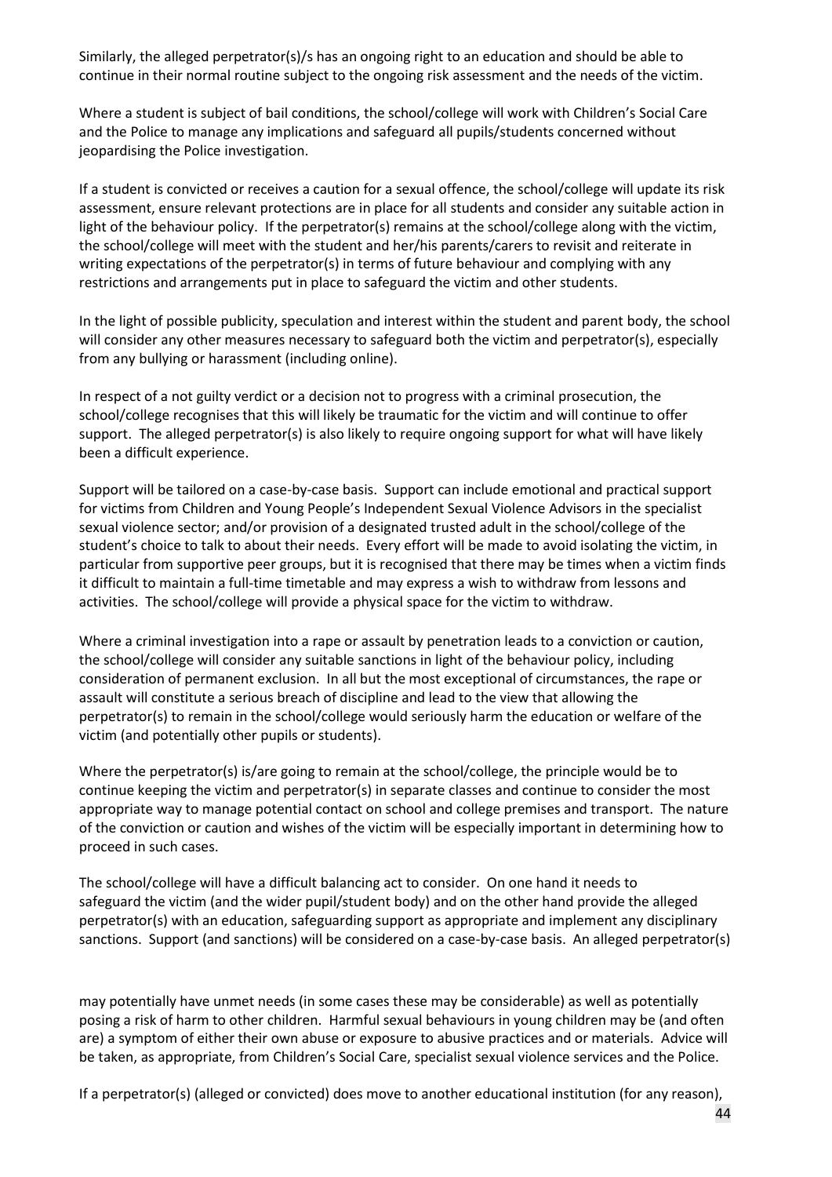Similarly, the alleged perpetrator(s)/s has an ongoing right to an education and should be able to continue in their normal routine subject to the ongoing risk assessment and the needs of the victim.

Where a student is subject of bail conditions, the school/college will work with Children's Social Care and the Police to manage any implications and safeguard all pupils/students concerned without jeopardising the Police investigation.

If a student is convicted or receives a caution for a sexual offence, the school/college will update its risk assessment, ensure relevant protections are in place for all students and consider any suitable action in light of the behaviour policy. If the perpetrator(s) remains at the school/college along with the victim, the school/college will meet with the student and her/his parents/carers to revisit and reiterate in writing expectations of the perpetrator(s) in terms of future behaviour and complying with any restrictions and arrangements put in place to safeguard the victim and other students.

In the light of possible publicity, speculation and interest within the student and parent body, the school will consider any other measures necessary to safeguard both the victim and perpetrator(s), especially from any bullying or harassment (including online).

In respect of a not guilty verdict or a decision not to progress with a criminal prosecution, the school/college recognises that this will likely be traumatic for the victim and will continue to offer support. The alleged perpetrator(s) is also likely to require ongoing support for what will have likely been a difficult experience.

Support will be tailored on a case-by-case basis. Support can include emotional and practical support for victims from Children and Young People's Independent Sexual Violence Advisors in the specialist sexual violence sector; and/or provision of a designated trusted adult in the school/college of the student's choice to talk to about their needs. Every effort will be made to avoid isolating the victim, in particular from supportive peer groups, but it is recognised that there may be times when a victim finds it difficult to maintain a full-time timetable and may express a wish to withdraw from lessons and activities. The school/college will provide a physical space for the victim to withdraw.

Where a criminal investigation into a rape or assault by penetration leads to a conviction or caution, the school/college will consider any suitable sanctions in light of the behaviour policy, including consideration of permanent exclusion. In all but the most exceptional of circumstances, the rape or assault will constitute a serious breach of discipline and lead to the view that allowing the perpetrator(s) to remain in the school/college would seriously harm the education or welfare of the victim (and potentially other pupils or students).

Where the perpetrator(s) is/are going to remain at the school/college, the principle would be to continue keeping the victim and perpetrator(s) in separate classes and continue to consider the most appropriate way to manage potential contact on school and college premises and transport. The nature of the conviction or caution and wishes of the victim will be especially important in determining how to proceed in such cases.

The school/college will have a difficult balancing act to consider. On one hand it needs to safeguard the victim (and the wider pupil/student body) and on the other hand provide the alleged perpetrator(s) with an education, safeguarding support as appropriate and implement any disciplinary sanctions. Support (and sanctions) will be considered on a case-by-case basis. An alleged perpetrator(s) may potentially have unmet needs (in some cases these may be considerable) as well as potentially posing a risk of harm to other children. Harmful sexual behaviours in young children may be (and often are) a symptom of either their own abuse or exposure to abusive practices and or materials. Advice will be taken, as appropriate, from Children's Social Care, specialist sexual violence services and the Police.

If a perpetrator(s) (alleged or convicted) does move to another educational institution (for any reason),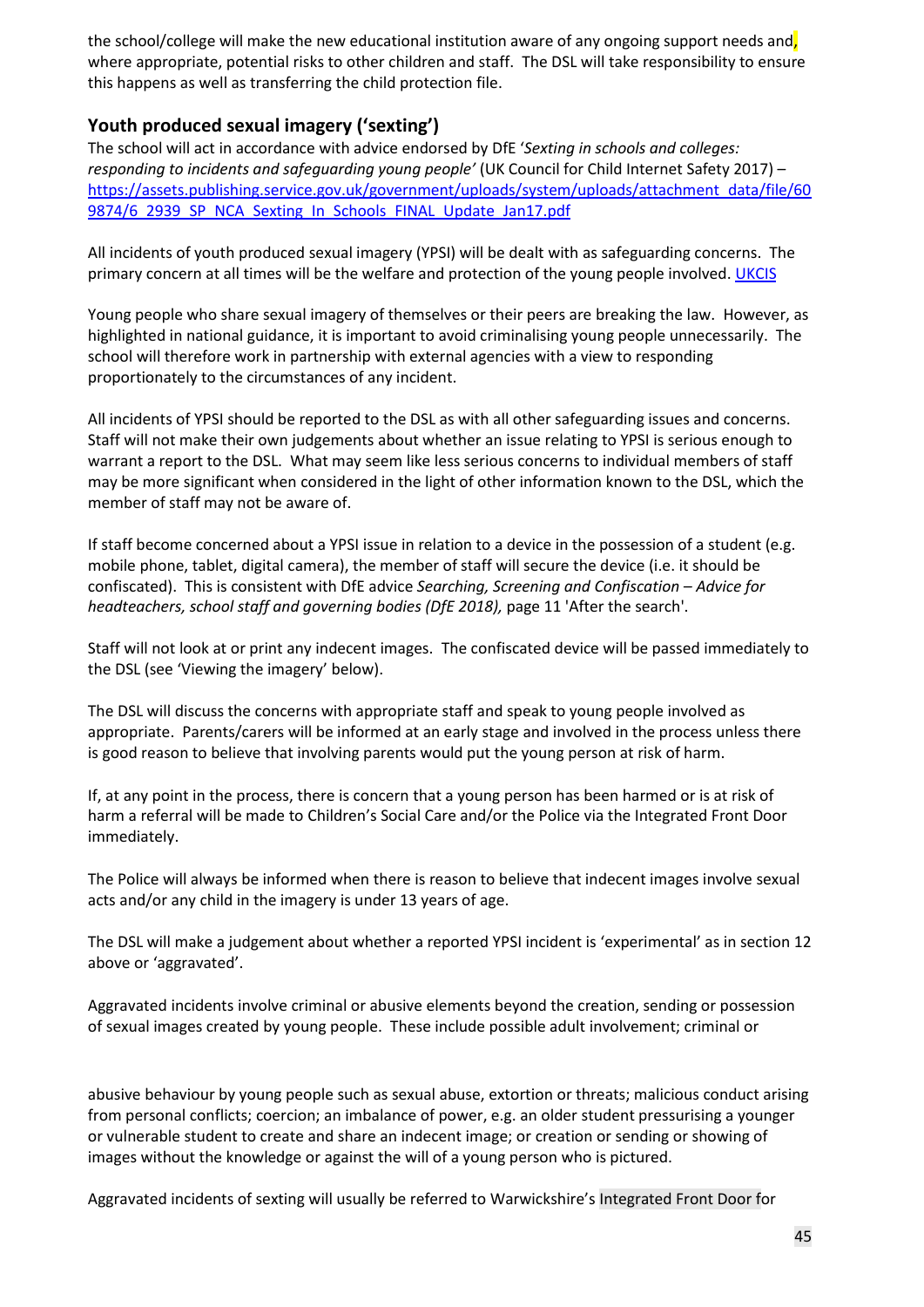the school/college will make the new educational institution aware of any ongoing support needs and, where appropriate, potential risks to other children and staff. The DSL will take responsibility to ensure this happens as well as transferring the child protection file.

## Youth produced sexual imagery ('sexting')

The school will act in accordance with advice endorsed by DfE '*Sexting in schools and colleges: responding to incidents and safeguarding young people'* (UK Council for Child Internet Safety 2017) – [https://assets.publishing.service.gov.uk/government/uploads/system/uploads/attachment_data/file/609874/6_2939_SP_NCA_Sexting_In_Schools_FINAL_Update_Jan17.pdf](https://assets.publishing.service.gov.uk/government/uploads/system/uploads/attachment_data/file/609874/6_2939_SP_NCA_Sexting_In_Schools_FINAL_Update_Jan17.pdf)

All incidents of youth produced sexual imagery (YPSI) will be dealt with as safeguarding concerns. The primary concern at all times will be the welfare and protection of the young people involved. UKCIS

Young people who share sexual imagery of themselves or their peers are breaking the law. However, as highlighted in national guidance, it is important to avoid criminalising young people unnecessarily. The school will therefore work in partnership with external agencies with a view to responding proportionately to the circumstances of any incident.

All incidents of YPSI should be reported to the DSL as with all other safeguarding issues and concerns. Staff will not make their own judgements about whether an issue relating to YPSI is serious enough to warrant a report to the DSL. What may seem like less serious concerns to individual members of staff may be more significant when considered in the light of other information known to the DSL, which the member of staff may not be aware of.

If staff become concerned about a YPSI issue in relation to a device in the possession of a student (e.g. mobile phone, tablet, digital camera), the member of staff will secure the device (i.e. it should be confiscated). This is consistent with DfE advice *Searching, Screening and Confiscation – Advice for headteachers, school staff and governing bodies (DfE 2018),* page 11 'After the search'.

Staff will not look at or print any indecent images. The confiscated device will be passed immediately to the DSL (see 'Viewing the imagery' below).

The DSL will discuss the concerns with appropriate staff and speak to young people involved as appropriate. Parents/carers will be informed at an early stage and involved in the process unless there is good reason to believe that involving parents would put the young person at risk of harm.

If, at any point in the process, there is concern that a young person has been harmed or is at risk of harm a referral will be made to Children's Social Care and/or the Police via the Integrated Front Door immediately.

The Police will always be informed when there is reason to believe that indecent images involve sexual acts and/or any child in the imagery is under 13 years of age.

The DSL will make a judgement about whether a reported YPSI incident is 'experimental' as in section 12 above or 'aggravated'.

Aggravated incidents involve criminal or abusive elements beyond the creation, sending or possession of sexual images created by young people. These include possible adult involvement; criminal or abusive behaviour by young people such as sexual abuse, extortion or threats; malicious conduct arising from personal conflicts; coercion; an imbalance of power, e.g. an older student pressurising a younger or vulnerable student to create and share an indecent image; or creation or sending or showing of images without the knowledge or against the will of a young person who is pictured.

Aggravated incidents of sexting will usually be referred to Warwickshire's Integrated Front Door for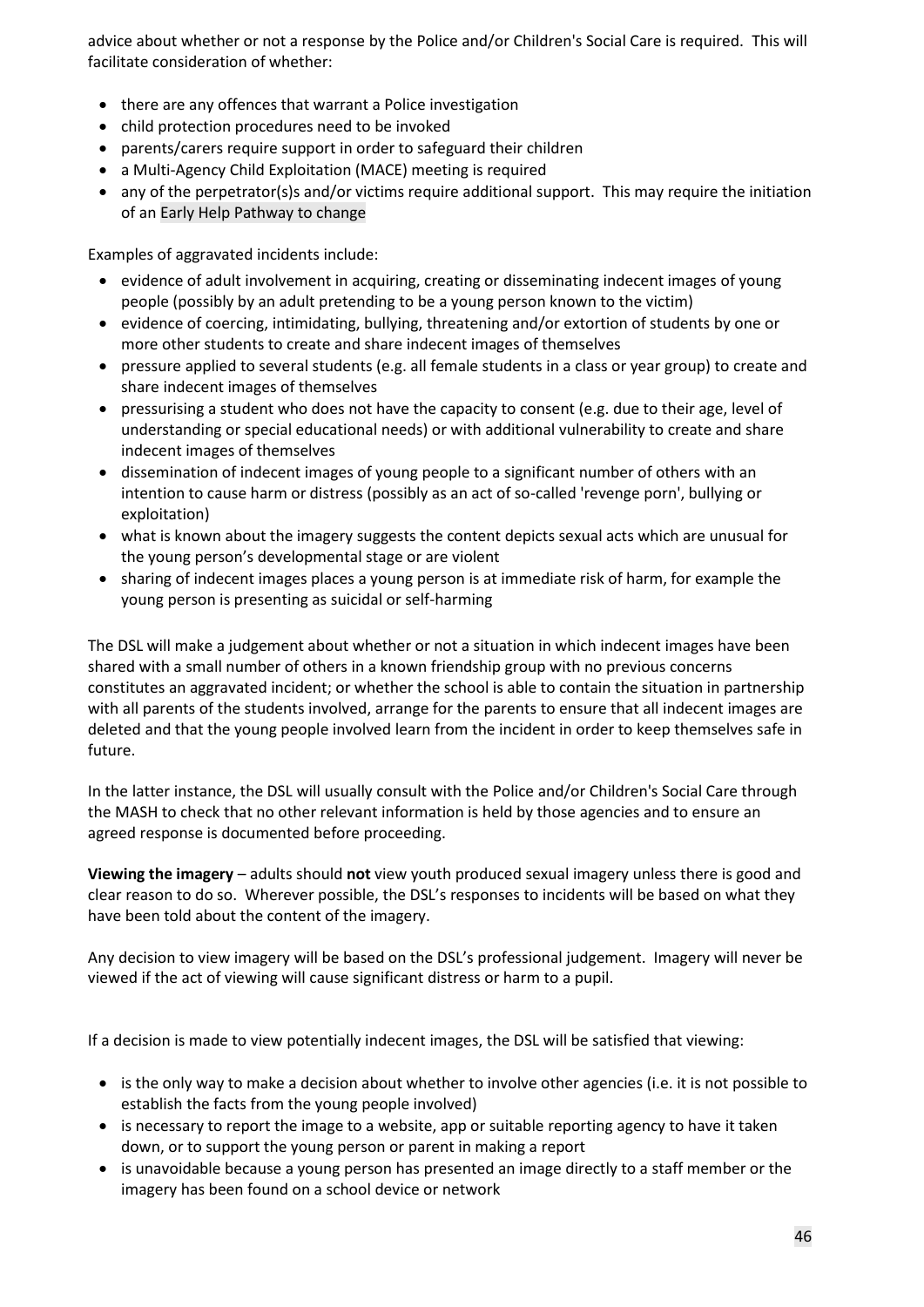advice about whether or not a response by the Police and/or Children's Social Care is required. This will facilitate consideration of whether:

- there are any offences that warrant a Police investigation
- child protection procedures need to be invoked
- parents/carers require support in order to safeguard their children
- a Multi-Agency Child Exploitation (MACE) meeting is required
- any of the perpetrator(s)s and/or victims require additional support. This may require the initiation of an Early Help Pathway to change

Examples of aggravated incidents include:

- evidence of adult involvement in acquiring, creating or disseminating indecent images of young people (possibly by an adult pretending to be a young person known to the victim)
- evidence of coercing, intimidating, bullying, threatening and/or extortion of students by one or more other students to create and share indecent images of themselves
- pressure applied to several students (e.g. all female students in a class or year group) to create and share indecent images of themselves
- pressurising a student who does not have the capacity to consent (e.g. due to their age, level of understanding or special educational needs) or with additional vulnerability to create and share indecent images of themselves
- dissemination of indecent images of young people to a significant number of others with an intention to cause harm or distress (possibly as an act of so-called 'revenge porn', bullying or exploitation)
- what is known about the imagery suggests the content depicts sexual acts which are unusual for the young person's developmental stage or are violent
- sharing of indecent images places a young person is at immediate risk of harm, for example the young person is presenting as suicidal or self-harming

The DSL will make a judgement about whether or not a situation in which indecent images have been shared with a small number of others in a known friendship group with no previous concerns constitutes an aggravated incident; or whether the school is able to contain the situation in partnership with all parents of the students involved, arrange for the parents to ensure that all indecent images are deleted and that the young people involved learn from the incident in order to keep themselves safe in future.

In the latter instance, the DSL will usually consult with the Police and/or Children's Social Care through the MASH to check that no other relevant information is held by those agencies and to ensure an agreed response is documented before proceeding.

**Viewing the imagery** – adults should **not** view youth produced sexual imagery unless there is good and clear reason to do so. Wherever possible, the DSL's responses to incidents will be based on what they have been told about the content of the imagery.

Any decision to view imagery will be based on the DSL's professional judgement. Imagery will never be viewed if the act of viewing will cause significant distress or harm to a pupil.

If a decision is made to view potentially indecent images, the DSL will be satisfied that viewing:

- is the only way to make a decision about whether to involve other agencies (i.e. it is not possible to establish the facts from the young people involved)
- is necessary to report the image to a website, app or suitable reporting agency to have it taken down, or to support the young person or parent in making a report
- is unavoidable because a young person has presented an image directly to a staff member or the imagery has been found on a school device or network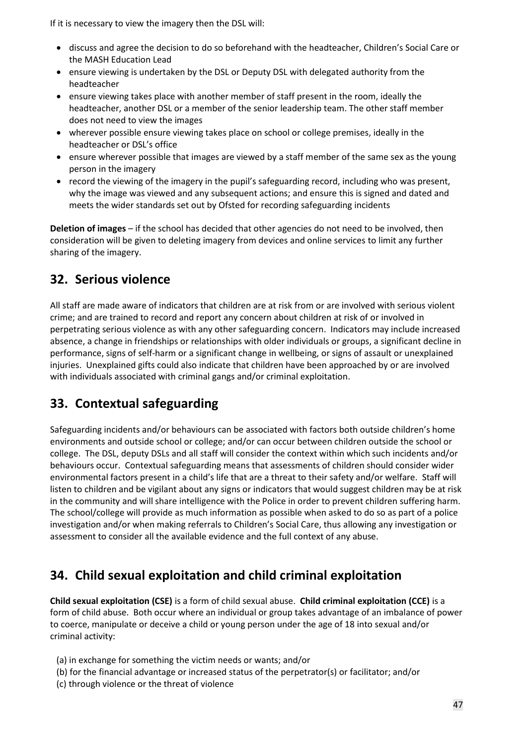If it is necessary to view the imagery then the DSL will:

- discuss and agree the decision to do so beforehand with the headteacher, Children's Social Care or the MASH Education Lead
- ensure viewing is undertaken by the DSL or Deputy DSL with delegated authority from the headteacher
- ensure viewing takes place with another member of staff present in the room, ideally the headteacher, another DSL or a member of the senior leadership team. The other staff member does not need to view the images
- wherever possible ensure viewing takes place on school or college premises, ideally in the headteacher or DSL's office
- ensure wherever possible that images are viewed by a staff member of the same sex as the young person in the imagery
- record the viewing of the imagery in the pupil's safeguarding record, including who was present, why the image was viewed and any subsequent actions; and ensure this is signed and dated and meets the wider standards set out by Ofsted for recording safeguarding incidents

**Deletion of images** – if the school has decided that other agencies do not need to be involved, then consideration will be given to deleting imagery from devices and online services to limit any further sharing of the imagery.

## 32. Serious violence

All staff are made aware of indicators that children are at risk from or are involved with serious violent crime; and are trained to record and report any concern about children at risk of or involved in perpetrating serious violence as with any other safeguarding concern. Indicators may include increased absence, a change in friendships or relationships with older individuals or groups, a significant decline in performance, signs of self-harm or a significant change in wellbeing, or signs of assault or unexplained injuries. Unexplained gifts could also indicate that children have been approached by or are involved with individuals associated with criminal gangs and/or criminal exploitation.

## 33. Contextual safeguarding

Safeguarding incidents and/or behaviours can be associated with factors both outside children's home environments and outside school or college; and/or can occur between children outside the school or college. The DSL, deputy DSLs and all staff will consider the context within which such incidents and/or behaviours occur. Contextual safeguarding means that assessments of children should consider wider environmental factors present in a child's life that are a threat to their safety and/or welfare. Staff will listen to children and be vigilant about any signs or indicators that would suggest children may be at risk in the community and will share intelligence with the Police in order to prevent children suffering harm. The school/college will provide as much information as possible when asked to do so as part of a police investigation and/or when making referrals to Children's Social Care, thus allowing any investigation or assessment to consider all the available evidence and the full context of any abuse.

## 34. Child sexual exploitation and child criminal exploitation

**Child sexual exploitation (CSE)** is a form of child sexual abuse. **Child criminal exploitation (CCE)** is a form of child abuse. Both occur where an individual or group takes advantage of an imbalance of power to coerce, manipulate or deceive a child or young person under the age of 18 into sexual and/or criminal activity:

(a) in exchange for something the victim needs or wants; and/or
(b) for the financial advantage or increased status of the perpetrator(s) or facilitator; and/or
(c) through violence or the threat of violence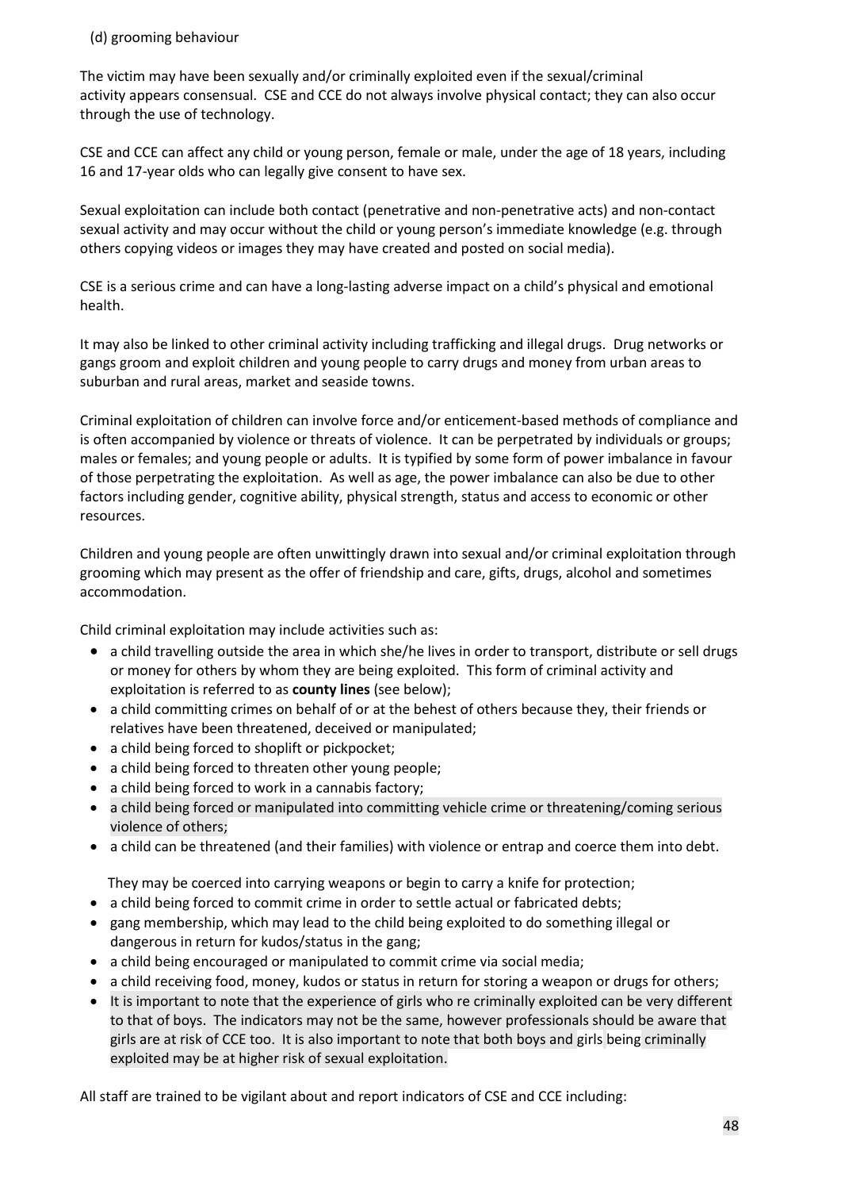(d) grooming behaviour

The victim may have been sexually and/or criminally exploited even if the sexual/criminal activity appears consensual. CSE and CCE do not always involve physical contact; they can also occur through the use of technology.

CSE and CCE can affect any child or young person, female or male, under the age of 18 years, including 16 and 17-year olds who can legally give consent to have sex.

Sexual exploitation can include both contact (penetrative and non-penetrative acts) and non-contact sexual activity and may occur without the child or young person's immediate knowledge (e.g. through others copying videos or images they may have created and posted on social media).

CSE is a serious crime and can have a long-lasting adverse impact on a child's physical and emotional health.

It may also be linked to other criminal activity including trafficking and illegal drugs. Drug networks or gangs groom and exploit children and young people to carry drugs and money from urban areas to suburban and rural areas, market and seaside towns.

Criminal exploitation of children can involve force and/or enticement-based methods of compliance and is often accompanied by violence or threats of violence. It can be perpetrated by individuals or groups; males or females; and young people or adults. It is typified by some form of power imbalance in favour of those perpetrating the exploitation. As well as age, the power imbalance can also be due to other factors including gender, cognitive ability, physical strength, status and access to economic or other resources.

Children and young people are often unwittingly drawn into sexual and/or criminal exploitation through grooming which may present as the offer of friendship and care, gifts, drugs, alcohol and sometimes accommodation.

Child criminal exploitation may include activities such as:

- a child travelling outside the area in which she/he lives in order to transport, distribute or sell drugs or money for others by whom they are being exploited. This form of criminal activity and exploitation is referred to as **county lines** (see below);
- a child committing crimes on behalf of or at the behest of others because they, their friends or relatives have been threatened, deceived or manipulated;
- a child being forced to shoplift or pickpocket;
- a child being forced to threaten other young people;
- a child being forced to work in a cannabis factory;
- a child being forced or manipulated into committing vehicle crime or threatening/coming serious violence of others;
- a child can be threatened (and their families) with violence or entrap and coerce them into debt.

  They may be coerced into carrying weapons or begin to carry a knife for protection;
- a child being forced to commit crime in order to settle actual or fabricated debts;
- gang membership, which may lead to the child being exploited to do something illegal or dangerous in return for kudos/status in the gang;
- a child being encouraged or manipulated to commit crime via social media;
- a child receiving food, money, kudos or status in return for storing a weapon or drugs for others;
- It is important to note that the experience of girls who re criminally exploited can be very different to that of boys. The indicators may not be the same, however professionals should be aware that girls are at risk of CCE too. It is also important to note that both boys and girls being criminally exploited may be at higher risk of sexual exploitation.

All staff are trained to be vigilant about and report indicators of CSE and CCE including: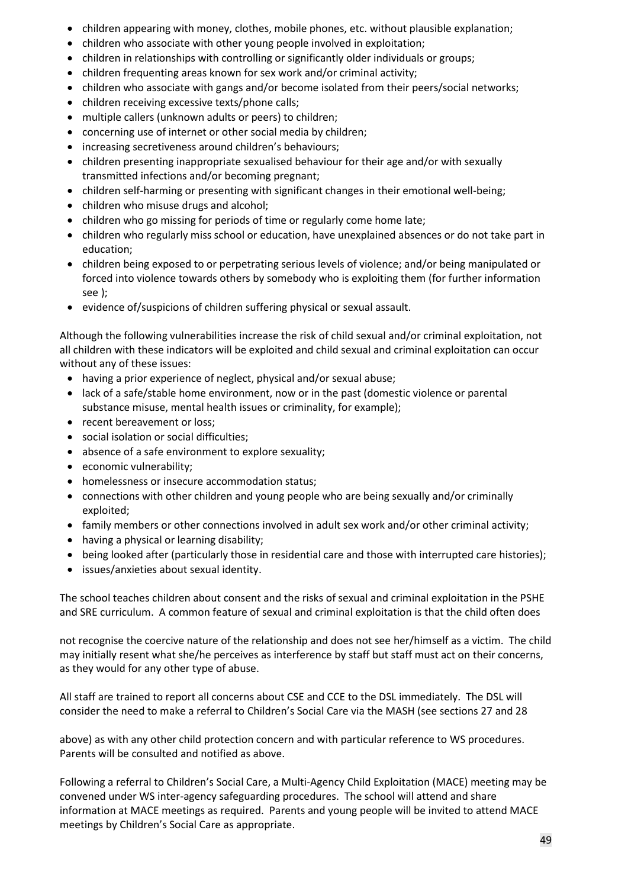- children appearing with money, clothes, mobile phones, etc. without plausible explanation;
- children who associate with other young people involved in exploitation;
- children in relationships with controlling or significantly older individuals or groups;
- children frequenting areas known for sex work and/or criminal activity;
- children who associate with gangs and/or become isolated from their peers/social networks;
- children receiving excessive texts/phone calls;
- multiple callers (unknown adults or peers) to children;
- concerning use of internet or other social media by children;
- increasing secretiveness around children's behaviours;
- children presenting inappropriate sexualised behaviour for their age and/or with sexually transmitted infections and/or becoming pregnant;
- children self-harming or presenting with significant changes in their emotional well-being;
- children who misuse drugs and alcohol;
- children who go missing for periods of time or regularly come home late;
- children who regularly miss school or education, have unexplained absences or do not take part in education;
- children being exposed to or perpetrating serious levels of violence; and/or being manipulated or forced into violence towards others by somebody who is exploiting them (for further information see );
- evidence of/suspicions of children suffering physical or sexual assault.

Although the following vulnerabilities increase the risk of child sexual and/or criminal exploitation, not all children with these indicators will be exploited and child sexual and criminal exploitation can occur without any of these issues:

- having a prior experience of neglect, physical and/or sexual abuse;
- lack of a safe/stable home environment, now or in the past (domestic violence or parental substance misuse, mental health issues or criminality, for example);
- recent bereavement or loss;
- social isolation or social difficulties;
- absence of a safe environment to explore sexuality;
- economic vulnerability;
- homelessness or insecure accommodation status;
- connections with other children and young people who are being sexually and/or criminally exploited;
- family members or other connections involved in adult sex work and/or other criminal activity;
- having a physical or learning disability;
- being looked after (particularly those in residential care and those with interrupted care histories);
- issues/anxieties about sexual identity.

The school teaches children about consent and the risks of sexual and criminal exploitation in the PSHE and SRE curriculum. A common feature of sexual and criminal exploitation is that the child often does not recognise the coercive nature of the relationship and does not see her/himself as a victim. The child may initially resent what she/he perceives as interference by staff but staff must act on their concerns, as they would for any other type of abuse.

All staff are trained to report all concerns about CSE and CCE to the DSL immediately. The DSL will consider the need to make a referral to Children's Social Care via the MASH (see sections 27 and 28 above) as with any other child protection concern and with particular reference to WS procedures. Parents will be consulted and notified as above.

Following a referral to Children's Social Care, a Multi-Agency Child Exploitation (MACE) meeting may be convened under WS inter-agency safeguarding procedures. The school will attend and share information at MACE meetings as required. Parents and young people will be invited to attend MACE meetings by Children's Social Care as appropriate.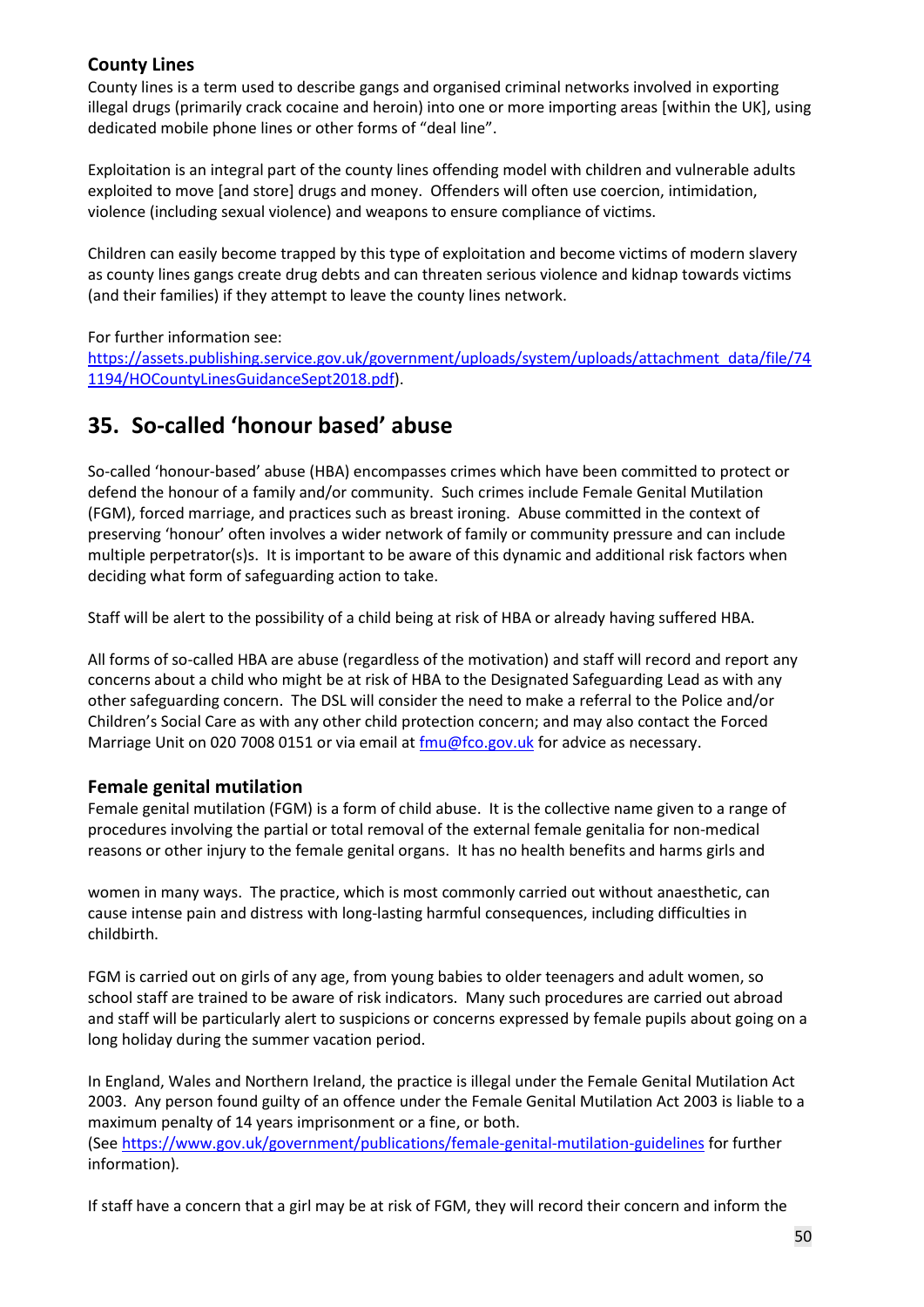### County Lines

County lines is a term used to describe gangs and organised criminal networks involved in exporting illegal drugs (primarily crack cocaine and heroin) into one or more importing areas [within the UK], using dedicated mobile phone lines or other forms of "deal line".

Exploitation is an integral part of the county lines offending model with children and vulnerable adults exploited to move [and store] drugs and money. Offenders will often use coercion, intimidation, violence (including sexual violence) and weapons to ensure compliance of victims.

Children can easily become trapped by this type of exploitation and become victims of modern slavery as county lines gangs create drug debts and can threaten serious violence and kidnap towards victims (and their families) if they attempt to leave the county lines network.

For further information see: https://assets.publishing.service.gov.uk/government/uploads/system/uploads/attachment_data/file/741194/HOCountyLinesGuidanceSept2018.pdf).

## 35. So-called 'honour based' abuse

So-called 'honour-based' abuse (HBA) encompasses crimes which have been committed to protect or defend the honour of a family and/or community. Such crimes include Female Genital Mutilation (FGM), forced marriage, and practices such as breast ironing. Abuse committed in the context of preserving 'honour' often involves a wider network of family or community pressure and can include multiple perpetrator(s)s. It is important to be aware of this dynamic and additional risk factors when deciding what form of safeguarding action to take.

Staff will be alert to the possibility of a child being at risk of HBA or already having suffered HBA.

All forms of so-called HBA are abuse (regardless of the motivation) and staff will record and report any concerns about a child who might be at risk of HBA to the Designated Safeguarding Lead as with any other safeguarding concern. The DSL will consider the need to make a referral to the Police and/or Children's Social Care as with any other child protection concern; and may also contact the Forced Marriage Unit on 020 7008 0151 or via email at fmu@fco.gov.uk for advice as necessary.

### Female genital mutilation

Female genital mutilation (FGM) is a form of child abuse. It is the collective name given to a range of procedures involving the partial or total removal of the external female genitalia for non-medical reasons or other injury to the female genital organs. It has no health benefits and harms girls and women in many ways. The practice, which is most commonly carried out without anaesthetic, can cause intense pain and distress with long-lasting harmful consequences, including difficulties in childbirth.

FGM is carried out on girls of any age, from young babies to older teenagers and adult women, so school staff are trained to be aware of risk indicators. Many such procedures are carried out abroad and staff will be particularly alert to suspicions or concerns expressed by female pupils about going on a long holiday during the summer vacation period.

In England, Wales and Northern Ireland, the practice is illegal under the Female Genital Mutilation Act 2003. Any person found guilty of an offence under the Female Genital Mutilation Act 2003 is liable to a maximum penalty of 14 years imprisonment or a fine, or both.
(See https://www.gov.uk/government/publications/female-genital-mutilation-guidelines for further information).

If staff have a concern that a girl may be at risk of FGM, they will record their concern and inform the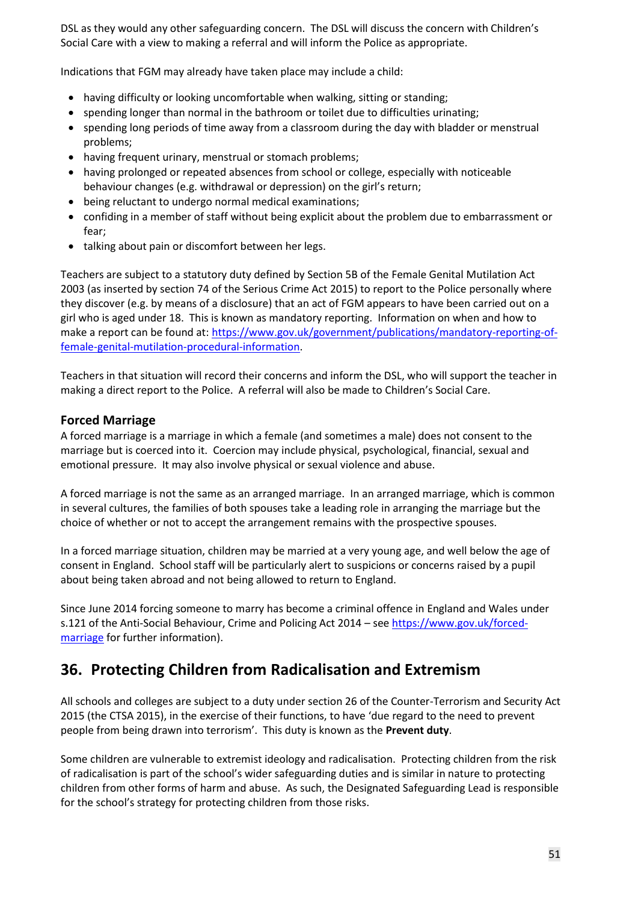DSL as they would any other safeguarding concern. The DSL will discuss the concern with Children's Social Care with a view to making a referral and will inform the Police as appropriate.

Indications that FGM may already have taken place may include a child:

- having difficulty or looking uncomfortable when walking, sitting or standing;
- spending longer than normal in the bathroom or toilet due to difficulties urinating;
- spending long periods of time away from a classroom during the day with bladder or menstrual problems;
- having frequent urinary, menstrual or stomach problems;
- having prolonged or repeated absences from school or college, especially with noticeable behaviour changes (e.g. withdrawal or depression) on the girl's return;
- being reluctant to undergo normal medical examinations;
- confiding in a member of staff without being explicit about the problem due to embarrassment or fear;
- talking about pain or discomfort between her legs.

Teachers are subject to a statutory duty defined by Section 5B of the Female Genital Mutilation Act 2003 (as inserted by section 74 of the Serious Crime Act 2015) to report to the Police personally where they discover (e.g. by means of a disclosure) that an act of FGM appears to have been carried out on a girl who is aged under 18. This is known as mandatory reporting. Information on when and how to make a report can be found at: [https://www.gov.uk/government/publications/mandatory-reporting-of-female-genital-mutilation-procedural-information](https://www.gov.uk/government/publications/mandatory-reporting-of-female-genital-mutilation-procedural-information).

Teachers in that situation will record their concerns and inform the DSL, who will support the teacher in making a direct report to the Police. A referral will also be made to Children's Social Care.

### Forced Marriage

A forced marriage is a marriage in which a female (and sometimes a male) does not consent to the marriage but is coerced into it. Coercion may include physical, psychological, financial, sexual and emotional pressure. It may also involve physical or sexual violence and abuse.

A forced marriage is not the same as an arranged marriage. In an arranged marriage, which is common in several cultures, the families of both spouses take a leading role in arranging the marriage but the choice of whether or not to accept the arrangement remains with the prospective spouses.

In a forced marriage situation, children may be married at a very young age, and well below the age of consent in England. School staff will be particularly alert to suspicions or concerns raised by a pupil about being taken abroad and not being allowed to return to England.

Since June 2014 forcing someone to marry has become a criminal offence in England and Wales under s.121 of the Anti-Social Behaviour, Crime and Policing Act 2014 – see [https://www.gov.uk/forced-marriage](https://www.gov.uk/forced-marriage) for further information).

## 36. Protecting Children from Radicalisation and Extremism

All schools and colleges are subject to a duty under section 26 of the Counter-Terrorism and Security Act 2015 (the CTSA 2015), in the exercise of their functions, to have 'due regard to the need to prevent people from being drawn into terrorism'. This duty is known as the **Prevent duty**.

Some children are vulnerable to extremist ideology and radicalisation. Protecting children from the risk of radicalisation is part of the school's wider safeguarding duties and is similar in nature to protecting children from other forms of harm and abuse. As such, the Designated Safeguarding Lead is responsible for the school's strategy for protecting children from those risks.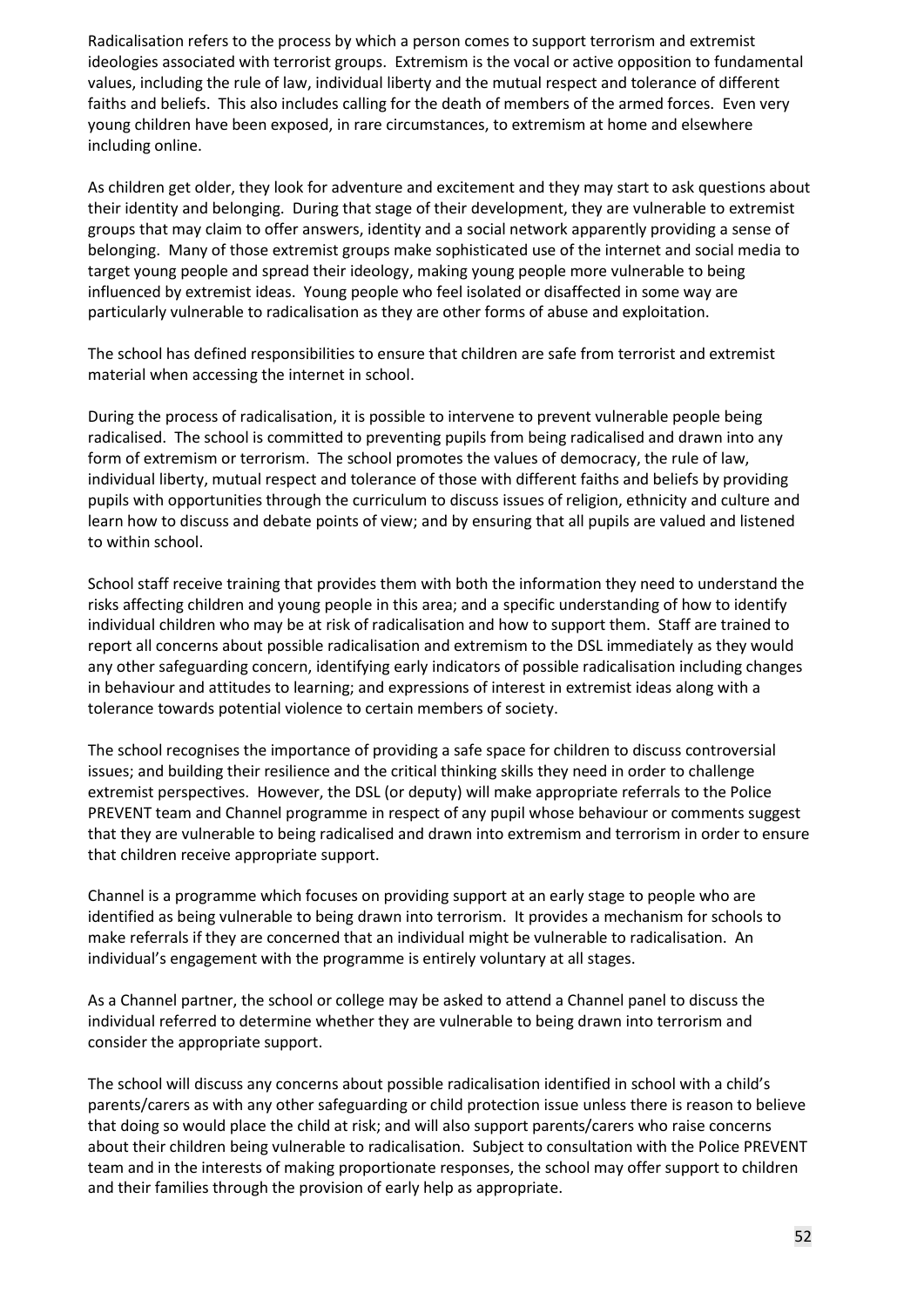Radicalisation refers to the process by which a person comes to support terrorism and extremist ideologies associated with terrorist groups. Extremism is the vocal or active opposition to fundamental values, including the rule of law, individual liberty and the mutual respect and tolerance of different faiths and beliefs. This also includes calling for the death of members of the armed forces. Even very young children have been exposed, in rare circumstances, to extremism at home and elsewhere including online.

As children get older, they look for adventure and excitement and they may start to ask questions about their identity and belonging. During that stage of their development, they are vulnerable to extremist groups that may claim to offer answers, identity and a social network apparently providing a sense of belonging. Many of those extremist groups make sophisticated use of the internet and social media to target young people and spread their ideology, making young people more vulnerable to being influenced by extremist ideas. Young people who feel isolated or disaffected in some way are particularly vulnerable to radicalisation as they are other forms of abuse and exploitation.

The school has defined responsibilities to ensure that children are safe from terrorist and extremist material when accessing the internet in school.

During the process of radicalisation, it is possible to intervene to prevent vulnerable people being radicalised. The school is committed to preventing pupils from being radicalised and drawn into any form of extremism or terrorism. The school promotes the values of democracy, the rule of law, individual liberty, mutual respect and tolerance of those with different faiths and beliefs by providing pupils with opportunities through the curriculum to discuss issues of religion, ethnicity and culture and learn how to discuss and debate points of view; and by ensuring that all pupils are valued and listened to within school.

School staff receive training that provides them with both the information they need to understand the risks affecting children and young people in this area; and a specific understanding of how to identify individual children who may be at risk of radicalisation and how to support them. Staff are trained to report all concerns about possible radicalisation and extremism to the DSL immediately as they would any other safeguarding concern, identifying early indicators of possible radicalisation including changes in behaviour and attitudes to learning; and expressions of interest in extremist ideas along with a tolerance towards potential violence to certain members of society.

The school recognises the importance of providing a safe space for children to discuss controversial issues; and building their resilience and the critical thinking skills they need in order to challenge extremist perspectives. However, the DSL (or deputy) will make appropriate referrals to the Police PREVENT team and Channel programme in respect of any pupil whose behaviour or comments suggest that they are vulnerable to being radicalised and drawn into extremism and terrorism in order to ensure that children receive appropriate support.

Channel is a programme which focuses on providing support at an early stage to people who are identified as being vulnerable to being drawn into terrorism. It provides a mechanism for schools to make referrals if they are concerned that an individual might be vulnerable to radicalisation. An individual's engagement with the programme is entirely voluntary at all stages.

As a Channel partner, the school or college may be asked to attend a Channel panel to discuss the individual referred to determine whether they are vulnerable to being drawn into terrorism and consider the appropriate support.

The school will discuss any concerns about possible radicalisation identified in school with a child's parents/carers as with any other safeguarding or child protection issue unless there is reason to believe that doing so would place the child at risk; and will also support parents/carers who raise concerns about their children being vulnerable to radicalisation. Subject to consultation with the Police PREVENT team and in the interests of making proportionate responses, the school may offer support to children and their families through the provision of early help as appropriate.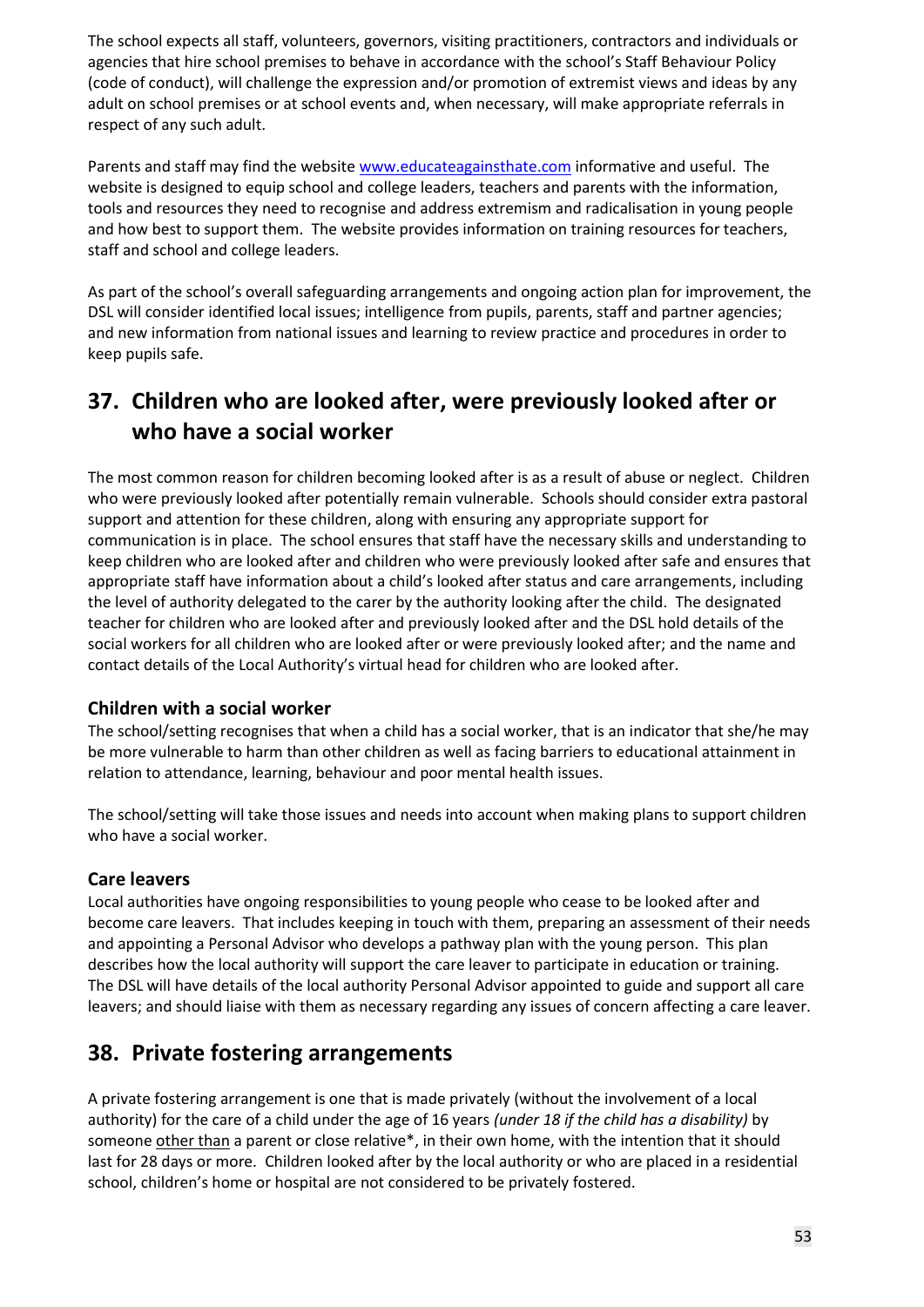The school expects all staff, volunteers, governors, visiting practitioners, contractors and individuals or agencies that hire school premises to behave in accordance with the school's Staff Behaviour Policy (code of conduct), will challenge the expression and/or promotion of extremist views and ideas by any adult on school premises or at school events and, when necessary, will make appropriate referrals in respect of any such adult.

Parents and staff may find the website [www.educateagainsthate.com](www.educateagainsthate.com) informative and useful. The website is designed to equip school and college leaders, teachers and parents with the information, tools and resources they need to recognise and address extremism and radicalisation in young people and how best to support them. The website provides information on training resources for teachers, staff and school and college leaders.

As part of the school's overall safeguarding arrangements and ongoing action plan for improvement, the DSL will consider identified local issues; intelligence from pupils, parents, staff and partner agencies; and new information from national issues and learning to review practice and procedures in order to keep pupils safe.

## 37. Children who are looked after, were previously looked after or who have a social worker

The most common reason for children becoming looked after is as a result of abuse or neglect. Children who were previously looked after potentially remain vulnerable. Schools should consider extra pastoral support and attention for these children, along with ensuring any appropriate support for communication is in place. The school ensures that staff have the necessary skills and understanding to keep children who are looked after and children who were previously looked after safe and ensures that appropriate staff have information about a child's looked after status and care arrangements, including the level of authority delegated to the carer by the authority looking after the child. The designated teacher for children who are looked after and previously looked after and the DSL hold details of the social workers for all children who are looked after or were previously looked after; and the name and contact details of the Local Authority's virtual head for children who are looked after.

### Children with a social worker

The school/setting recognises that when a child has a social worker, that is an indicator that she/he may be more vulnerable to harm than other children as well as facing barriers to educational attainment in relation to attendance, learning, behaviour and poor mental health issues.

The school/setting will take those issues and needs into account when making plans to support children who have a social worker.

### Care leavers

Local authorities have ongoing responsibilities to young people who cease to be looked after and become care leavers. That includes keeping in touch with them, preparing an assessment of their needs and appointing a Personal Advisor who develops a pathway plan with the young person. This plan describes how the local authority will support the care leaver to participate in education or training. The DSL will have details of the local authority Personal Advisor appointed to guide and support all care leavers; and should liaise with them as necessary regarding any issues of concern affecting a care leaver.

## 38. Private fostering arrangements

A private fostering arrangement is one that is made privately (without the involvement of a local authority) for the care of a child under the age of 16 years *(under 18 if the child has a disability)* by someone other than a parent or close relative*, in their own home, with the intention that it should last for 28 days or more. Children looked after by the local authority or who are placed in a residential school, children's home or hospital are not considered to be privately fostered.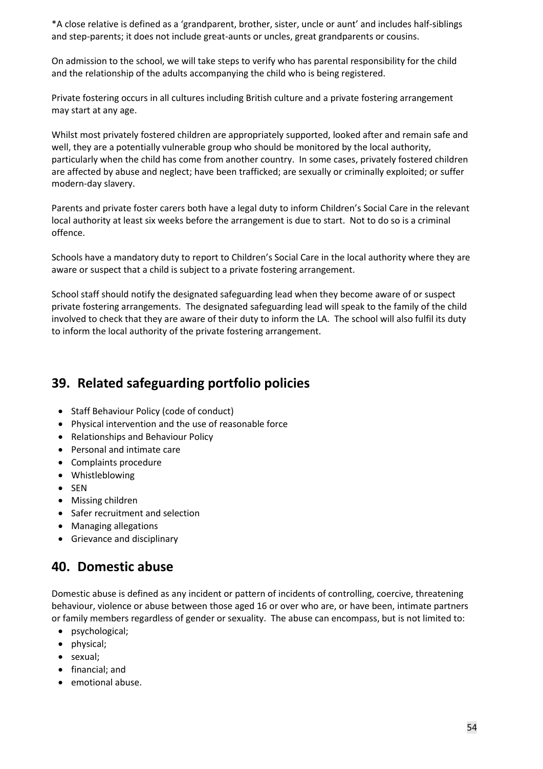*A close relative is defined as a 'grandparent, brother, sister, uncle or aunt' and includes half-siblings and step-parents; it does not include great-aunts or uncles, great grandparents or cousins.

On admission to the school, we will take steps to verify who has parental responsibility for the child and the relationship of the adults accompanying the child who is being registered.

Private fostering occurs in all cultures including British culture and a private fostering arrangement may start at any age.

Whilst most privately fostered children are appropriately supported, looked after and remain safe and well, they are a potentially vulnerable group who should be monitored by the local authority, particularly when the child has come from another country. In some cases, privately fostered children are affected by abuse and neglect; have been trafficked; are sexually or criminally exploited; or suffer modern-day slavery.

Parents and private foster carers both have a legal duty to inform Children's Social Care in the relevant local authority at least six weeks before the arrangement is due to start. Not to do so is a criminal offence.

Schools have a mandatory duty to report to Children's Social Care in the local authority where they are aware or suspect that a child is subject to a private fostering arrangement.

School staff should notify the designated safeguarding lead when they become aware of or suspect private fostering arrangements. The designated safeguarding lead will speak to the family of the child involved to check that they are aware of their duty to inform the LA. The school will also fulfil its duty to inform the local authority of the private fostering arrangement.

## 39. Related safeguarding portfolio policies

- Staff Behaviour Policy (code of conduct)
- Physical intervention and the use of reasonable force
- Relationships and Behaviour Policy
- Personal and intimate care
- Complaints procedure
- Whistleblowing
- SEN
- Missing children
- Safer recruitment and selection
- Managing allegations
- Grievance and disciplinary

## 40. Domestic abuse

Domestic abuse is defined as any incident or pattern of incidents of controlling, coercive, threatening behaviour, violence or abuse between those aged 16 or over who are, or have been, intimate partners or family members regardless of gender or sexuality. The abuse can encompass, but is not limited to:

- psychological;
- physical;
- sexual;
- financial; and
- emotional abuse.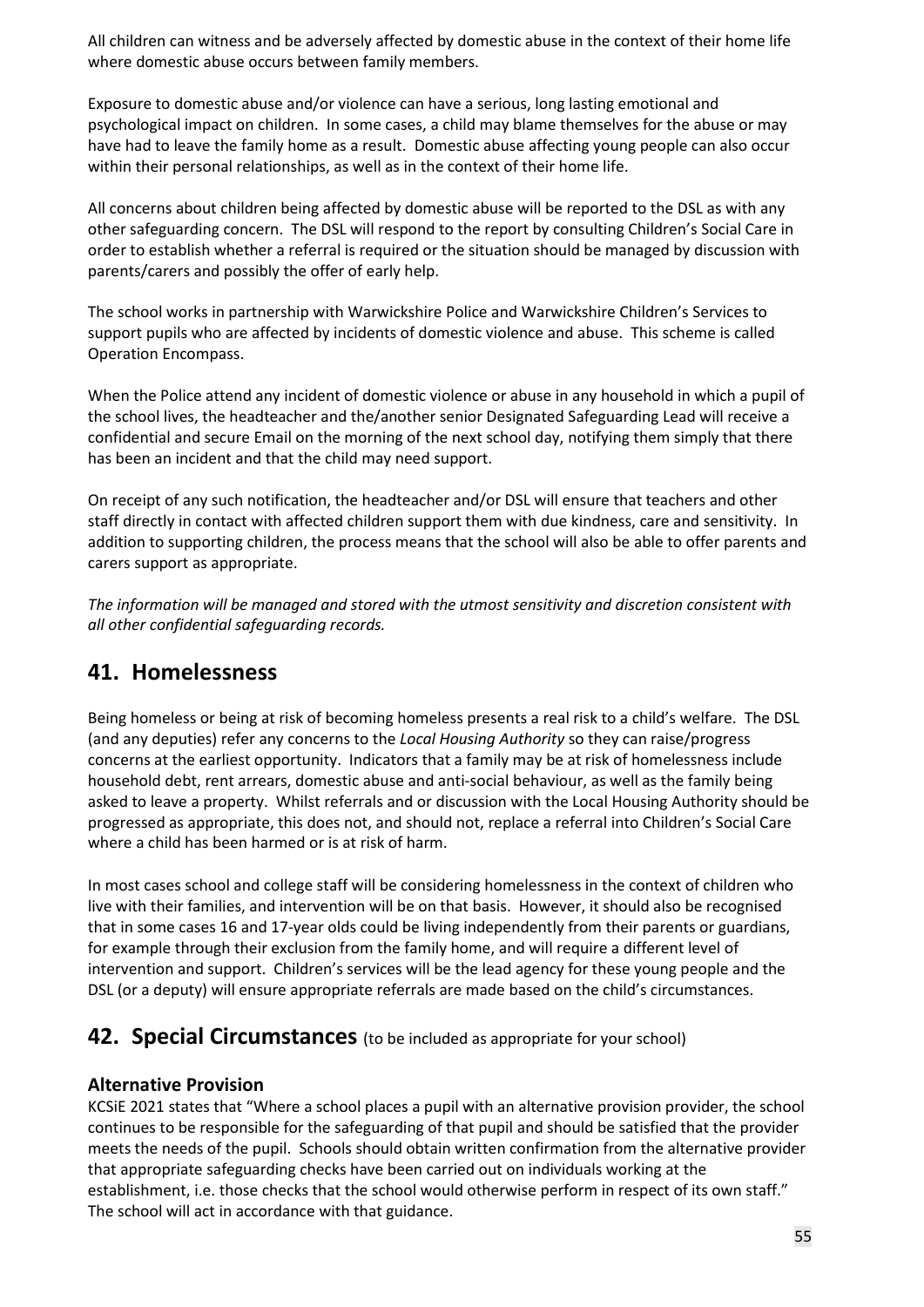All children can witness and be adversely affected by domestic abuse in the context of their home life where domestic abuse occurs between family members.

Exposure to domestic abuse and/or violence can have a serious, long lasting emotional and psychological impact on children. In some cases, a child may blame themselves for the abuse or may have had to leave the family home as a result. Domestic abuse affecting young people can also occur within their personal relationships, as well as in the context of their home life.

All concerns about children being affected by domestic abuse will be reported to the DSL as with any other safeguarding concern. The DSL will respond to the report by consulting Children's Social Care in order to establish whether a referral is required or the situation should be managed by discussion with parents/carers and possibly the offer of early help.

The school works in partnership with Warwickshire Police and Warwickshire Children's Services to support pupils who are affected by incidents of domestic violence and abuse. This scheme is called Operation Encompass.

When the Police attend any incident of domestic violence or abuse in any household in which a pupil of the school lives, the headteacher and the/another senior Designated Safeguarding Lead will receive a confidential and secure Email on the morning of the next school day, notifying them simply that there has been an incident and that the child may need support.

On receipt of any such notification, the headteacher and/or DSL will ensure that teachers and other staff directly in contact with affected children support them with due kindness, care and sensitivity. In addition to supporting children, the process means that the school will also be able to offer parents and carers support as appropriate.

*The information will be managed and stored with the utmost sensitivity and discretion consistent with all other confidential safeguarding records.*

## 41. Homelessness

Being homeless or being at risk of becoming homeless presents a real risk to a child's welfare. The DSL (and any deputies) refer any concerns to the *Local Housing Authority* so they can raise/progress concerns at the earliest opportunity. Indicators that a family may be at risk of homelessness include household debt, rent arrears, domestic abuse and anti-social behaviour, as well as the family being asked to leave a property. Whilst referrals and or discussion with the Local Housing Authority should be progressed as appropriate, this does not, and should not, replace a referral into Children's Social Care where a child has been harmed or is at risk of harm.

In most cases school and college staff will be considering homelessness in the context of children who live with their families, and intervention will be on that basis. However, it should also be recognised that in some cases 16 and 17-year olds could be living independently from their parents or guardians, for example through their exclusion from the family home, and will require a different level of intervention and support. Children's services will be the lead agency for these young people and the DSL (or a deputy) will ensure appropriate referrals are made based on the child's circumstances.

## 42. Special Circumstances (to be included as appropriate for your school)

### Alternative Provision

KCSiE 2021 states that "Where a school places a pupil with an alternative provision provider, the school continues to be responsible for the safeguarding of that pupil and should be satisfied that the provider meets the needs of the pupil. Schools should obtain written confirmation from the alternative provider that appropriate safeguarding checks have been carried out on individuals working at the establishment, i.e. those checks that the school would otherwise perform in respect of its own staff." The school will act in accordance with that guidance.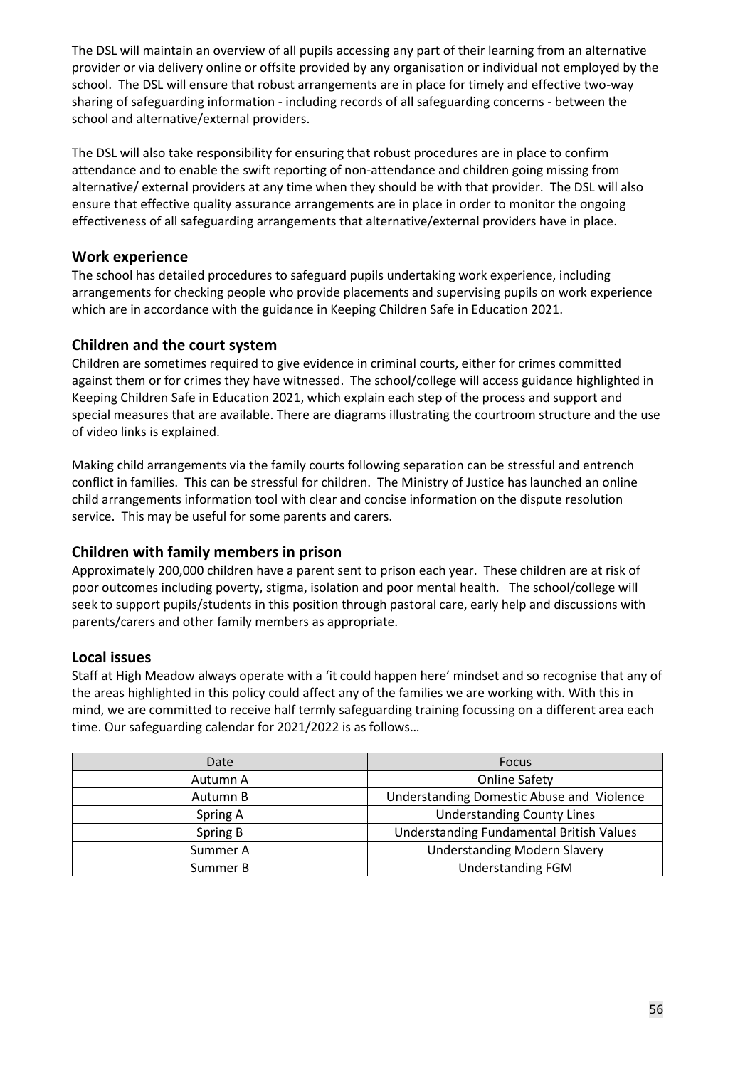The DSL will maintain an overview of all pupils accessing any part of their learning from an alternative provider or via delivery online or offsite provided by any organisation or individual not employed by the school. The DSL will ensure that robust arrangements are in place for timely and effective two-way sharing of safeguarding information - including records of all safeguarding concerns - between the school and alternative/external providers.

The DSL will also take responsibility for ensuring that robust procedures are in place to confirm attendance and to enable the swift reporting of non-attendance and children going missing from alternative/ external providers at any time when they should be with that provider. The DSL will also ensure that effective quality assurance arrangements are in place in order to monitor the ongoing effectiveness of all safeguarding arrangements that alternative/external providers have in place.

## Work experience

The school has detailed procedures to safeguard pupils undertaking work experience, including arrangements for checking people who provide placements and supervising pupils on work experience which are in accordance with the guidance in Keeping Children Safe in Education 2021.

## Children and the court system

Children are sometimes required to give evidence in criminal courts, either for crimes committed against them or for crimes they have witnessed. The school/college will access guidance highlighted in Keeping Children Safe in Education 2021, which explain each step of the process and support and special measures that are available. There are diagrams illustrating the courtroom structure and the use of video links is explained.

Making child arrangements via the family courts following separation can be stressful and entrench conflict in families. This can be stressful for children. The Ministry of Justice has launched an online child arrangements information tool with clear and concise information on the dispute resolution service. This may be useful for some parents and carers.

## Children with family members in prison

Approximately 200,000 children have a parent sent to prison each year. These children are at risk of poor outcomes including poverty, stigma, isolation and poor mental health. The school/college will seek to support pupils/students in this position through pastoral care, early help and discussions with parents/carers and other family members as appropriate.

## Local issues

Staff at High Meadow always operate with a 'it could happen here' mindset and so recognise that any of the areas highlighted in this policy could affect any of the families we are working with. With this in mind, we are committed to receive half termly safeguarding training focussing on a different area each time. Our safeguarding calendar for 2021/2022 is as follows…

| Date | Focus |
|---|---|
| Autumn A | Online Safety |
| Autumn B | Understanding Domestic Abuse and Violence |
| Spring A | Understanding County Lines |
| Spring B | Understanding Fundamental British Values |
| Summer A | Understanding Modern Slavery |
| Summer B | Understanding FGM |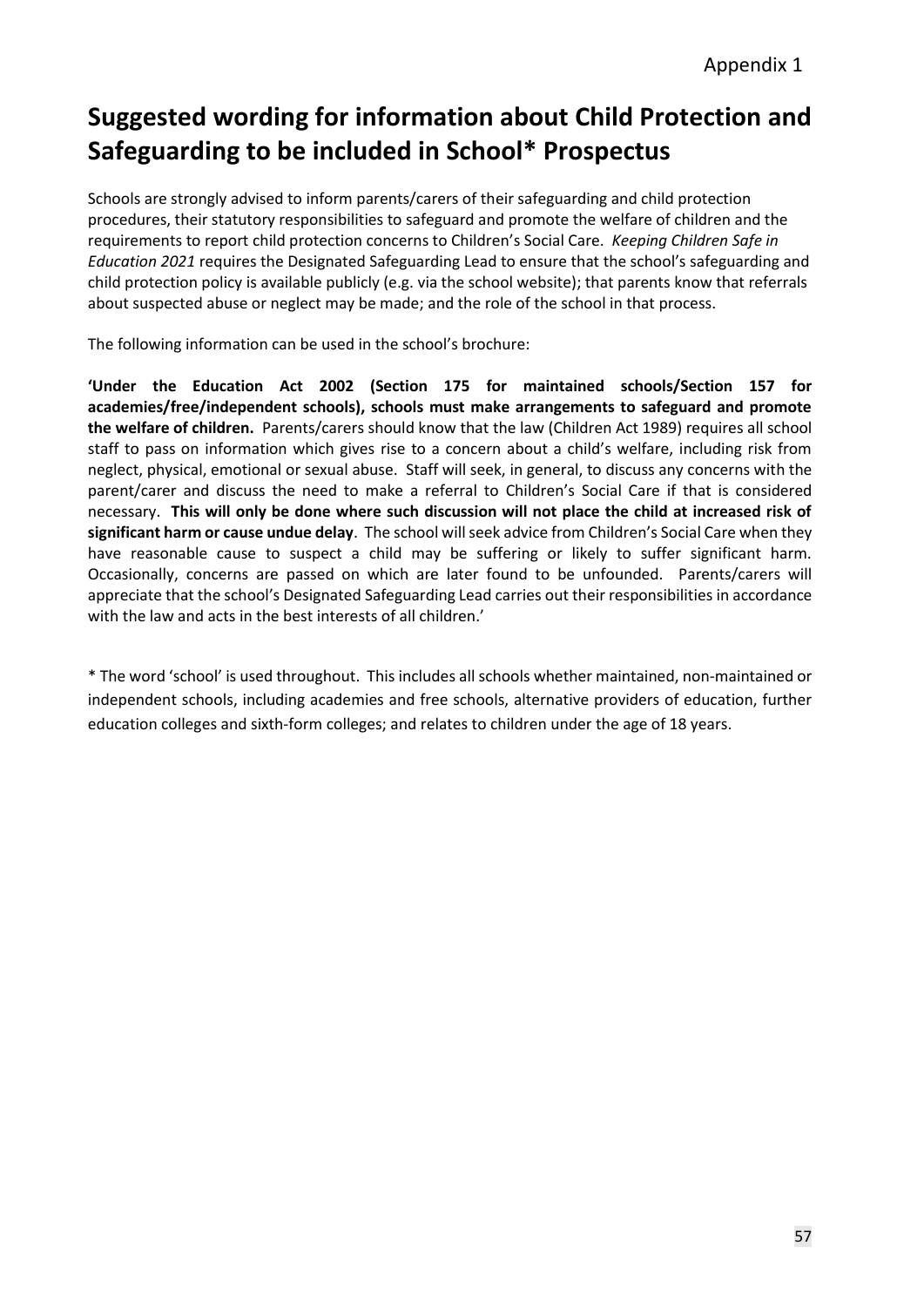Appendix 1

# Suggested wording for information about Child Protection and Safeguarding to be included in School* Prospectus

Schools are strongly advised to inform parents/carers of their safeguarding and child protection procedures, their statutory responsibilities to safeguard and promote the welfare of children and the requirements to report child protection concerns to Children's Social Care. *Keeping Children Safe in Education 2021* requires the Designated Safeguarding Lead to ensure that the school's safeguarding and child protection policy is available publicly (e.g. via the school website); that parents know that referrals about suspected abuse or neglect may be made; and the role of the school in that process.

The following information can be used in the school's brochure:

**'Under the Education Act 2002 (Section 175 for maintained schools/Section 157 for academies/free/independent schools), schools must make arrangements to safeguard and promote the welfare of children.** Parents/carers should know that the law (Children Act 1989) requires all school staff to pass on information which gives rise to a concern about a child's welfare, including risk from neglect, physical, emotional or sexual abuse. Staff will seek, in general, to discuss any concerns with the parent/carer and discuss the need to make a referral to Children's Social Care if that is considered necessary. **This will only be done where such discussion will not place the child at increased risk of significant harm or cause undue delay**. The school will seek advice from Children's Social Care when they have reasonable cause to suspect a child may be suffering or likely to suffer significant harm. Occasionally, concerns are passed on which are later found to be unfounded. Parents/carers will appreciate that the school's Designated Safeguarding Lead carries out their responsibilities in accordance with the law and acts in the best interests of all children.'

* The word 'school' is used throughout. This includes all schools whether maintained, non-maintained or independent schools, including academies and free schools, alternative providers of education, further education colleges and sixth-form colleges; and relates to children under the age of 18 years.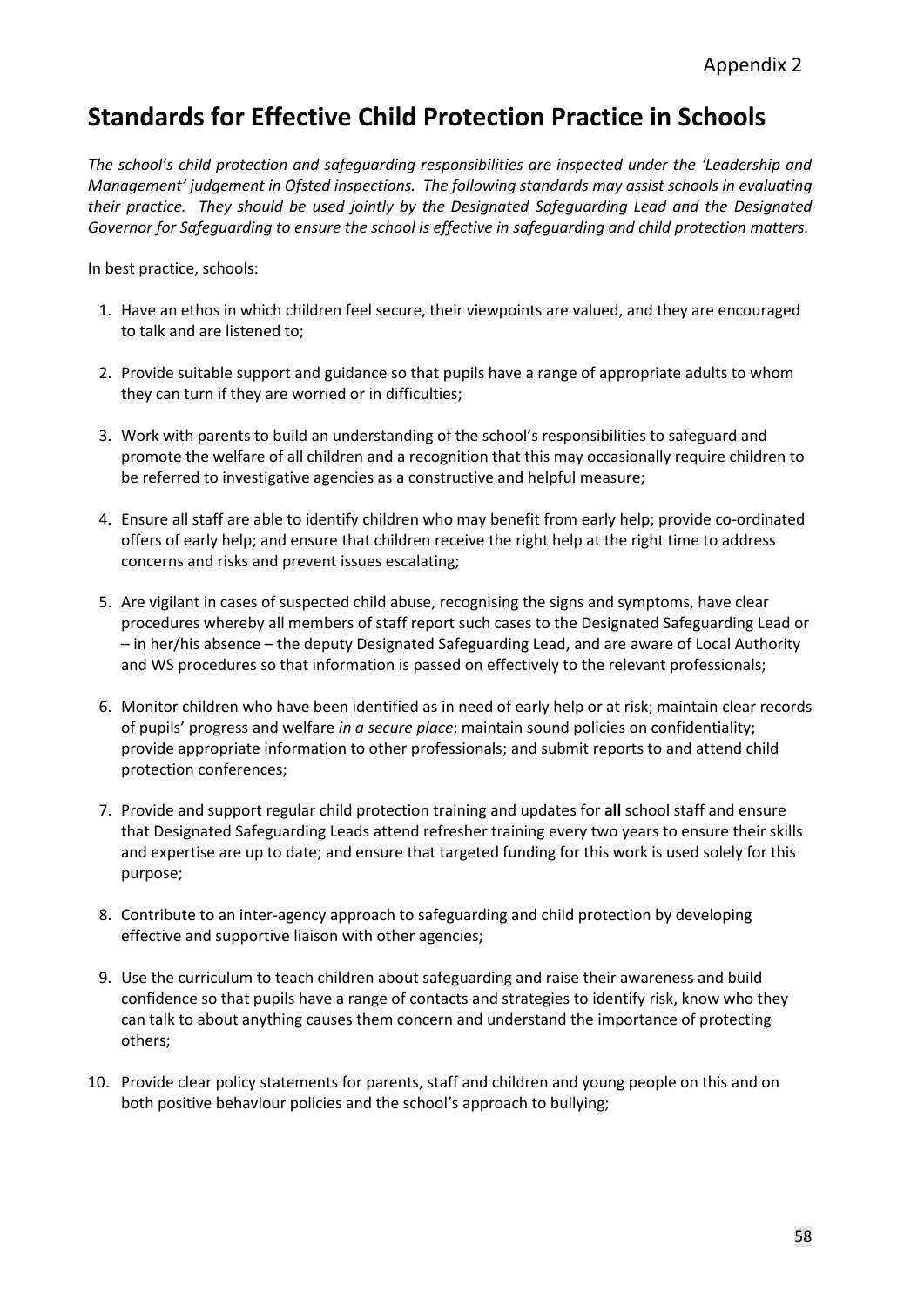Appendix 2

# Standards for Effective Child Protection Practice in Schools

*The school's child protection and safeguarding responsibilities are inspected under the 'Leadership and Management' judgement in Ofsted inspections. The following standards may assist schools in evaluating their practice. They should be used jointly by the Designated Safeguarding Lead and the Designated Governor for Safeguarding to ensure the school is effective in safeguarding and child protection matters.*

In best practice, schools:

1. Have an ethos in which children feel secure, their viewpoints are valued, and they are encouraged to talk and are listened to;

2. Provide suitable support and guidance so that pupils have a range of appropriate adults to whom they can turn if they are worried or in difficulties;

3. Work with parents to build an understanding of the school's responsibilities to safeguard and promote the welfare of all children and a recognition that this may occasionally require children to be referred to investigative agencies as a constructive and helpful measure;

4. Ensure all staff are able to identify children who may benefit from early help; provide co-ordinated offers of early help; and ensure that children receive the right help at the right time to address concerns and risks and prevent issues escalating;

5. Are vigilant in cases of suspected child abuse, recognising the signs and symptoms, have clear procedures whereby all members of staff report such cases to the Designated Safeguarding Lead or – in her/his absence – the deputy Designated Safeguarding Lead, and are aware of Local Authority and WS procedures so that information is passed on effectively to the relevant professionals;

6. Monitor children who have been identified as in need of early help or at risk; maintain clear records of pupils' progress and welfare *in a secure place*; maintain sound policies on confidentiality; provide appropriate information to other professionals; and submit reports to and attend child protection conferences;

7. Provide and support regular child protection training and updates for **all** school staff and ensure that Designated Safeguarding Leads attend refresher training every two years to ensure their skills and expertise are up to date; and ensure that targeted funding for this work is used solely for this purpose;

8. Contribute to an inter-agency approach to safeguarding and child protection by developing effective and supportive liaison with other agencies;

9. Use the curriculum to teach children about safeguarding and raise their awareness and build confidence so that pupils have a range of contacts and strategies to identify risk, know who they can talk to about anything causes them concern and understand the importance of protecting others;

10. Provide clear policy statements for parents, staff and children and young people on this and on both positive behaviour policies and the school's approach to bullying;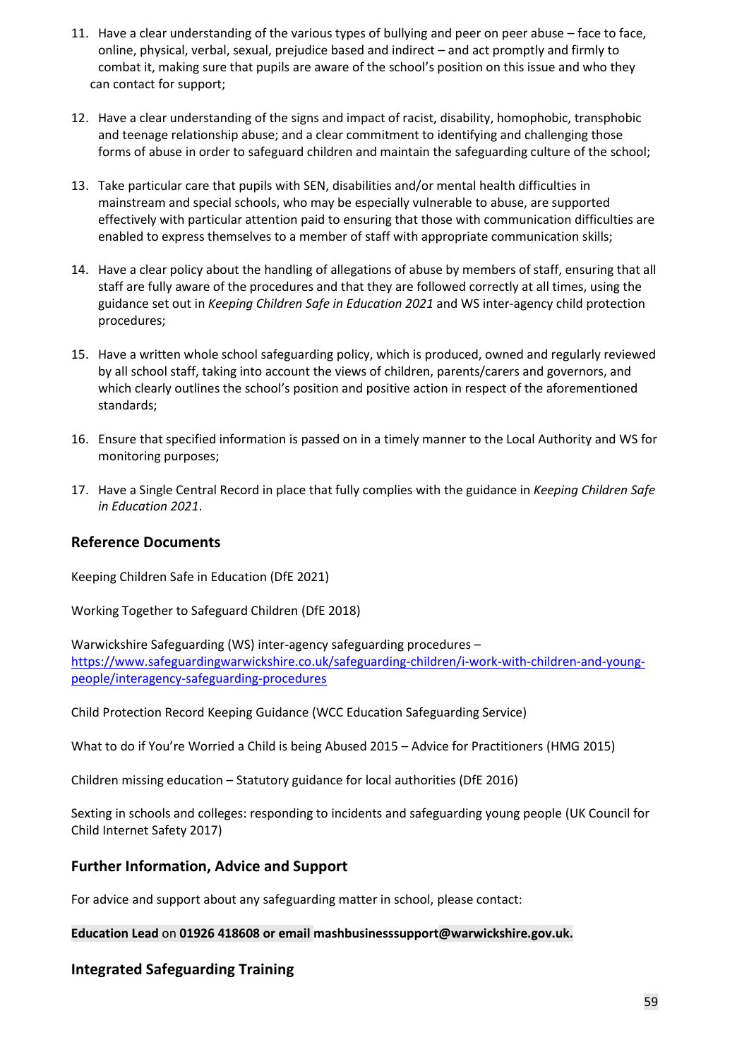11. Have a clear understanding of the various types of bullying and peer on peer abuse – face to face, online, physical, verbal, sexual, prejudice based and indirect – and act promptly and firmly to combat it, making sure that pupils are aware of the school's position on this issue and who they can contact for support;

12. Have a clear understanding of the signs and impact of racist, disability, homophobic, transphobic and teenage relationship abuse; and a clear commitment to identifying and challenging those forms of abuse in order to safeguard children and maintain the safeguarding culture of the school;

13. Take particular care that pupils with SEN, disabilities and/or mental health difficulties in mainstream and special schools, who may be especially vulnerable to abuse, are supported effectively with particular attention paid to ensuring that those with communication difficulties are enabled to express themselves to a member of staff with appropriate communication skills;

14. Have a clear policy about the handling of allegations of abuse by members of staff, ensuring that all staff are fully aware of the procedures and that they are followed correctly at all times, using the guidance set out in *Keeping Children Safe in Education 2021* and WS inter-agency child protection procedures;

15. Have a written whole school safeguarding policy, which is produced, owned and regularly reviewed by all school staff, taking into account the views of children, parents/carers and governors, and which clearly outlines the school's position and positive action in respect of the aforementioned standards;

16. Ensure that specified information is passed on in a timely manner to the Local Authority and WS for monitoring purposes;

17. Have a Single Central Record in place that fully complies with the guidance in *Keeping Children Safe in Education 2021*.

## Reference Documents

Keeping Children Safe in Education (DfE 2021)

Working Together to Safeguard Children (DfE 2018)

Warwickshire Safeguarding (WS) inter-agency safeguarding procedures – [https://www.safeguardingwarwickshire.co.uk/safeguarding-children/i-work-with-children-and-young-people/interagency-safeguarding-procedures](https://www.safeguardingwarwickshire.co.uk/safeguarding-children/i-work-with-children-and-young-people/interagency-safeguarding-procedures)

Child Protection Record Keeping Guidance (WCC Education Safeguarding Service)

What to do if You're Worried a Child is being Abused 2015 – Advice for Practitioners (HMG 2015)

Children missing education – Statutory guidance for local authorities (DfE 2016)

Sexting in schools and colleges: responding to incidents and safeguarding young people (UK Council for Child Internet Safety 2017)

## Further Information, Advice and Support

For advice and support about any safeguarding matter in school, please contact:

**Education Lead** on **01926 418608 or email mashbusinesssupport@warwickshire.gov.uk.**

## Integrated Safeguarding Training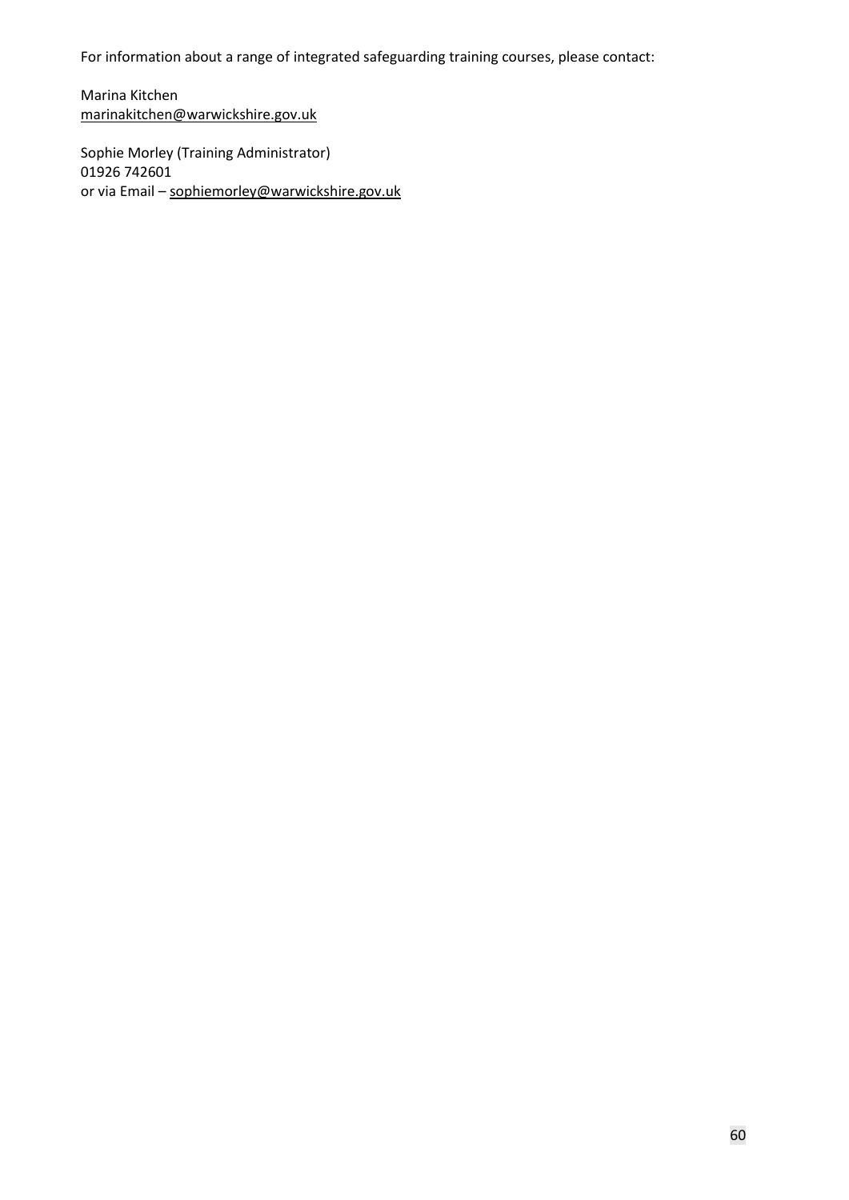For information about a range of integrated safeguarding training courses, please contact:

Marina Kitchen  
marinakitchen@warwickshire.gov.uk

Sophie Morley (Training Administrator)  
01926 742601  
or via Email – sophiemorley@warwickshire.gov.uk